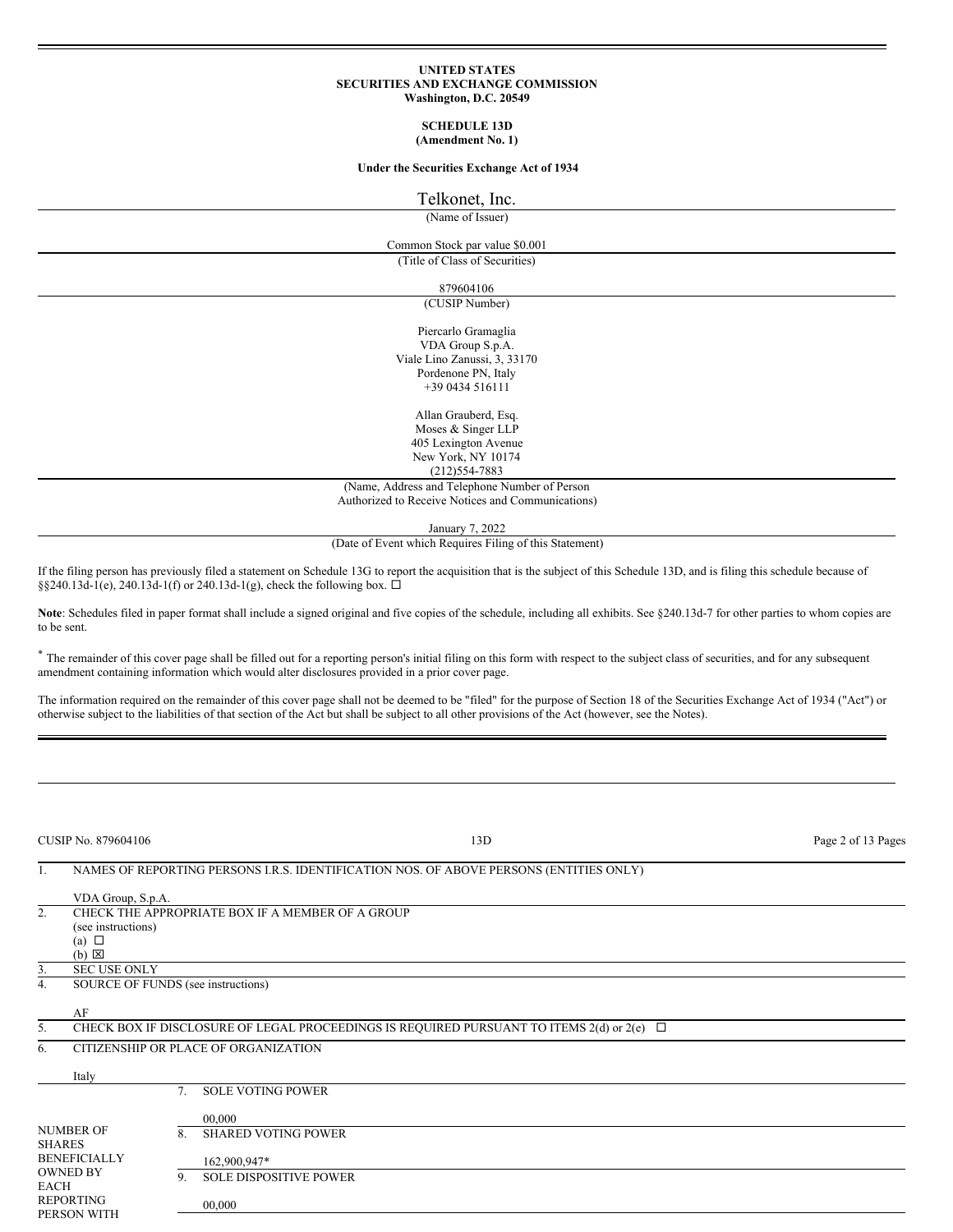**UNITED STATES**
**SECURITIES AND EXCHANGE COMMISSION**
**Washington, D.C. 20549**

**SCHEDULE 13D**
**(Amendment No. 1)**

**Under the Securities Exchange Act of 1934**

Telkonet, Inc.
(Name of Issuer)

Common Stock par value $0.001
(Title of Class of Securities)

879604106
(CUSIP Number)

Piercarlo Gramaglia
VDA Group S.p.A.
Viale Lino Zanussi, 3, 33170
Pordenone PN, Italy
+39 0434 516111

Allan Grauberd, Esq.
Moses & Singer LLP
405 Lexington Avenue
New York, NY 10174
(212)554-7883
(Name, Address and Telephone Number of Person
Authorized to Receive Notices and Communications)

January 7, 2022
(Date of Event which Requires Filing of this Statement)

If the filing person has previously filed a statement on Schedule 13G to report the acquisition that is the subject of this Schedule 13D, and is filing this schedule because of §§240.13d-1(e), 240.13d-1(f) or 240.13d-1(g), check the following box. ☐

**Note**: Schedules filed in paper format shall include a signed original and five copies of the schedule, including all exhibits. See §240.13d-7 for other parties to whom copies are to be sent.

* The remainder of this cover page shall be filled out for a reporting person's initial filing on this form with respect to the subject class of securities, and for any subsequent amendment containing information which would alter disclosures provided in a prior cover page.

The information required on the remainder of this cover page shall not be deemed to be "filed" for the purpose of Section 18 of the Securities Exchange Act of 1934 ("Act") or otherwise subject to the liabilities of that section of the Act but shall be subject to all other provisions of the Act (however, see the Notes).

---

CUSIP No. 879604106 | 13D

| | | |
|---|---|---|
| 1. | NAMES OF REPORTING PERSONS I.R.S. IDENTIFICATION NOS. OF ABOVE PERSONS (ENTITIES ONLY)<br><br>VDA Group, S.p.A. | |
| 2. | CHECK THE APPROPRIATE BOX IF A MEMBER OF A GROUP<br>(see instructions)<br>(a) ☐<br>(b) ☒ | |
| 3. | SEC USE ONLY | |
| 4. | SOURCE OF FUNDS (see instructions)<br><br>AF | |
| 5. | CHECK BOX IF DISCLOSURE OF LEGAL PROCEEDINGS IS REQUIRED PURSUANT TO ITEMS 2(d) or 2(e) ☐ | |
| 6. | CITIZENSHIP OR PLACE OF ORGANIZATION<br><br>Italy | |

| NUMBER OF SHARES BENEFICIALLY OWNED BY EACH REPORTING PERSON WITH | | |
|---|---|---|
| | 7. | SOLE VOTING POWER<br><br>00,000 |
| | 8. | SHARED VOTING POWER<br><br>162,900,947* |
| | 9. | SOLE DISPOSITIVE POWER<br><br>00,000 |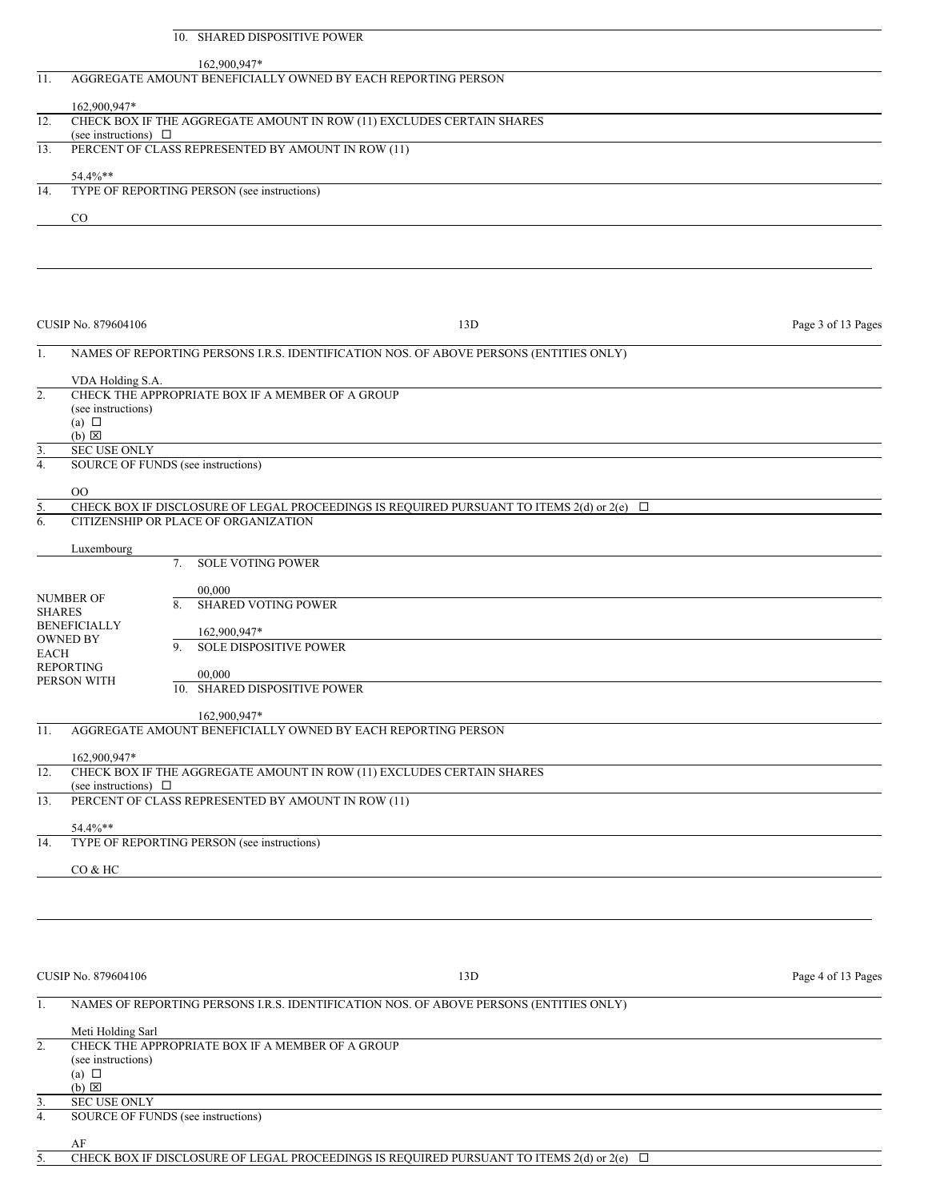| | | |
|---|---|---|
| | 10. | SHARED DISPOSITIVE POWER<br><br>162,900,947* |
| 11. | AGGREGATE AMOUNT BENEFICIALLY OWNED BY EACH REPORTING PERSON<br><br>162,900,947* | |
| 12. | CHECK BOX IF THE AGGREGATE AMOUNT IN ROW (11) EXCLUDES CERTAIN SHARES<br>(see instructions) ☐ | |
| 13. | PERCENT OF CLASS REPRESENTED BY AMOUNT IN ROW (11)<br><br>54.4%** | |
| 14. | TYPE OF REPORTING PERSON (see instructions)<br><br>CO | |

CUSIP No. 879604106 — 13D

| | | |
|---|---|---|
| 1. | NAMES OF REPORTING PERSONS I.R.S. IDENTIFICATION NOS. OF ABOVE PERSONS (ENTITIES ONLY)<br><br>VDA Holding S.A. | |
| 2. | CHECK THE APPROPRIATE BOX IF A MEMBER OF A GROUP<br>(see instructions)<br>(a) ☐<br>(b) ☒ | |
| 3. | SEC USE ONLY | |
| 4. | SOURCE OF FUNDS (see instructions)<br><br>OO | |
| 5. | CHECK BOX IF DISCLOSURE OF LEGAL PROCEEDINGS IS REQUIRED PURSUANT TO ITEMS 2(d) or 2(e) ☐ | |
| 6. | CITIZENSHIP OR PLACE OF ORGANIZATION<br><br>Luxembourg | |
| NUMBER OF SHARES BENEFICIALLY OWNED BY EACH REPORTING PERSON WITH | 7. | SOLE VOTING POWER<br><br>00,000 |
| | 8. | SHARED VOTING POWER<br><br>162,900,947* |
| | 9. | SOLE DISPOSITIVE POWER<br><br>00,000 |
| | 10. | SHARED DISPOSITIVE POWER<br><br>162,900,947* |
| 11. | AGGREGATE AMOUNT BENEFICIALLY OWNED BY EACH REPORTING PERSON<br><br>162,900,947* | |
| 12. | CHECK BOX IF THE AGGREGATE AMOUNT IN ROW (11) EXCLUDES CERTAIN SHARES<br>(see instructions) ☐ | |
| 13. | PERCENT OF CLASS REPRESENTED BY AMOUNT IN ROW (11)<br><br>54.4%** | |
| 14. | TYPE OF REPORTING PERSON (see instructions)<br><br>CO & HC | |

CUSIP No. 879604106 — 13D

| | |
|---|---|
| 1. | NAMES OF REPORTING PERSONS I.R.S. IDENTIFICATION NOS. OF ABOVE PERSONS (ENTITIES ONLY)<br><br>Meti Holding Sarl |
| 2. | CHECK THE APPROPRIATE BOX IF A MEMBER OF A GROUP<br>(see instructions)<br>(a) ☐<br>(b) ☒ |
| 3. | SEC USE ONLY |
| 4. | SOURCE OF FUNDS (see instructions)<br><br>AF |
| 5. | CHECK BOX IF DISCLOSURE OF LEGAL PROCEEDINGS IS REQUIRED PURSUANT TO ITEMS 2(d) or 2(e) ☐ |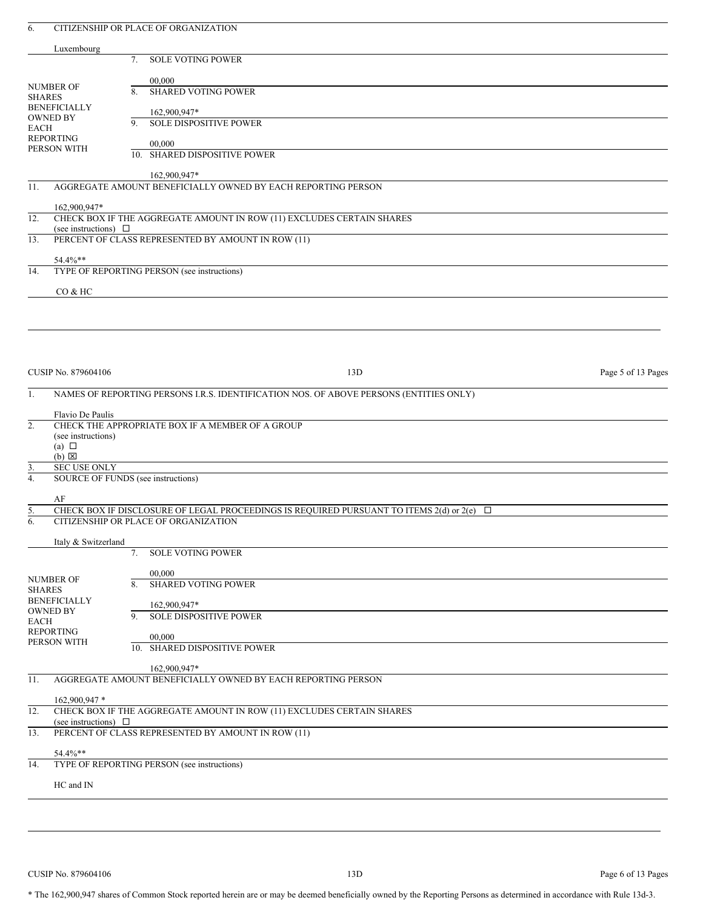| | |
|---|---|
| 6. | CITIZENSHIP OR PLACE OF ORGANIZATION<br><br>Luxembourg |

| | | |
|---|---|---|
| NUMBER OF SHARES BENEFICIALLY OWNED BY EACH REPORTING PERSON WITH | 7. | SOLE VOTING POWER<br><br>00,000 |
| | 8. | SHARED VOTING POWER<br><br>162,900,947* |
| | 9. | SOLE DISPOSITIVE POWER<br><br>00,000 |
| | 10. | SHARED DISPOSITIVE POWER<br><br>162,900,947* |

| | |
|---|---|
| 11. | AGGREGATE AMOUNT BENEFICIALLY OWNED BY EACH REPORTING PERSON<br><br>162,900,947* |
| 12. | CHECK BOX IF THE AGGREGATE AMOUNT IN ROW (11) EXCLUDES CERTAIN SHARES (see instructions) ☐ |
| 13. | PERCENT OF CLASS REPRESENTED BY AMOUNT IN ROW (11)<br><br>54.4%** |
| 14. | TYPE OF REPORTING PERSON (see instructions)<br><br>CO & HC |

CUSIP No. 879604106 13D

| | |
|---|---|
| 1. | NAMES OF REPORTING PERSONS I.R.S. IDENTIFICATION NOS. OF ABOVE PERSONS (ENTITIES ONLY)<br><br>Flavio De Paulis |
| 2. | CHECK THE APPROPRIATE BOX IF A MEMBER OF A GROUP (see instructions)<br>(a) ☐<br>(b) ☒ |
| 3. | SEC USE ONLY |
| 4. | SOURCE OF FUNDS (see instructions)<br><br>AF |
| 5. | CHECK BOX IF DISCLOSURE OF LEGAL PROCEEDINGS IS REQUIRED PURSUANT TO ITEMS 2(d) or 2(e) ☐ |
| 6. | CITIZENSHIP OR PLACE OF ORGANIZATION<br><br>Italy & Switzerland |

| | | |
|---|---|---|
| NUMBER OF SHARES BENEFICIALLY OWNED BY EACH REPORTING PERSON WITH | 7. | SOLE VOTING POWER<br><br>00,000 |
| | 8. | SHARED VOTING POWER<br><br>162,900,947* |
| | 9. | SOLE DISPOSITIVE POWER<br><br>00,000 |
| | 10. | SHARED DISPOSITIVE POWER<br><br>162,900,947* |

| | |
|---|---|
| 11. | AGGREGATE AMOUNT BENEFICIALLY OWNED BY EACH REPORTING PERSON<br><br>162,900,947 * |
| 12. | CHECK BOX IF THE AGGREGATE AMOUNT IN ROW (11) EXCLUDES CERTAIN SHARES (see instructions) ☐ |
| 13. | PERCENT OF CLASS REPRESENTED BY AMOUNT IN ROW (11)<br><br>54.4%** |
| 14. | TYPE OF REPORTING PERSON (see instructions)<br><br>HC and IN |

CUSIP No. 879604106 13D

* The 162,900,947 shares of Common Stock reported herein are or may be deemed beneficially owned by the Reporting Persons as determined in accordance with Rule 13d-3.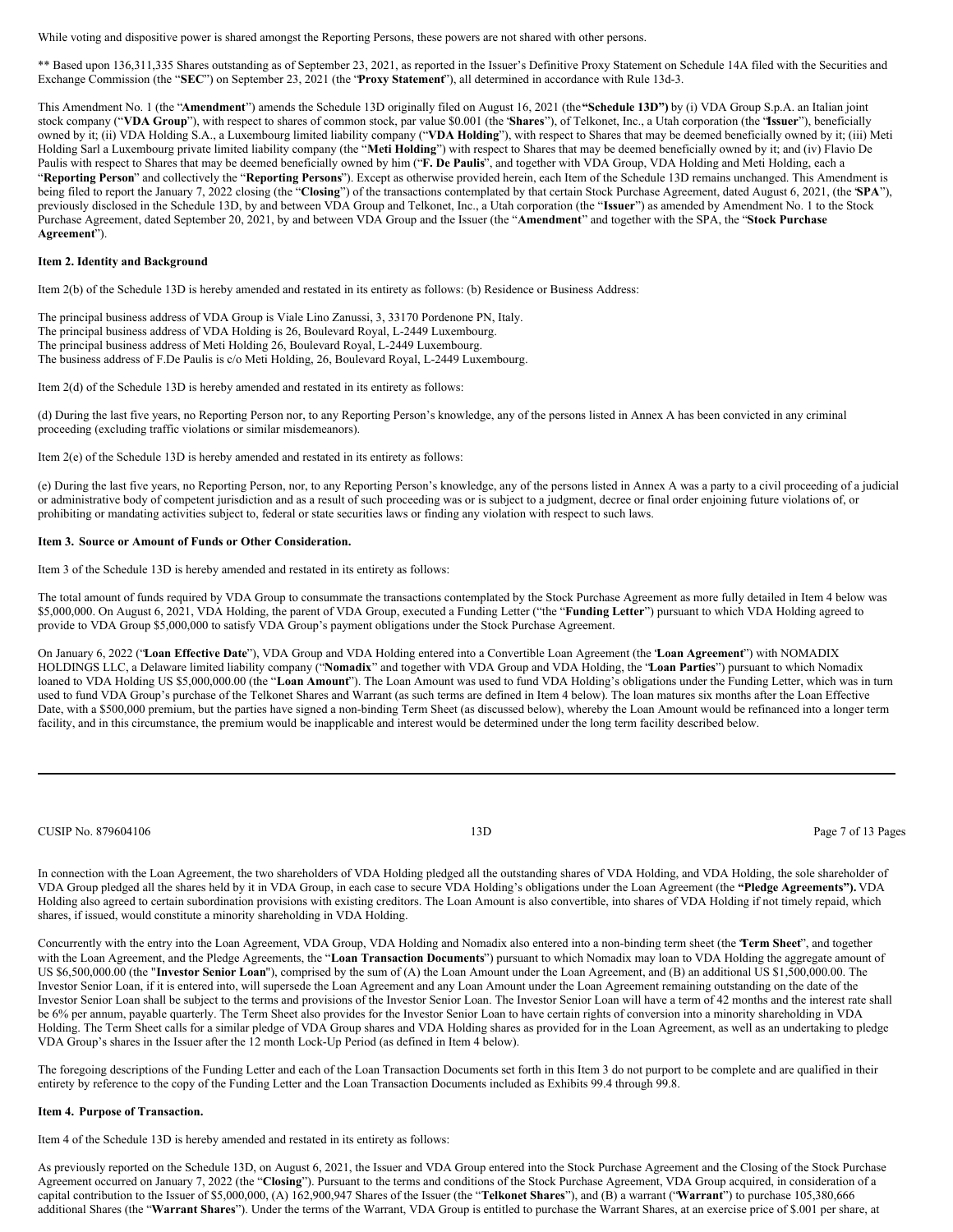While voting and dispositive power is shared amongst the Reporting Persons, these powers are not shared with other persons.

** Based upon 136,311,335 Shares outstanding as of September 23, 2021, as reported in the Issuer's Definitive Proxy Statement on Schedule 14A filed with the Securities and Exchange Commission (the "**SEC**") on September 23, 2021 (the "**Proxy Statement**"), all determined in accordance with Rule 13d-3.

This Amendment No. 1 (the "**Amendment**") amends the Schedule 13D originally filed on August 16, 2021 (the **"Schedule 13D")** by (i) VDA Group S.p.A. an Italian joint stock company ("**VDA Group**"), with respect to shares of common stock, par value $0.001 (the "**Shares**"), of Telkonet, Inc., a Utah corporation (the "**Issuer**"), beneficially owned by it; (ii) VDA Holding S.A., a Luxembourg limited liability company ("**VDA Holding**"), with respect to Shares that may be deemed beneficially owned by it; (iii) Meti Holding Sarl a Luxembourg private limited liability company (the "**Meti Holding**") with respect to Shares that may be deemed beneficially owned by it; and (iv) Flavio De Paulis with respect to Shares that may be deemed beneficially owned by him ("**F. De Paulis**", and together with VDA Group, VDA Holding and Meti Holding, each a "**Reporting Person**" and collectively the "**Reporting Persons**"). Except as otherwise provided herein, each Item of the Schedule 13D remains unchanged. This Amendment is being filed to report the January 7, 2022 closing (the "**Closing**") of the transactions contemplated by that certain Stock Purchase Agreement, dated August 6, 2021, (the "**SPA**"), previously disclosed in the Schedule 13D, by and between VDA Group and Telkonet, Inc., a Utah corporation (the "**Issuer**") as amended by Amendment No. 1 to the Stock Purchase Agreement, dated September 20, 2021, by and between VDA Group and the Issuer (the "**Amendment**" and together with the SPA, the "**Stock Purchase Agreement**").

**Item 2. Identity and Background**

Item 2(b) of the Schedule 13D is hereby amended and restated in its entirety as follows: (b) Residence or Business Address:

The principal business address of VDA Group is Viale Lino Zanussi, 3, 33170 Pordenone PN, Italy.
The principal business address of VDA Holding is 26, Boulevard Royal, L-2449 Luxembourg.
The principal business address of Meti Holding 26, Boulevard Royal, L-2449 Luxembourg.
The business address of F.De Paulis is c/o Meti Holding, 26, Boulevard Royal, L-2449 Luxembourg.

Item 2(d) of the Schedule 13D is hereby amended and restated in its entirety as follows:

(d) During the last five years, no Reporting Person nor, to any Reporting Person's knowledge, any of the persons listed in Annex A has been convicted in any criminal proceeding (excluding traffic violations or similar misdemeanors).

Item 2(e) of the Schedule 13D is hereby amended and restated in its entirety as follows:

(e) During the last five years, no Reporting Person, nor, to any Reporting Person's knowledge, any of the persons listed in Annex A was a party to a civil proceeding of a judicial or administrative body of competent jurisdiction and as a result of such proceeding was or is subject to a judgment, decree or final order enjoining future violations of, or prohibiting or mandating activities subject to, federal or state securities laws or finding any violation with respect to such laws.

**Item 3. Source or Amount of Funds or Other Consideration.**

Item 3 of the Schedule 13D is hereby amended and restated in its entirety as follows:

The total amount of funds required by VDA Group to consummate the transactions contemplated by the Stock Purchase Agreement as more fully detailed in Item 4 below was $5,000,000. On August 6, 2021, VDA Holding, the parent of VDA Group, executed a Funding Letter ("the "**Funding Letter**") pursuant to which VDA Holding agreed to provide to VDA Group $5,000,000 to satisfy VDA Group's payment obligations under the Stock Purchase Agreement.

On January 6, 2022 ("**Loan Effective Date**"), VDA Group and VDA Holding entered into a Convertible Loan Agreement (the "**Loan Agreement**") with NOMADIX HOLDINGS LLC, a Delaware limited liability company ("**Nomadix**" and together with VDA Group and VDA Holding, the "**Loan Parties**") pursuant to which Nomadix loaned to VDA Holding US $5,000,000.00 (the "**Loan Amount**"). The Loan Amount was used to fund VDA Holding's obligations under the Funding Letter, which was in turn used to fund VDA Group's purchase of the Telkonet Shares and Warrant (as such terms are defined in Item 4 below). The loan matures six months after the Loan Effective Date, with a $500,000 premium, but the parties have signed a non-binding Term Sheet (as discussed below), whereby the Loan Amount would be refinanced into a longer term facility, and in this circumstance, the premium would be inapplicable and interest would be determined under the long term facility described below.

In connection with the Loan Agreement, the two shareholders of VDA Holding pledged all the outstanding shares of VDA Holding, and VDA Holding, the sole shareholder of VDA Group pledged all the shares held by it in VDA Group, in each case to secure VDA Holding's obligations under the Loan Agreement (the **"Pledge Agreements").** VDA Holding also agreed to certain subordination provisions with existing creditors. The Loan Amount is also convertible, into shares of VDA Holding if not timely repaid, which shares, if issued, would constitute a minority shareholding in VDA Holding.

Concurrently with the entry into the Loan Agreement, VDA Group, VDA Holding and Nomadix also entered into a non-binding term sheet (the "**Term Sheet**", and together with the Loan Agreement, and the Pledge Agreements, the "**Loan Transaction Documents**") pursuant to which Nomadix may loan to VDA Holding the aggregate amount of US $6,500,000.00 (the "**Investor Senior Loan**"), comprised by the sum of (A) the Loan Amount under the Loan Agreement, and (B) an additional US $1,500,000.00. The Investor Senior Loan, if it is entered into, will supersede the Loan Agreement and any Loan Amount under the Loan Agreement remaining outstanding on the date of the Investor Senior Loan shall be subject to the terms and provisions of the Investor Senior Loan. The Investor Senior Loan will have a term of 42 months and the interest rate shall be 6% per annum, payable quarterly. The Term Sheet also provides for the Investor Senior Loan to have certain rights of conversion into a minority shareholding in VDA Holding. The Term Sheet calls for a similar pledge of VDA Group shares and VDA Holding shares as provided for in the Loan Agreement, as well as an undertaking to pledge VDA Group's shares in the Issuer after the 12 month Lock-Up Period (as defined in Item 4 below).

The foregoing descriptions of the Funding Letter and each of the Loan Transaction Documents set forth in this Item 3 do not purport to be complete and are qualified in their entirety by reference to the copy of the Funding Letter and the Loan Transaction Documents included as Exhibits 99.4 through 99.8.

**Item 4. Purpose of Transaction.**

Item 4 of the Schedule 13D is hereby amended and restated in its entirety as follows:

As previously reported on the Schedule 13D, on August 6, 2021, the Issuer and VDA Group entered into the Stock Purchase Agreement and the Closing of the Stock Purchase Agreement occurred on January 7, 2022 (the "**Closing**"). Pursuant to the terms and conditions of the Stock Purchase Agreement, VDA Group acquired, in consideration of a capital contribution to the Issuer of $5,000,000, (A) 162,900,947 Shares of the Issuer (the "**Telkonet Shares**"), and (B) a warrant ("**Warrant**") to purchase 105,380,666 additional Shares (the "**Warrant Shares**"). Under the terms of the Warrant, VDA Group is entitled to purchase the Warrant Shares, at an exercise price of $.001 per share, at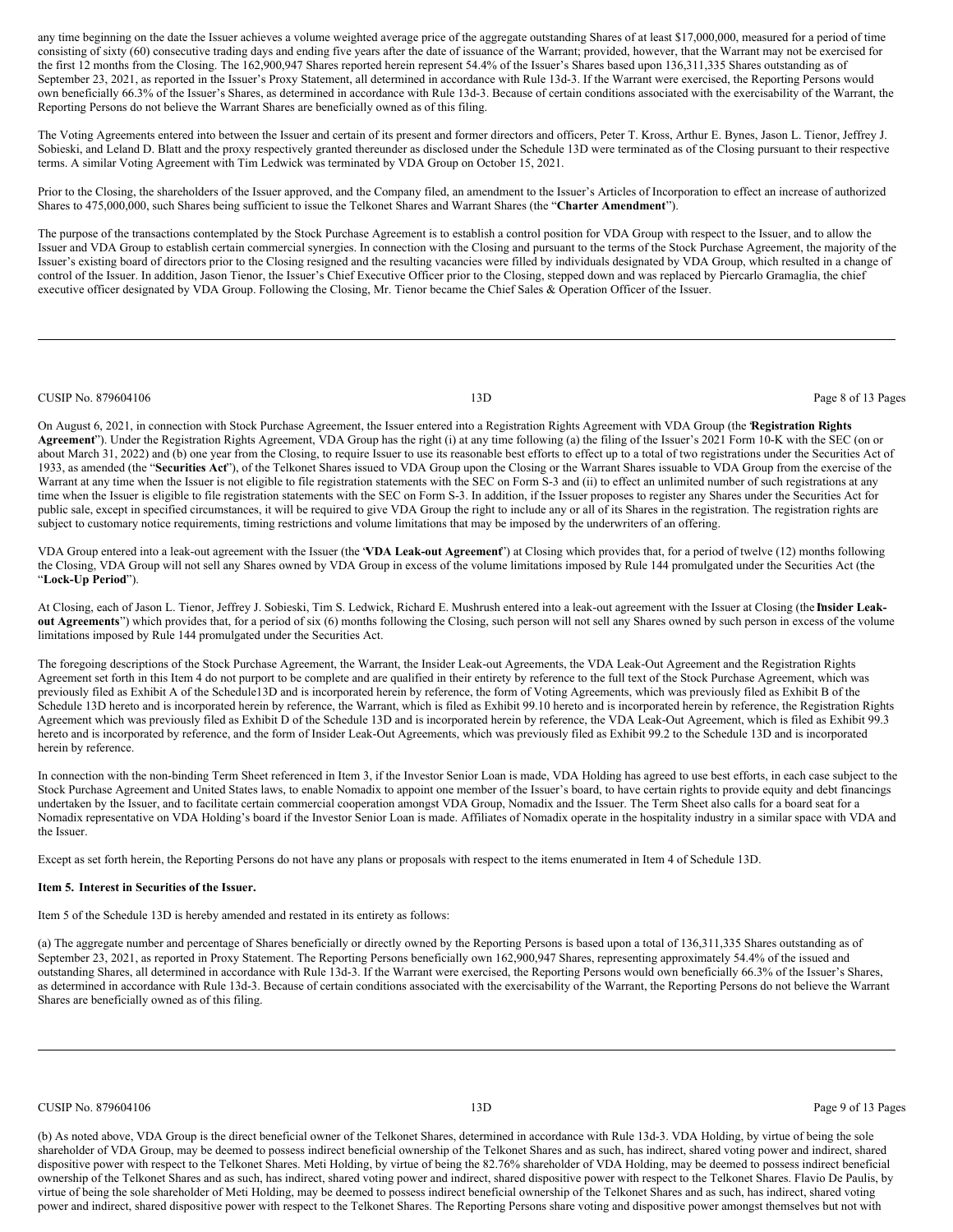any time beginning on the date the Issuer achieves a volume weighted average price of the aggregate outstanding Shares of at least $17,000,000, measured for a period of time consisting of sixty (60) consecutive trading days and ending five years after the date of issuance of the Warrant; provided, however, that the Warrant may not be exercised for the first 12 months from the Closing. The 162,900,947 Shares reported herein represent 54.4% of the Issuer's Shares based upon 136,311,335 Shares outstanding as of September 23, 2021, as reported in the Issuer's Proxy Statement, all determined in accordance with Rule 13d-3. If the Warrant were exercised, the Reporting Persons would own beneficially 66.3% of the Issuer's Shares, as determined in accordance with Rule 13d-3. Because of certain conditions associated with the exercisability of the Warrant, the Reporting Persons do not believe the Warrant Shares are beneficially owned as of this filing.

The Voting Agreements entered into between the Issuer and certain of its present and former directors and officers, Peter T. Kross, Arthur E. Bynes, Jason L. Tienor, Jeffrey J. Sobieski, and Leland D. Blatt and the proxy respectively granted thereunder as disclosed under the Schedule 13D were terminated as of the Closing pursuant to their respective terms. A similar Voting Agreement with Tim Ledwick was terminated by VDA Group on October 15, 2021.

Prior to the Closing, the shareholders of the Issuer approved, and the Company filed, an amendment to the Issuer's Articles of Incorporation to effect an increase of authorized Shares to 475,000,000, such Shares being sufficient to issue the Telkonet Shares and Warrant Shares (the "**Charter Amendment**").

The purpose of the transactions contemplated by the Stock Purchase Agreement is to establish a control position for VDA Group with respect to the Issuer, and to allow the Issuer and VDA Group to establish certain commercial synergies. In connection with the Closing and pursuant to the terms of the Stock Purchase Agreement, the majority of the Issuer's existing board of directors prior to the Closing resigned and the resulting vacancies were filled by individuals designated by VDA Group, which resulted in a change of control of the Issuer. In addition, Jason Tienor, the Issuer's Chief Executive Officer prior to the Closing, stepped down and was replaced by Piercarlo Gramaglia, the chief executive officer designated by VDA Group. Following the Closing, Mr. Tienor became the Chief Sales & Operation Officer of the Issuer.

On August 6, 2021, in connection with Stock Purchase Agreement, the Issuer entered into a Registration Rights Agreement with VDA Group (the "**Registration Rights Agreement**"). Under the Registration Rights Agreement, VDA Group has the right (i) at any time following (a) the filing of the Issuer's 2021 Form 10-K with the SEC (on or about March 31, 2022) and (b) one year from the Closing, to require Issuer to use its reasonable best efforts to effect up to a total of two registrations under the Securities Act of 1933, as amended (the "**Securities Act**"), of the Telkonet Shares issued to VDA Group upon the Closing or the Warrant Shares issuable to VDA Group from the exercise of the Warrant at any time when the Issuer is not eligible to file registration statements with the SEC on Form S-3 and (ii) to effect an unlimited number of such registrations at any time when the Issuer is eligible to file registration statements with the SEC on Form S-3. In addition, if the Issuer proposes to register any Shares under the Securities Act for public sale, except in specified circumstances, it will be required to give VDA Group the right to include any or all of its Shares in the registration. The registration rights are subject to customary notice requirements, timing restrictions and volume limitations that may be imposed by the underwriters of an offering.

VDA Group entered into a leak-out agreement with the Issuer (the "**VDA Leak-out Agreement**") at Closing which provides that, for a period of twelve (12) months following the Closing, VDA Group will not sell any Shares owned by VDA Group in excess of the volume limitations imposed by Rule 144 promulgated under the Securities Act (the "**Lock-Up Period**").

At Closing, each of Jason L. Tienor, Jeffrey J. Sobieski, Tim S. Ledwick, Richard E. Mushrush entered into a leak-out agreement with the Issuer at Closing (the "**Insider Leak-out Agreements**") which provides that, for a period of six (6) months following the Closing, such person will not sell any Shares owned by such person in excess of the volume limitations imposed by Rule 144 promulgated under the Securities Act.

The foregoing descriptions of the Stock Purchase Agreement, the Warrant, the Insider Leak-out Agreements, the VDA Leak-Out Agreement and the Registration Rights Agreement set forth in this Item 4 do not purport to be complete and are qualified in their entirety by reference to the full text of the Stock Purchase Agreement, which was previously filed as Exhibit A of the Schedule13D and is incorporated herein by reference, the form of Voting Agreements, which was previously filed as Exhibit B of the Schedule 13D hereto and is incorporated herein by reference, the Warrant, which is filed as Exhibit 99.10 hereto and is incorporated herein by reference, the Registration Rights Agreement which was previously filed as Exhibit D of the Schedule 13D and is incorporated herein by reference, the VDA Leak-Out Agreement, which is filed as Exhibit 99.3 hereto and is incorporated by reference, and the form of Insider Leak-Out Agreements, which was previously filed as Exhibit 99.2 to the Schedule 13D and is incorporated herein by reference.

In connection with the non-binding Term Sheet referenced in Item 3, if the Investor Senior Loan is made, VDA Holding has agreed to use best efforts, in each case subject to the Stock Purchase Agreement and United States laws, to enable Nomadix to appoint one member of the Issuer's board, to have certain rights to provide equity and debt financings undertaken by the Issuer, and to facilitate certain commercial cooperation amongst VDA Group, Nomadix and the Issuer. The Term Sheet also calls for a board seat for a Nomadix representative on VDA Holding's board if the Investor Senior Loan is made. Affiliates of Nomadix operate in the hospitality industry in a similar space with VDA and the Issuer.

Except as set forth herein, the Reporting Persons do not have any plans or proposals with respect to the items enumerated in Item 4 of Schedule 13D.

**Item 5. Interest in Securities of the Issuer.**

Item 5 of the Schedule 13D is hereby amended and restated in its entirety as follows:

(a) The aggregate number and percentage of Shares beneficially or directly owned by the Reporting Persons is based upon a total of 136,311,335 Shares outstanding as of September 23, 2021, as reported in Proxy Statement. The Reporting Persons beneficially own 162,900,947 Shares, representing approximately 54.4% of the issued and outstanding Shares, all determined in accordance with Rule 13d-3. If the Warrant were exercised, the Reporting Persons would own beneficially 66.3% of the Issuer's Shares, as determined in accordance with Rule 13d-3. Because of certain conditions associated with the exercisability of the Warrant, the Reporting Persons do not believe the Warrant Shares are beneficially owned as of this filing.

(b) As noted above, VDA Group is the direct beneficial owner of the Telkonet Shares, determined in accordance with Rule 13d-3. VDA Holding, by virtue of being the sole shareholder of VDA Group, may be deemed to possess indirect beneficial ownership of the Telkonet Shares and as such, has indirect, shared voting power and indirect, shared dispositive power with respect to the Telkonet Shares. Meti Holding, by virtue of being the 82.76% shareholder of VDA Holding, may be deemed to possess indirect beneficial ownership of the Telkonet Shares and as such, has indirect, shared voting power and indirect, shared dispositive power with respect to the Telkonet Shares. Flavio De Paulis, by virtue of being the sole shareholder of Meti Holding, may be deemed to possess indirect beneficial ownership of the Telkonet Shares and as such, has indirect, shared voting power and indirect, shared dispositive power with respect to the Telkonet Shares. The Reporting Persons share voting and dispositive power amongst themselves but not with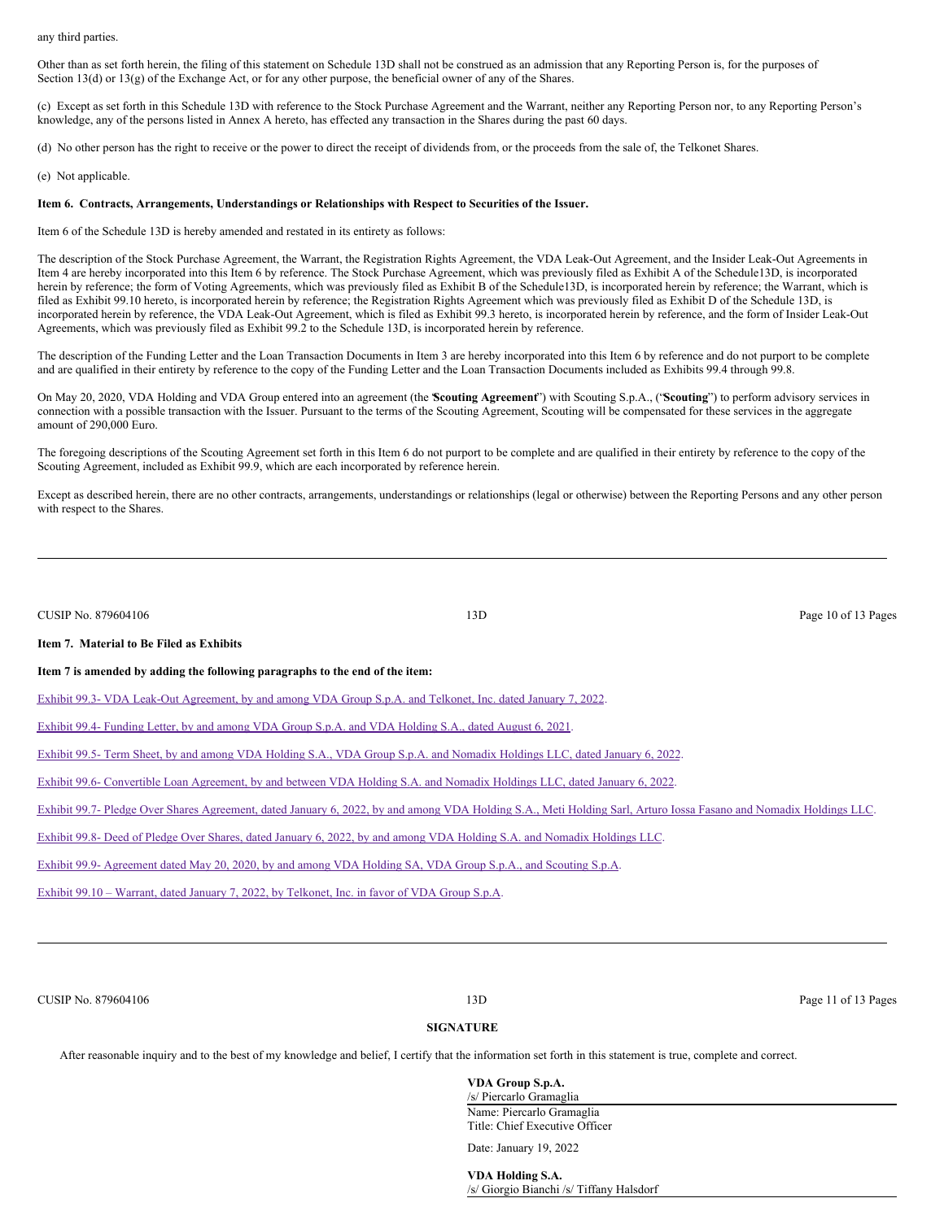any third parties.

Other than as set forth herein, the filing of this statement on Schedule 13D shall not be construed as an admission that any Reporting Person is, for the purposes of Section 13(d) or 13(g) of the Exchange Act, or for any other purpose, the beneficial owner of any of the Shares.

(c) Except as set forth in this Schedule 13D with reference to the Stock Purchase Agreement and the Warrant, neither any Reporting Person nor, to any Reporting Person's knowledge, any of the persons listed in Annex A hereto, has effected any transaction in the Shares during the past 60 days.

(d) No other person has the right to receive or the power to direct the receipt of dividends from, or the proceeds from the sale of, the Telkonet Shares.

(e) Not applicable.

**Item 6. Contracts, Arrangements, Understandings or Relationships with Respect to Securities of the Issuer.**

Item 6 of the Schedule 13D is hereby amended and restated in its entirety as follows:

The description of the Stock Purchase Agreement, the Warrant, the Registration Rights Agreement, the VDA Leak-Out Agreement, and the Insider Leak-Out Agreements in Item 4 are hereby incorporated into this Item 6 by reference. The Stock Purchase Agreement, which was previously filed as Exhibit A of the Schedule13D, is incorporated herein by reference; the form of Voting Agreements, which was previously filed as Exhibit B of the Schedule13D, is incorporated herein by reference; the Warrant, which is filed as Exhibit 99.10 hereto, is incorporated herein by reference; the Registration Rights Agreement which was previously filed as Exhibit D of the Schedule 13D, is incorporated herein by reference, the VDA Leak-Out Agreement, which is filed as Exhibit 99.3 hereto, is incorporated herein by reference, and the form of Insider Leak-Out Agreements, which was previously filed as Exhibit 99.2 to the Schedule 13D, is incorporated herein by reference.

The description of the Funding Letter and the Loan Transaction Documents in Item 3 are hereby incorporated into this Item 6 by reference and do not purport to be complete and are qualified in their entirety by reference to the copy of the Funding Letter and the Loan Transaction Documents included as Exhibits 99.4 through 99.8.

On May 20, 2020, VDA Holding and VDA Group entered into an agreement (the "**Scouting Agreement**") with Scouting S.p.A., ("**Scouting**") to perform advisory services in connection with a possible transaction with the Issuer. Pursuant to the terms of the Scouting Agreement, Scouting will be compensated for these services in the aggregate amount of 290,000 Euro.

The foregoing descriptions of the Scouting Agreement set forth in this Item 6 do not purport to be complete and are qualified in their entirety by reference to the copy of the Scouting Agreement, included as Exhibit 99.9, which are each incorporated by reference herein.

Except as described herein, there are no other contracts, arrangements, understandings or relationships (legal or otherwise) between the Reporting Persons and any other person with respect to the Shares.

**Item 7. Material to Be Filed as Exhibits**

**Item 7 is amended by adding the following paragraphs to the end of the item:**

Exhibit 99.3- VDA Leak-Out Agreement, by and among VDA Group S.p.A. and Telkonet, Inc. dated January 7, 2022.

Exhibit 99.4- Funding Letter, by and among VDA Group S.p.A. and VDA Holding S.A., dated August 6, 2021.

Exhibit 99.5- Term Sheet, by and among VDA Holding S.A., VDA Group S.p.A. and Nomadix Holdings LLC, dated January 6, 2022.

Exhibit 99.6- Convertible Loan Agreement, by and between VDA Holding S.A. and Nomadix Holdings LLC, dated January 6, 2022.

Exhibit 99.7- Pledge Over Shares Agreement, dated January 6, 2022, by and among VDA Holding S.A., Meti Holding Sarl, Arturo Iossa Fasano and Nomadix Holdings LLC.

Exhibit 99.8- Deed of Pledge Over Shares, dated January 6, 2022, by and among VDA Holding S.A. and Nomadix Holdings LLC.

Exhibit 99.9- Agreement dated May 20, 2020, by and among VDA Holding SA, VDA Group S.p.A., and Scouting S.p.A.

Exhibit 99.10 – Warrant, dated January 7, 2022, by Telkonet, Inc. in favor of VDA Group S.p.A.

**SIGNATURE**

After reasonable inquiry and to the best of my knowledge and belief, I certify that the information set forth in this statement is true, complete and correct.

**VDA Group S.p.A.**
/s/ Piercarlo Gramaglia
Name: Piercarlo Gramaglia
Title: Chief Executive Officer

Date: January 19, 2022

**VDA Holding S.A.**
/s/ Giorgio Bianchi /s/ Tiffany Halsdorf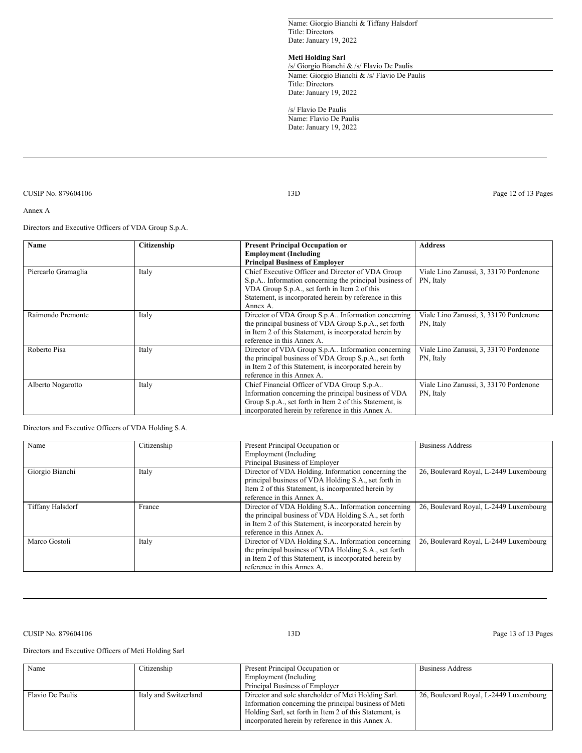Name: Giorgio Bianchi & Tiffany Halsdorf
Title: Directors
Date: January 19, 2022

**Meti Holding Sarl**

/s/ Giorgio Bianchi & /s/ Flavio De Paulis

Name: Giorgio Bianchi & /s/ Flavio De Paulis
Title: Directors
Date: January 19, 2022

/s/ Flavio De Paulis

Name: Flavio De Paulis
Date: January 19, 2022

---

Annex A

Directors and Executive Officers of VDA Group S.p.A.

| **Name** | **Citizenship** | **Present Principal Occupation or Employment (Including Principal Business of Employer** | **Address** |
|---|---|---|---|
| Piercarlo Gramaglia | Italy | Chief Executive Officer and Director of VDA Group S.p.A.. Information concerning the principal business of VDA Group S.p.A., set forth in Item 2 of this Statement, is incorporated herein by reference in this Annex A. | Viale Lino Zanussi, 3, 33170 Pordenone PN, Italy |
| Raimondo Premonte | Italy | Director of VDA Group S.p.A.. Information concerning the principal business of VDA Group S.p.A., set forth in Item 2 of this Statement, is incorporated herein by reference in this Annex A. | Viale Lino Zanussi, 3, 33170 Pordenone PN, Italy |
| Roberto Pisa | Italy | Director of VDA Group S.p.A.. Information concerning the principal business of VDA Group S.p.A., set forth in Item 2 of this Statement, is incorporated herein by reference in this Annex A. | Viale Lino Zanussi, 3, 33170 Pordenone PN, Italy |
| Alberto Nogarotto | Italy | Chief Financial Officer of VDA Group S.p.A.. Information concerning the principal business of VDA Group S.p.A., set forth in Item 2 of this Statement, is incorporated herein by reference in this Annex A. | Viale Lino Zanussi, 3, 33170 Pordenone PN, Italy |

Directors and Executive Officers of VDA Holding S.A.

| Name | Citizenship | Present Principal Occupation or Employment (Including Principal Business of Employer | Business Address |
|---|---|---|---|
| Giorgio Bianchi | Italy | Director of VDA Holding. Information concerning the principal business of VDA Holding S.A., set forth in Item 2 of this Statement, is incorporated herein by reference in this Annex A. | 26, Boulevard Royal, L-2449 Luxembourg |
| Tiffany Halsdorf | France | Director of VDA Holding S.A.. Information concerning the principal business of VDA Holding S.A., set forth in Item 2 of this Statement, is incorporated herein by reference in this Annex A. | 26, Boulevard Royal, L-2449 Luxembourg |
| Marco Gostoli | Italy | Director of VDA Holding S.A.. Information concerning the principal business of VDA Holding S.A., set forth in Item 2 of this Statement, is incorporated herein by reference in this Annex A. | 26, Boulevard Royal, L-2449 Luxembourg |

---

Directors and Executive Officers of Meti Holding Sarl

| Name | Citizenship | Present Principal Occupation or Employment (Including Principal Business of Employer | Business Address |
|---|---|---|---|
| Flavio De Paulis | Italy and Switzerland | Director and sole shareholder of Meti Holding Sarl. Information concerning the principal business of Meti Holding Sarl, set forth in Item 2 of this Statement, is incorporated herein by reference in this Annex A. | 26, Boulevard Royal, L-2449 Luxembourg |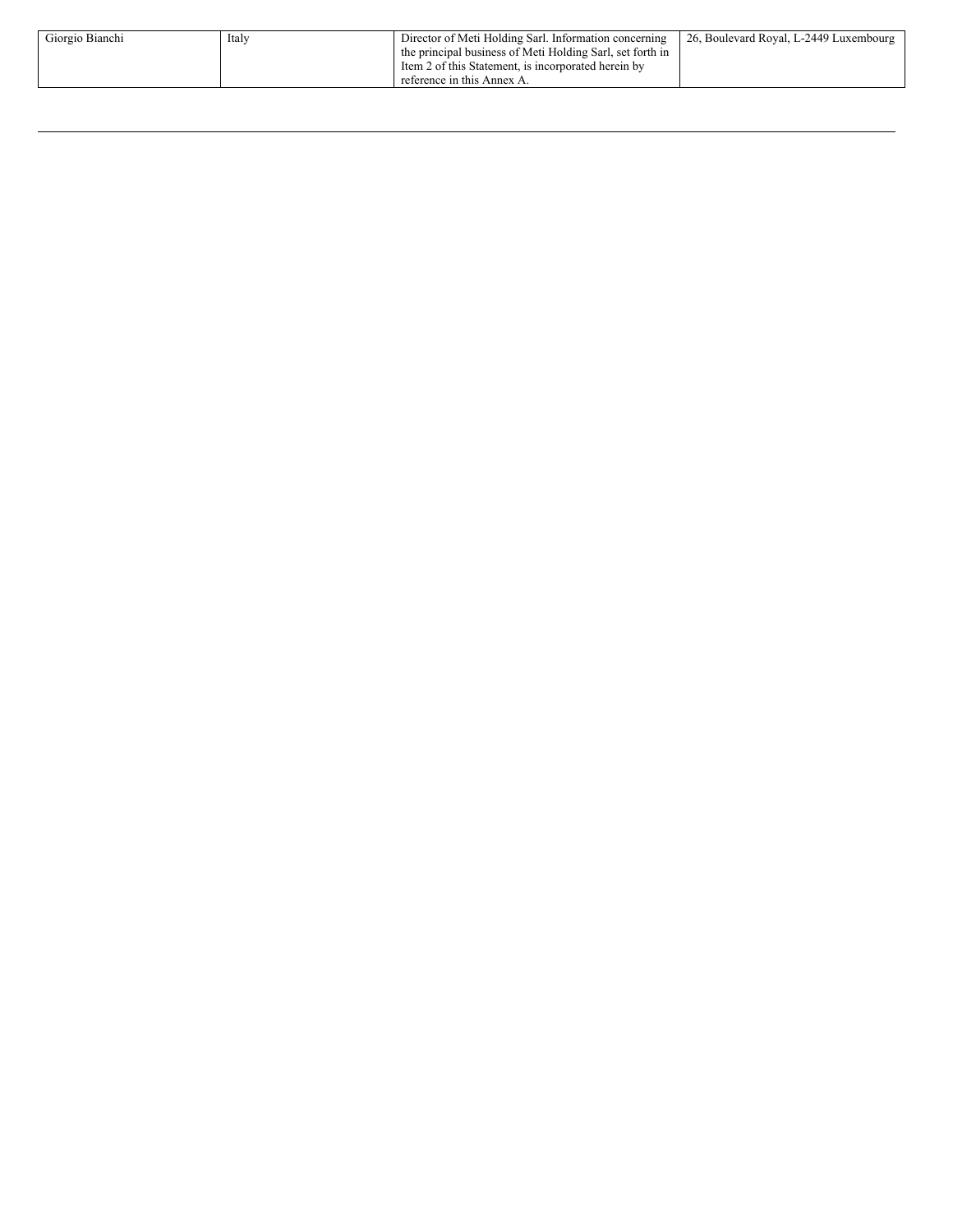| | | | |
|---|---|---|---|
| Giorgio Bianchi | Italy | Director of Meti Holding Sarl. Information concerning the principal business of Meti Holding Sarl, set forth in Item 2 of this Statement, is incorporated herein by reference in this Annex A. | 26, Boulevard Royal, L-2449 Luxembourg |

---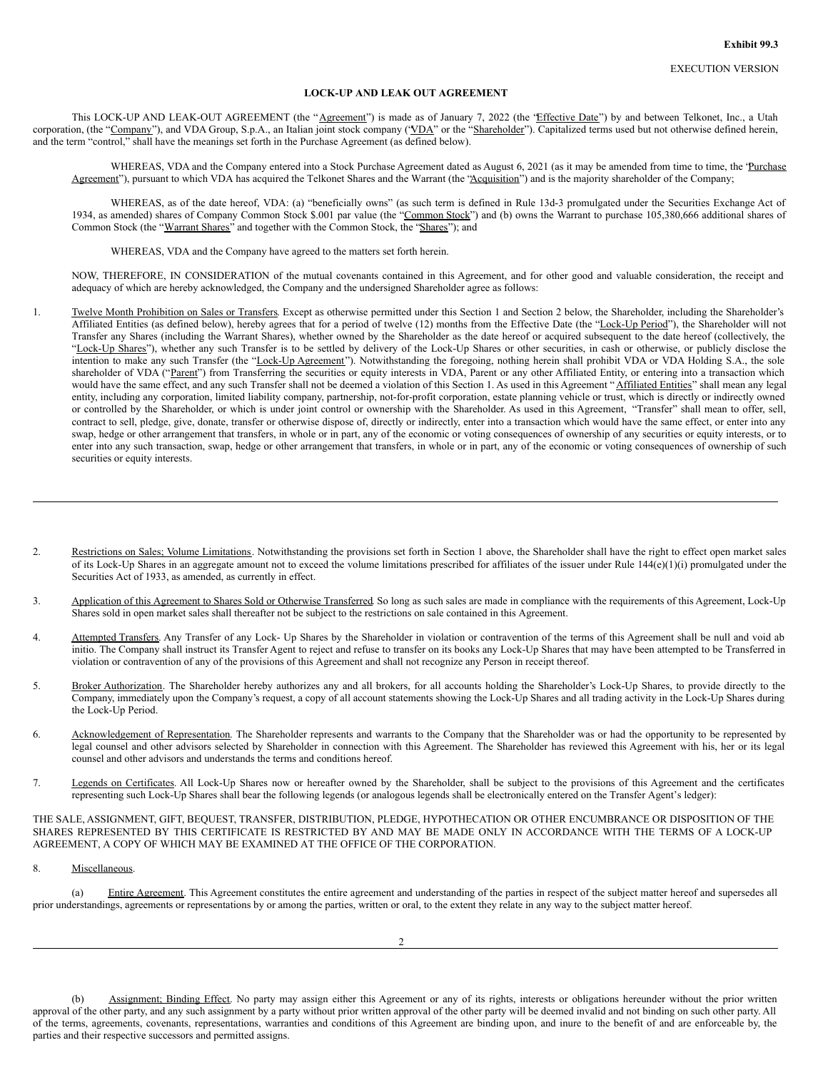**Exhibit 99.3**

EXECUTION VERSION

# LOCK-UP AND LEAK OUT AGREEMENT

This LOCK-UP AND LEAK-OUT AGREEMENT (the "Agreement") is made as of January 7, 2022 (the "Effective Date") by and between Telkonet, Inc., a Utah corporation, (the "Company"), and VDA Group, S.p.A., an Italian joint stock company ("VDA" or the "Shareholder"). Capitalized terms used but not otherwise defined herein, and the term "control," shall have the meanings set forth in the Purchase Agreement (as defined below).

WHEREAS, VDA and the Company entered into a Stock Purchase Agreement dated as August 6, 2021 (as it may be amended from time to time, the "Purchase Agreement"), pursuant to which VDA has acquired the Telkonet Shares and the Warrant (the "Acquisition") and is the majority shareholder of the Company;

WHEREAS, as of the date hereof, VDA: (a) "beneficially owns" (as such term is defined in Rule 13d-3 promulgated under the Securities Exchange Act of 1934, as amended) shares of Company Common Stock $.001 par value (the "Common Stock") and (b) owns the Warrant to purchase 105,380,666 additional shares of Common Stock (the "Warrant Shares" and together with the Common Stock, the "Shares"); and

WHEREAS, VDA and the Company have agreed to the matters set forth herein.

NOW, THEREFORE, IN CONSIDERATION of the mutual covenants contained in this Agreement, and for other good and valuable consideration, the receipt and adequacy of which are hereby acknowledged, the Company and the undersigned Shareholder agree as follows:

1. Twelve Month Prohibition on Sales or Transfers. Except as otherwise permitted under this Section 1 and Section 2 below, the Shareholder, including the Shareholder's Affiliated Entities (as defined below), hereby agrees that for a period of twelve (12) months from the Effective Date (the "Lock-Up Period"), the Shareholder will not Transfer any Shares (including the Warrant Shares), whether owned by the Shareholder as the date hereof or acquired subsequent to the date hereof (collectively, the "Lock-Up Shares"), whether any such Transfer is to be settled by delivery of the Lock-Up Shares or other securities, in cash or otherwise, or publicly disclose the intention to make any such Transfer (the "Lock-Up Agreement"). Notwithstanding the foregoing, nothing herein shall prohibit VDA or VDA Holding S.A., the sole shareholder of VDA ("Parent") from Transferring the securities or equity interests in VDA, Parent or any other Affiliated Entity, or entering into a transaction which would have the same effect, and any such Transfer shall not be deemed a violation of this Section 1. As used in this Agreement "Affiliated Entities" shall mean any legal entity, including any corporation, limited liability company, partnership, not-for-profit corporation, estate planning vehicle or trust, which is directly or indirectly owned or controlled by the Shareholder, or which is under joint control or ownership with the Shareholder. As used in this Agreement, "Transfer" shall mean to offer, sell, contract to sell, pledge, give, donate, transfer or otherwise dispose of, directly or indirectly, enter into a transaction which would have the same effect, or enter into any swap, hedge or other arrangement that transfers, in whole or in part, any of the economic or voting consequences of ownership of any securities or equity interests, or to enter into any such transaction, swap, hedge or other arrangement that transfers, in whole or in part, any of the economic or voting consequences of ownership of such securities or equity interests.

2. Restrictions on Sales; Volume Limitations. Notwithstanding the provisions set forth in Section 1 above, the Shareholder shall have the right to effect open market sales of its Lock-Up Shares in an aggregate amount not to exceed the volume limitations prescribed for affiliates of the issuer under Rule 144(e)(1)(i) promulgated under the Securities Act of 1933, as amended, as currently in effect.

3. Application of this Agreement to Shares Sold or Otherwise Transferred. So long as such sales are made in compliance with the requirements of this Agreement, Lock-Up Shares sold in open market sales shall thereafter not be subject to the restrictions on sale contained in this Agreement.

4. Attempted Transfers. Any Transfer of any Lock- Up Shares by the Shareholder in violation or contravention of the terms of this Agreement shall be null and void ab initio. The Company shall instruct its Transfer Agent to reject and refuse to transfer on its books any Lock-Up Shares that may have been attempted to be Transferred in violation or contravention of any of the provisions of this Agreement and shall not recognize any Person in receipt thereof.

5. Broker Authorization. The Shareholder hereby authorizes any and all brokers, for all accounts holding the Shareholder's Lock-Up Shares, to provide directly to the Company, immediately upon the Company's request, a copy of all account statements showing the Lock-Up Shares and all trading activity in the Lock-Up Shares during the Lock-Up Period.

6. Acknowledgement of Representation. The Shareholder represents and warrants to the Company that the Shareholder was or had the opportunity to be represented by legal counsel and other advisors selected by Shareholder in connection with this Agreement. The Shareholder has reviewed this Agreement with his, her or its legal counsel and other advisors and understands the terms and conditions hereof.

7. Legends on Certificates. All Lock-Up Shares now or hereafter owned by the Shareholder, shall be subject to the provisions of this Agreement and the certificates representing such Lock-Up Shares shall bear the following legends (or analogous legends shall be electronically entered on the Transfer Agent's ledger):

THE SALE, ASSIGNMENT, GIFT, BEQUEST, TRANSFER, DISTRIBUTION, PLEDGE, HYPOTHECATION OR OTHER ENCUMBRANCE OR DISPOSITION OF THE SHARES REPRESENTED BY THIS CERTIFICATE IS RESTRICTED BY AND MAY BE MADE ONLY IN ACCORDANCE WITH THE TERMS OF A LOCK-UP AGREEMENT, A COPY OF WHICH MAY BE EXAMINED AT THE OFFICE OF THE CORPORATION.

8. Miscellaneous.

(a) Entire Agreement. This Agreement constitutes the entire agreement and understanding of the parties in respect of the subject matter hereof and supersedes all prior understandings, agreements or representations by or among the parties, written or oral, to the extent they relate in any way to the subject matter hereof.

(b) Assignment; Binding Effect. No party may assign either this Agreement or any of its rights, interests or obligations hereunder without the prior written approval of the other party, and any such assignment by a party without prior written approval of the other party will be deemed invalid and not binding on such other party. All of the terms, agreements, covenants, representations, warranties and conditions of this Agreement are binding upon, and inure to the benefit of and are enforceable by, the parties and their respective successors and permitted assigns.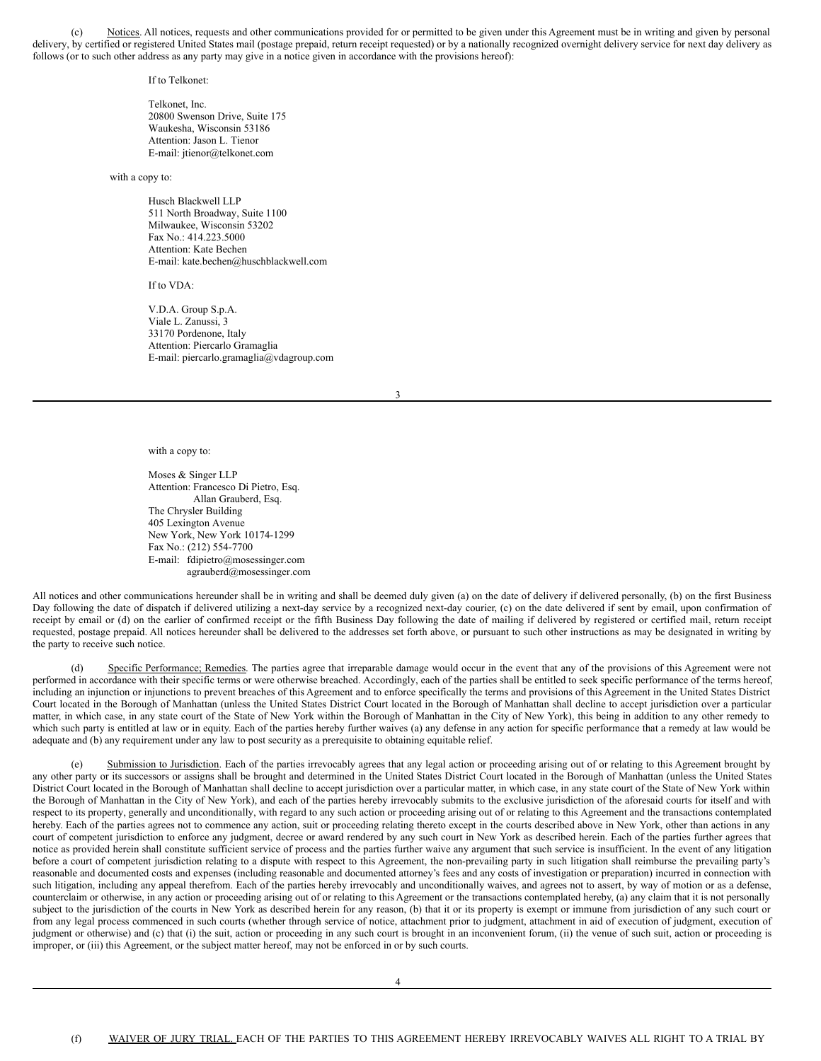(c) Notices. All notices, requests and other communications provided for or permitted to be given under this Agreement must be in writing and given by personal delivery, by certified or registered United States mail (postage prepaid, return receipt requested) or by a nationally recognized overnight delivery service for next day delivery as follows (or to such other address as any party may give in a notice given in accordance with the provisions hereof):

If to Telkonet:

Telkonet, Inc.
20800 Swenson Drive, Suite 175
Waukesha, Wisconsin 53186
Attention: Jason L. Tienor
E-mail: jtienor@telkonet.com

with a copy to:

Husch Blackwell LLP
511 North Broadway, Suite 1100
Milwaukee, Wisconsin 53202
Fax No.: 414.223.5000
Attention: Kate Bechen
E-mail: kate.bechen@huschblackwell.com

If to VDA:

V.D.A. Group S.p.A.
Viale L. Zanussi, 3
33170 Pordenone, Italy
Attention: Piercarlo Gramaglia
E-mail: piercarlo.gramaglia@vdagroup.com

with a copy to:

Moses & Singer LLP
Attention: Francesco Di Pietro, Esq.
Allan Grauberd, Esq.
The Chrysler Building
405 Lexington Avenue
New York, New York 10174-1299
Fax No.: (212) 554-7700
E-mail: fdipietro@mosessinger.com
agrauberd@mosessinger.com

All notices and other communications hereunder shall be in writing and shall be deemed duly given (a) on the date of delivery if delivered personally, (b) on the first Business Day following the date of dispatch if delivered utilizing a next-day service by a recognized next-day courier, (c) on the date delivered if sent by email, upon confirmation of receipt by email or (d) on the earlier of confirmed receipt or the fifth Business Day following the date of mailing if delivered by registered or certified mail, return receipt requested, postage prepaid. All notices hereunder shall be delivered to the addresses set forth above, or pursuant to such other instructions as may be designated in writing by the party to receive such notice.

(d) Specific Performance; Remedies. The parties agree that irreparable damage would occur in the event that any of the provisions of this Agreement were not performed in accordance with their specific terms or were otherwise breached. Accordingly, each of the parties shall be entitled to seek specific performance of the terms hereof, including an injunction or injunctions to prevent breaches of this Agreement and to enforce specifically the terms and provisions of this Agreement in the United States District Court located in the Borough of Manhattan (unless the United States District Court located in the Borough of Manhattan shall decline to accept jurisdiction over a particular matter, in which case, in any state court of the State of New York within the Borough of Manhattan in the City of New York), this being in addition to any other remedy to which such party is entitled at law or in equity. Each of the parties hereby further waives (a) any defense in any action for specific performance that a remedy at law would be adequate and (b) any requirement under any law to post security as a prerequisite to obtaining equitable relief.

(e) Submission to Jurisdiction. Each of the parties irrevocably agrees that any legal action or proceeding arising out of or relating to this Agreement brought by any other party or its successors or assigns shall be brought and determined in the United States District Court located in the Borough of Manhattan (unless the United States District Court located in the Borough of Manhattan shall decline to accept jurisdiction over a particular matter, in which case, in any state court of the State of New York within the Borough of Manhattan in the City of New York), and each of the parties hereby irrevocably submits to the exclusive jurisdiction of the aforesaid courts for itself and with respect to its property, generally and unconditionally, with regard to any such action or proceeding arising out of or relating to this Agreement and the transactions contemplated hereby. Each of the parties agrees not to commence any action, suit or proceeding relating thereto except in the courts described above in New York, other than actions in any court of competent jurisdiction to enforce any judgment, decree or award rendered by any such court in New York as described herein. Each of the parties further agrees that notice as provided herein shall constitute sufficient service of process and the parties further waive any argument that such service is insufficient. In the event of any litigation before a court of competent jurisdiction relating to a dispute with respect to this Agreement, the non-prevailing party in such litigation shall reimburse the prevailing party's reasonable and documented costs and expenses (including reasonable and documented attorney's fees and any costs of investigation or preparation) incurred in connection with such litigation, including any appeal therefrom. Each of the parties hereby irrevocably and unconditionally waives, and agrees not to assert, by way of motion or as a defense, counterclaim or otherwise, in any action or proceeding arising out of or relating to this Agreement or the transactions contemplated hereby, (a) any claim that it is not personally subject to the jurisdiction of the courts in New York as described herein for any reason, (b) that it or its property is exempt or immune from jurisdiction of any such court or from any legal process commenced in such courts (whether through service of notice, attachment prior to judgment, attachment in aid of execution of judgment, execution of judgment or otherwise) and (c) that (i) the suit, action or proceeding in any such court is brought in an inconvenient forum, (ii) the venue of such suit, action or proceeding is improper, or (iii) this Agreement, or the subject matter hereof, may not be enforced in or by such courts.

(f) WAIVER OF JURY TRIAL. EACH OF THE PARTIES TO THIS AGREEMENT HEREBY IRREVOCABLY WAIVES ALL RIGHT TO A TRIAL BY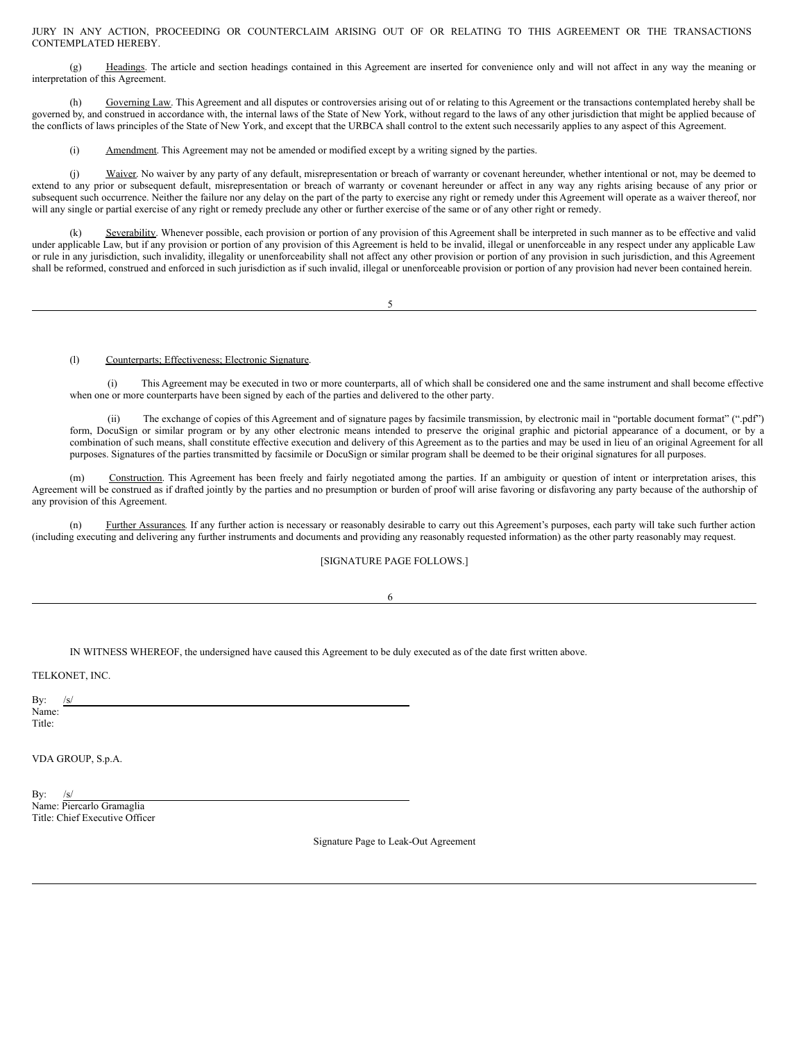JURY IN ANY ACTION, PROCEEDING OR COUNTERCLAIM ARISING OUT OF OR RELATING TO THIS AGREEMENT OR THE TRANSACTIONS CONTEMPLATED HEREBY.

(g) Headings. The article and section headings contained in this Agreement are inserted for convenience only and will not affect in any way the meaning or interpretation of this Agreement.

(h) Governing Law. This Agreement and all disputes or controversies arising out of or relating to this Agreement or the transactions contemplated hereby shall be governed by, and construed in accordance with, the internal laws of the State of New York, without regard to the laws of any other jurisdiction that might be applied because of the conflicts of laws principles of the State of New York, and except that the URBCA shall control to the extent such necessarily applies to any aspect of this Agreement.

(i) Amendment. This Agreement may not be amended or modified except by a writing signed by the parties.

(j) Waiver. No waiver by any party of any default, misrepresentation or breach of warranty or covenant hereunder, whether intentional or not, may be deemed to extend to any prior or subsequent default, misrepresentation or breach of warranty or covenant hereunder or affect in any way any rights arising because of any prior or subsequent such occurrence. Neither the failure nor any delay on the part of the party to exercise any right or remedy under this Agreement will operate as a waiver thereof, nor will any single or partial exercise of any right or remedy preclude any other or further exercise of the same or of any other right or remedy.

(k) Severability. Whenever possible, each provision or portion of any provision of this Agreement shall be interpreted in such manner as to be effective and valid under applicable Law, but if any provision or portion of any provision of this Agreement is held to be invalid, illegal or unenforceable in any respect under any applicable Law or rule in any jurisdiction, such invalidity, illegality or unenforceability shall not affect any other provision or portion of any provision in such jurisdiction, and this Agreement shall be reformed, construed and enforced in such jurisdiction as if such invalid, illegal or unenforceable provision or portion of any provision had never been contained herein.

(l) Counterparts; Effectiveness; Electronic Signature.

(i) This Agreement may be executed in two or more counterparts, all of which shall be considered one and the same instrument and shall become effective when one or more counterparts have been signed by each of the parties and delivered to the other party.

(ii) The exchange of copies of this Agreement and of signature pages by facsimile transmission, by electronic mail in "portable document format" (".pdf") form, DocuSign or similar program or by any other electronic means intended to preserve the original graphic and pictorial appearance of a document, or by a combination of such means, shall constitute effective execution and delivery of this Agreement as to the parties and may be used in lieu of an original Agreement for all purposes. Signatures of the parties transmitted by facsimile or DocuSign or similar program shall be deemed to be their original signatures for all purposes.

(m) Construction. This Agreement has been freely and fairly negotiated among the parties. If an ambiguity or question of intent or interpretation arises, this Agreement will be construed as if drafted jointly by the parties and no presumption or burden of proof will arise favoring or disfavoring any party because of the authorship of any provision of this Agreement.

(n) Further Assurances. If any further action is necessary or reasonably desirable to carry out this Agreement's purposes, each party will take such further action (including executing and delivering any further instruments and documents and providing any reasonably requested information) as the other party reasonably may request.

[SIGNATURE PAGE FOLLOWS.]

IN WITNESS WHEREOF, the undersigned have caused this Agreement to be duly executed as of the date first written above.

TELKONET, INC.

By: /s/
Name:
Title:

VDA GROUP, S.p.A.

By: /s/
Name: Piercarlo Gramaglia
Title: Chief Executive Officer

Signature Page to Leak-Out Agreement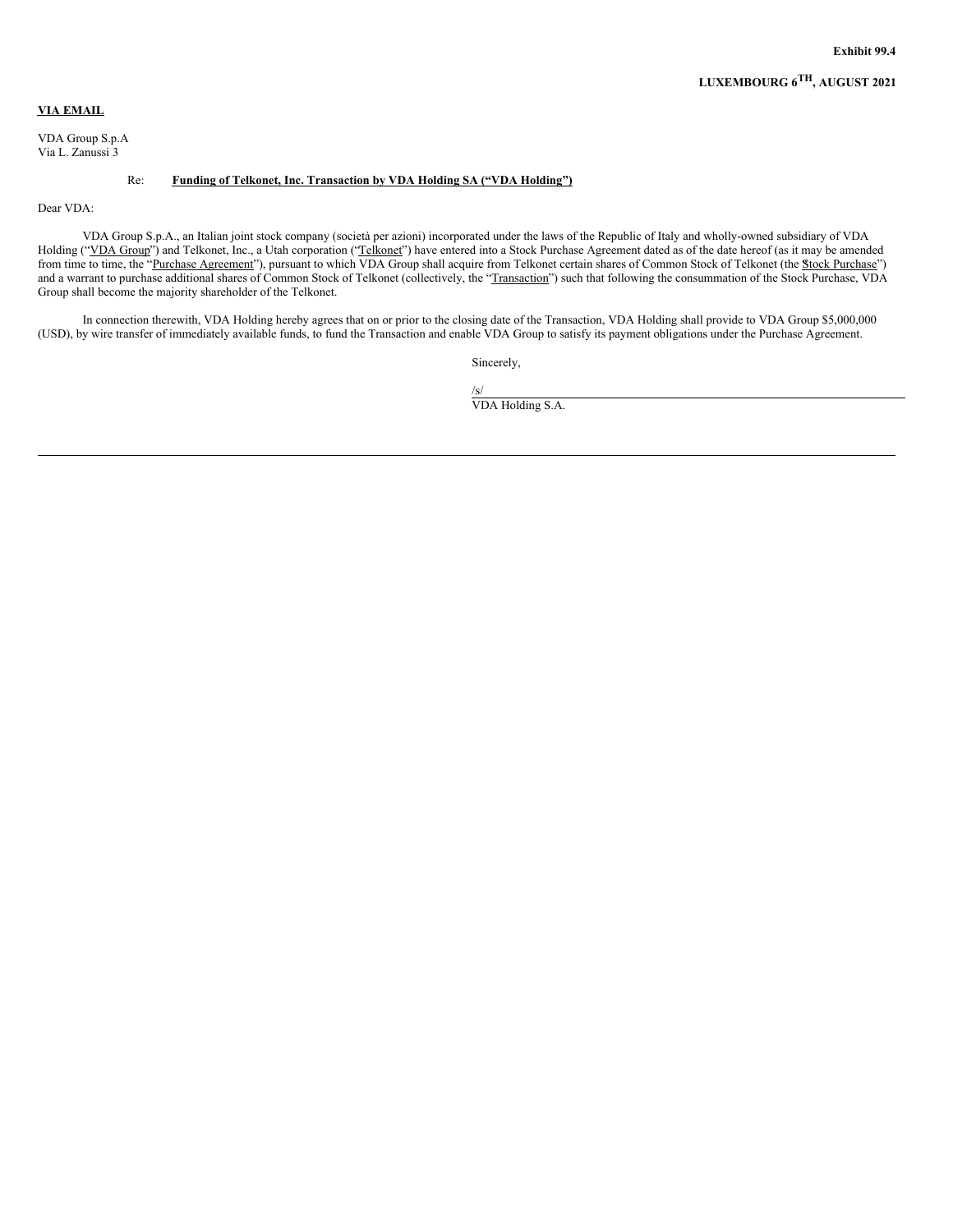**Exhibit 99.4**

**LUXEMBOURG 6TH, AUGUST 2021**

**VIA EMAIL**

VDA Group S.p.A
Via L. Zanussi 3

Re: **Funding of Telkonet, Inc. Transaction by VDA Holding SA ("VDA Holding")**

Dear VDA:

VDA Group S.p.A., an Italian joint stock company (società per azioni) incorporated under the laws of the Republic of Italy and wholly-owned subsidiary of VDA Holding ("VDA Group") and Telkonet, Inc., a Utah corporation ("Telkonet") have entered into a Stock Purchase Agreement dated as of the date hereof (as it may be amended from time to time, the "Purchase Agreement"), pursuant to which VDA Group shall acquire from Telkonet certain shares of Common Stock of Telkonet (the "Stock Purchase") and a warrant to purchase additional shares of Common Stock of Telkonet (collectively, the "Transaction") such that following the consummation of the Stock Purchase, VDA Group shall become the majority shareholder of the Telkonet.

In connection therewith, VDA Holding hereby agrees that on or prior to the closing date of the Transaction, VDA Holding shall provide to VDA Group $5,000,000 (USD), by wire transfer of immediately available funds, to fund the Transaction and enable VDA Group to satisfy its payment obligations under the Purchase Agreement.

Sincerely,

/s/

VDA Holding S.A.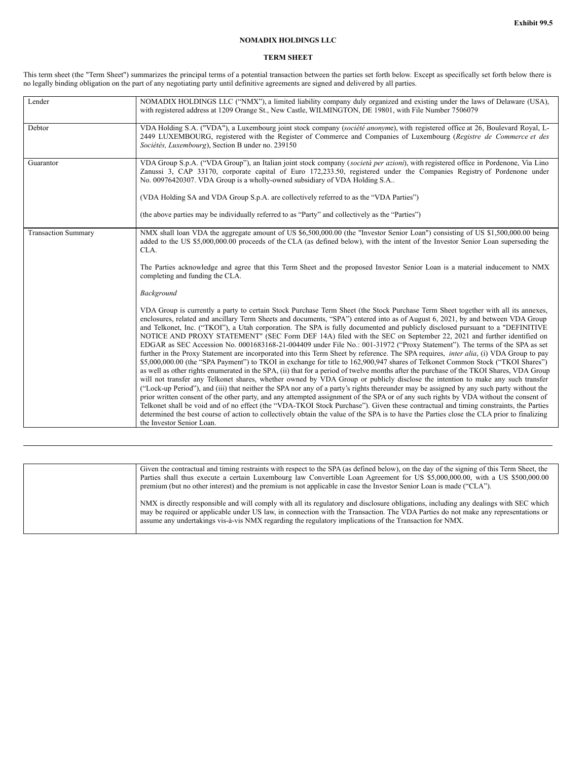Exhibit 99.5

**NOMADIX HOLDINGS LLC**

**TERM SHEET**

This term sheet (the "Term Sheet") summarizes the principal terms of a potential transaction between the parties set forth below. Except as specifically set forth below there is no legally binding obligation on the part of any negotiating party until definitive agreements are signed and delivered by all parties.

| | |
|---|---|
| Lender | NOMADIX HOLDINGS LLC ("NMX"), a limited liability company duly organized and existing under the laws of Delaware (USA), with registered address at 1209 Orange St., New Castle, WILMINGTON, DE 19801, with File Number 7506079 |
| Debtor | VDA Holding S.A. ("VDA"), a Luxembourg joint stock company (*société anonyme*), with registered office at 26, Boulevard Royal, L-2449 LUXEMBOURG, registered with the Register of Commerce and Companies of Luxembourg (*Registre de Commerce et des Sociétés, Luxembourg*), Section B under no. 239150 |
| Guarantor | VDA Group S.p.A. ("VDA Group"), an Italian joint stock company (*società per azioni*), with registered office in Pordenone, Via Lino Zanussi 3, CAP 33170, corporate capital of Euro 172,233.50, registered under the Companies Registry of Pordenone under No. 00976420307. VDA Group is a wholly-owned subsidiary of VDA Holding S.A..<br><br>(VDA Holding SA and VDA Group S.p.A. are collectively referred to as the "VDA Parties")<br><br>(the above parties may be individually referred to as "Party" and collectively as the "Parties") |
| Transaction Summary | NMX shall loan VDA the aggregate amount of US $6,500,000.00 (the "Investor Senior Loan") consisting of US $1,500,000.00 being added to the US $5,000,000.00 proceeds of the CLA (as defined below), with the intent of the Investor Senior Loan superseding the CLA.<br><br>The Parties acknowledge and agree that this Term Sheet and the proposed Investor Senior Loan is a material inducement to NMX completing and funding the CLA.<br><br>*Background*<br><br>VDA Group is currently a party to certain Stock Purchase Term Sheet (the Stock Purchase Term Sheet together with all its annexes, enclosures, related and ancillary Term Sheets and documents, "SPA") entered into as of August 6, 2021, by and between VDA Group and Telkonet, Inc. ("TKOI"), a Utah corporation. The SPA is fully documented and publicly disclosed pursuant to a "DEFINITIVE NOTICE AND PROXY STATEMENT" (SEC Form DEF 14A) filed with the SEC on September 22, 2021 and further identified on EDGAR as SEC Accession No. 0001683168-21-004409 under File No.: 001-31972 ("Proxy Statement"). The terms of the SPA as set further in the Proxy Statement are incorporated into this Term Sheet by reference. The SPA requires, *inter alia*, (i) VDA Group to pay $5,000,000.00 (the "SPA Payment") to TKOI in exchange for title to 162,900,947 shares of Telkonet Common Stock ("TKOI Shares") as well as other rights enumerated in the SPA, (ii) that for a period of twelve months after the purchase of the TKOI Shares, VDA Group will not transfer any Telkonet shares, whether owned by VDA Group or publicly disclose the intention to make any such transfer ("Lock-up Period"), and (iii) that neither the SPA nor any of a party's rights thereunder may be assigned by any such party without the prior written consent of the other party, and any attempted assignment of the SPA or of any such rights by VDA without the consent of Telkonet shall be void and of no effect (the "VDA-TKOI Stock Purchase"). Given these contractual and timing constraints, the Parties determined the best course of action to collectively obtain the value of the SPA is to have the Parties close the CLA prior to finalizing the Investor Senior Loan.<br><br>Given the contractual and timing restraints with respect to the SPA (as defined below), on the day of the signing of this Term Sheet, the Parties shall thus execute a certain Luxembourg law Convertible Loan Agreement for US $5,000,000.00, with a US $500,000.00 premium (but no other interest) and the premium is not applicable in case the Investor Senior Loan is made ("CLA").<br><br>NMX is directly responsible and will comply with all its regulatory and disclosure obligations, including any dealings with SEC which may be required or applicable under US law, in connection with the Transaction. The VDA Parties do not make any representations or assume any undertakings vis-à-vis NMX regarding the regulatory implications of the Transaction for NMX. |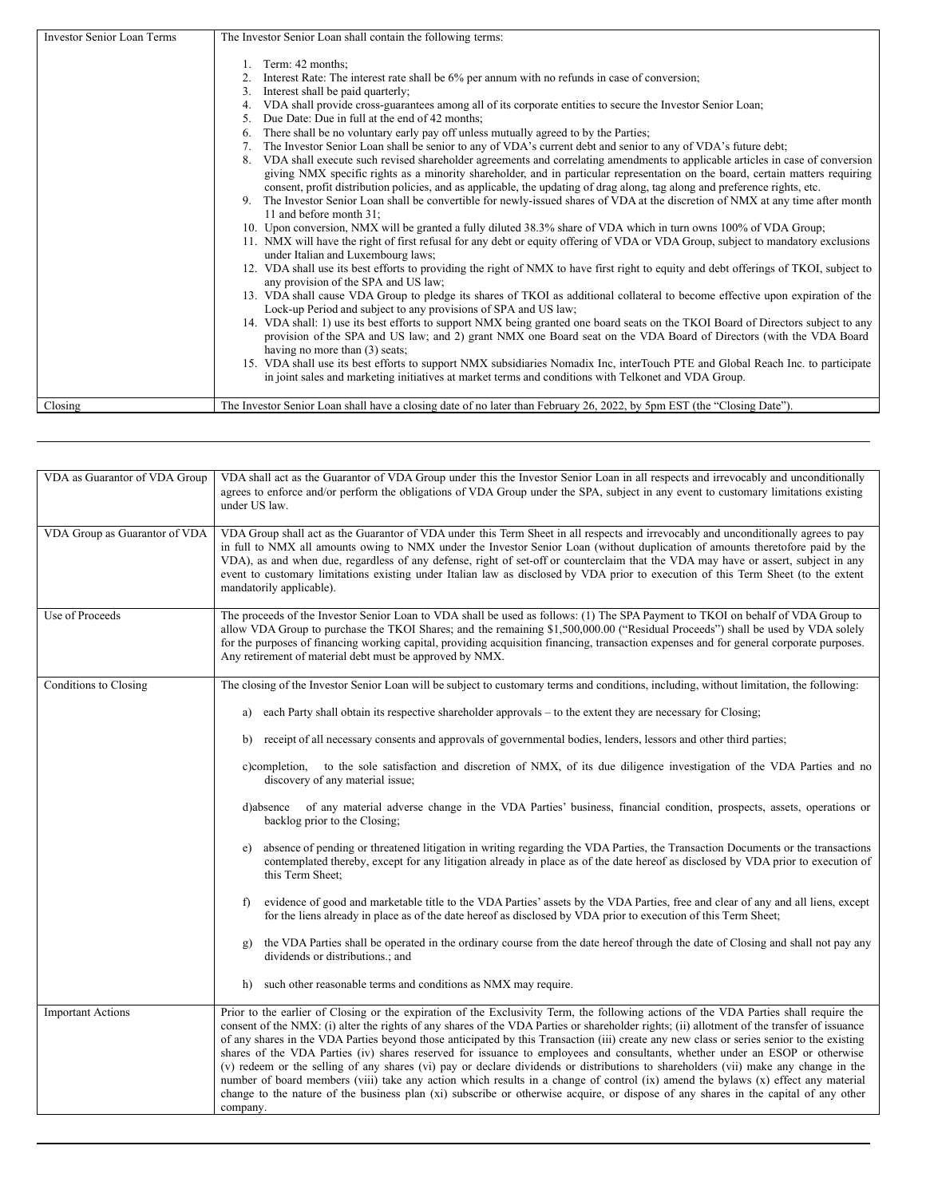| | |
|---|---|
| Investor Senior Loan Terms | The Investor Senior Loan shall contain the following terms:<br><br>1. Term: 42 months;<br>2. Interest Rate: The interest rate shall be 6% per annum with no refunds in case of conversion;<br>3. Interest shall be paid quarterly;<br>4. VDA shall provide cross-guarantees among all of its corporate entities to secure the Investor Senior Loan;<br>5. Due Date: Due in full at the end of 42 months;<br>6. There shall be no voluntary early pay off unless mutually agreed to by the Parties;<br>7. The Investor Senior Loan shall be senior to any of VDA's current debt and senior to any of VDA's future debt;<br>8. VDA shall execute such revised shareholder agreements and correlating amendments to applicable articles in case of conversion giving NMX specific rights as a minority shareholder, and in particular representation on the board, certain matters requiring consent, profit distribution policies, and as applicable, the updating of drag along, tag along and preference rights, etc.<br>9. The Investor Senior Loan shall be convertible for newly-issued shares of VDA at the discretion of NMX at any time after month 11 and before month 31;<br>10. Upon conversion, NMX will be granted a fully diluted 38.3% share of VDA which in turn owns 100% of VDA Group;<br>11. NMX will have the right of first refusal for any debt or equity offering of VDA or VDA Group, subject to mandatory exclusions under Italian and Luxembourg laws;<br>12. VDA shall use its best efforts to providing the right of NMX to have first right to equity and debt offerings of TKOI, subject to any provision of the SPA and US law;<br>13. VDA shall cause VDA Group to pledge its shares of TKOI as additional collateral to become effective upon expiration of the Lock-up Period and subject to any provisions of SPA and US law;<br>14. VDA shall: 1) use its best efforts to support NMX being granted one board seats on the TKOI Board of Directors subject to any provision of the SPA and US law; and 2) grant NMX one Board seat on the VDA Board of Directors (with the VDA Board having no more than (3) seats;<br>15. VDA shall use its best efforts to support NMX subsidiaries Nomadix Inc, interTouch PTE and Global Reach Inc. to participate in joint sales and marketing initiatives at market terms and conditions with Telkonet and VDA Group. |
| Closing | The Investor Senior Loan shall have a closing date of no later than February 26, 2022, by 5pm EST (the "Closing Date"). |

| | |
|---|---|
| VDA as Guarantor of VDA Group | VDA shall act as the Guarantor of VDA Group under this the Investor Senior Loan in all respects and irrevocably and unconditionally agrees to enforce and/or perform the obligations of VDA Group under the SPA, subject in any event to customary limitations existing under US law. |
| VDA Group as Guarantor of VDA | VDA Group shall act as the Guarantor of VDA under this Term Sheet in all respects and irrevocably and unconditionally agrees to pay in full to NMX all amounts owing to NMX under the Investor Senior Loan (without duplication of amounts theretofore paid by the VDA), as and when due, regardless of any defense, right of set-off or counterclaim that the VDA may have or assert, subject in any event to customary limitations existing under Italian law as disclosed by VDA prior to execution of this Term Sheet (to the extent mandatorily applicable). |
| Use of Proceeds | The proceeds of the Investor Senior Loan to VDA shall be used as follows: (1) The SPA Payment to TKOI on behalf of VDA Group to allow VDA Group to purchase the TKOI Shares; and the remaining $1,500,000.00 ("Residual Proceeds") shall be used by VDA solely for the purposes of financing working capital, providing acquisition financing, transaction expenses and for general corporate purposes. Any retirement of material debt must be approved by NMX. |
| Conditions to Closing | The closing of the Investor Senior Loan will be subject to customary terms and conditions, including, without limitation, the following:<br><br>a) each Party shall obtain its respective shareholder approvals – to the extent they are necessary for Closing;<br><br>b) receipt of all necessary consents and approvals of governmental bodies, lenders, lessors and other third parties;<br><br>c) completion, to the sole satisfaction and discretion of NMX, of its due diligence investigation of the VDA Parties and no discovery of any material issue;<br><br>d) absence of any material adverse change in the VDA Parties' business, financial condition, prospects, assets, operations or backlog prior to the Closing;<br><br>e) absence of pending or threatened litigation in writing regarding the VDA Parties, the Transaction Documents or the transactions contemplated thereby, except for any litigation already in place as of the date hereof as disclosed by VDA prior to execution of this Term Sheet;<br><br>f) evidence of good and marketable title to the VDA Parties' assets by the VDA Parties, free and clear of any and all liens, except for the liens already in place as of the date hereof as disclosed by VDA prior to execution of this Term Sheet;<br><br>g) the VDA Parties shall be operated in the ordinary course from the date hereof through the date of Closing and shall not pay any dividends or distributions.; and<br><br>h) such other reasonable terms and conditions as NMX may require. |
| Important Actions | Prior to the earlier of Closing or the expiration of the Exclusivity Term, the following actions of the VDA Parties shall require the consent of the NMX: (i) alter the rights of any shares of the VDA Parties or shareholder rights; (ii) allotment of the transfer of issuance of any shares in the VDA Parties beyond those anticipated by this Transaction (iii) create any new class or series senior to the existing shares of the VDA Parties (iv) shares reserved for issuance to employees and consultants, whether under an ESOP or otherwise (v) redeem or the selling of any shares (vi) pay or declare dividends or distributions to shareholders (vii) make any change in the number of board members (viii) take any action which results in a change of control (ix) amend the bylaws (x) effect any material change to the nature of the business plan (xi) subscribe or otherwise acquire, or dispose of any shares in the capital of any other company. |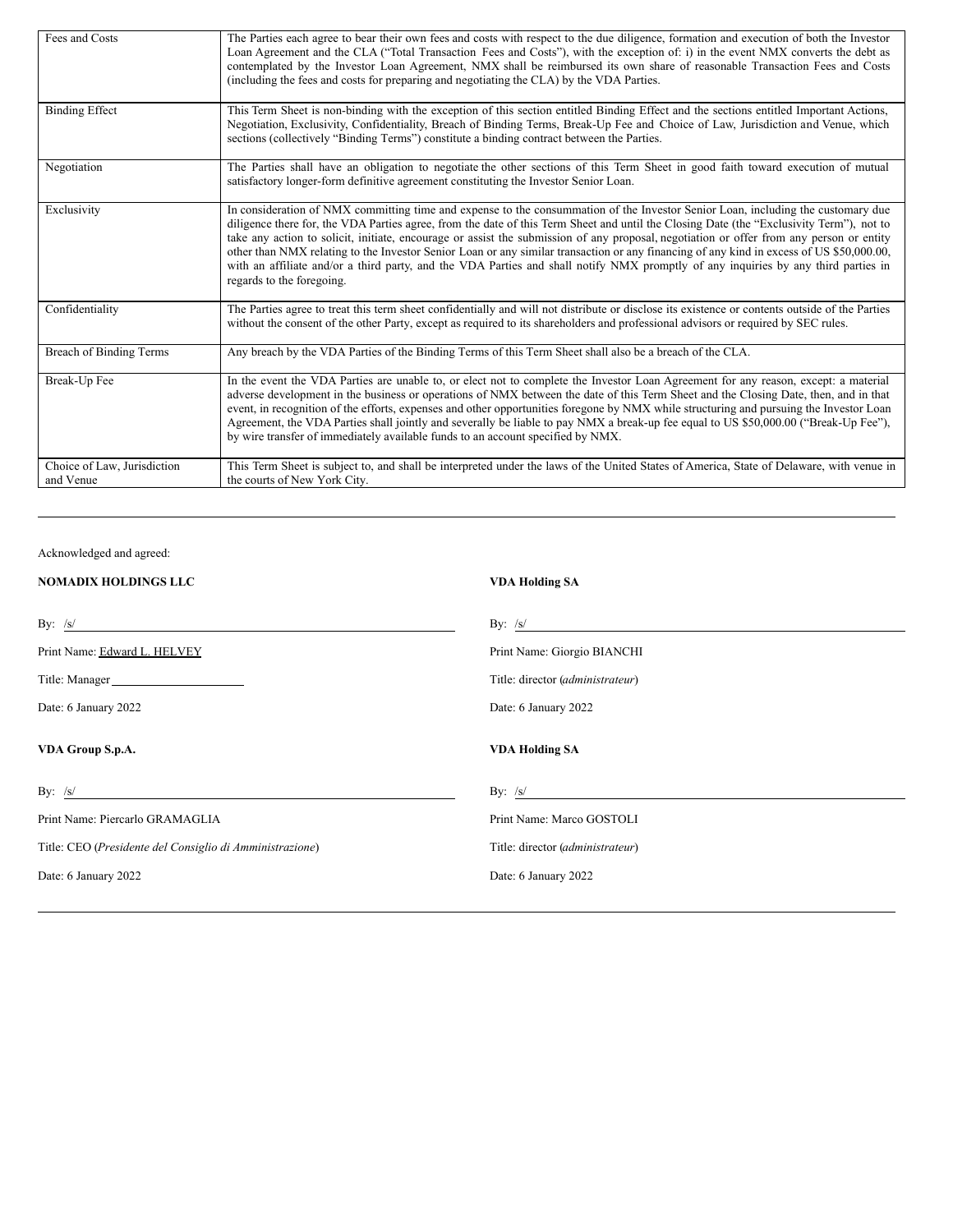| Fees and Costs | The Parties each agree to bear their own fees and costs with respect to the due diligence, formation and execution of both the Investor Loan Agreement and the CLA ("Total Transaction Fees and Costs"), with the exception of: i) in the event NMX converts the debt as contemplated by the Investor Loan Agreement, NMX shall be reimbursed its own share of reasonable Transaction Fees and Costs (including the fees and costs for preparing and negotiating the CLA) by the VDA Parties. |
|---|---|
| Binding Effect | This Term Sheet is non-binding with the exception of this section entitled Binding Effect and the sections entitled Important Actions, Negotiation, Exclusivity, Confidentiality, Breach of Binding Terms, Break-Up Fee and Choice of Law, Jurisdiction and Venue, which sections (collectively "Binding Terms") constitute a binding contract between the Parties. |
| Negotiation | The Parties shall have an obligation to negotiate the other sections of this Term Sheet in good faith toward execution of mutual satisfactory longer-form definitive agreement constituting the Investor Senior Loan. |
| Exclusivity | In consideration of NMX committing time and expense to the consummation of the Investor Senior Loan, including the customary due diligence there for, the VDA Parties agree, from the date of this Term Sheet and until the Closing Date (the "Exclusivity Term"), not to take any action to solicit, initiate, encourage or assist the submission of any proposal, negotiation or offer from any person or entity other than NMX relating to the Investor Senior Loan or any similar transaction or any financing of any kind in excess of US $50,000.00, with an affiliate and/or a third party, and the VDA Parties and shall notify NMX promptly of any inquiries by any third parties in regards to the foregoing. |
| Confidentiality | The Parties agree to treat this term sheet confidentially and will not distribute or disclose its existence or contents outside of the Parties without the consent of the other Party, except as required to its shareholders and professional advisors or required by SEC rules. |
| Breach of Binding Terms | Any breach by the VDA Parties of the Binding Terms of this Term Sheet shall also be a breach of the CLA. |
| Break-Up Fee | In the event the VDA Parties are unable to, or elect not to complete the Investor Loan Agreement for any reason, except: a material adverse development in the business or operations of NMX between the date of this Term Sheet and the Closing Date, then, and in that event, in recognition of the efforts, expenses and other opportunities foregone by NMX while structuring and pursuing the Investor Loan Agreement, the VDA Parties shall jointly and severally be liable to pay NMX a break-up fee equal to US $50,000.00 ("Break-Up Fee"), by wire transfer of immediately available funds to an account specified by NMX. |
| Choice of Law, Jurisdiction and Venue | This Term Sheet is subject to, and shall be interpreted under the laws of the United States of America, State of Delaware, with venue in the courts of New York City. |

---

Acknowledged and agreed:

**NOMADIX HOLDINGS LLC**

By: /s/

Print Name: Edward L. HELVEY

Title: Manager

Date: 6 January 2022

**VDA Holding SA**

By: /s/

Print Name: Giorgio BIANCHI

Title: director (*administrateur*)

Date: 6 January 2022

**VDA Group S.p.A.**

By: /s/

Print Name: Piercarlo GRAMAGLIA

Title: CEO (*Presidente del Consiglio di Amministrazione*)

Date: 6 January 2022

**VDA Holding SA**

By: /s/

Print Name: Marco GOSTOLI

Title: director (*administrateur*)

Date: 6 January 2022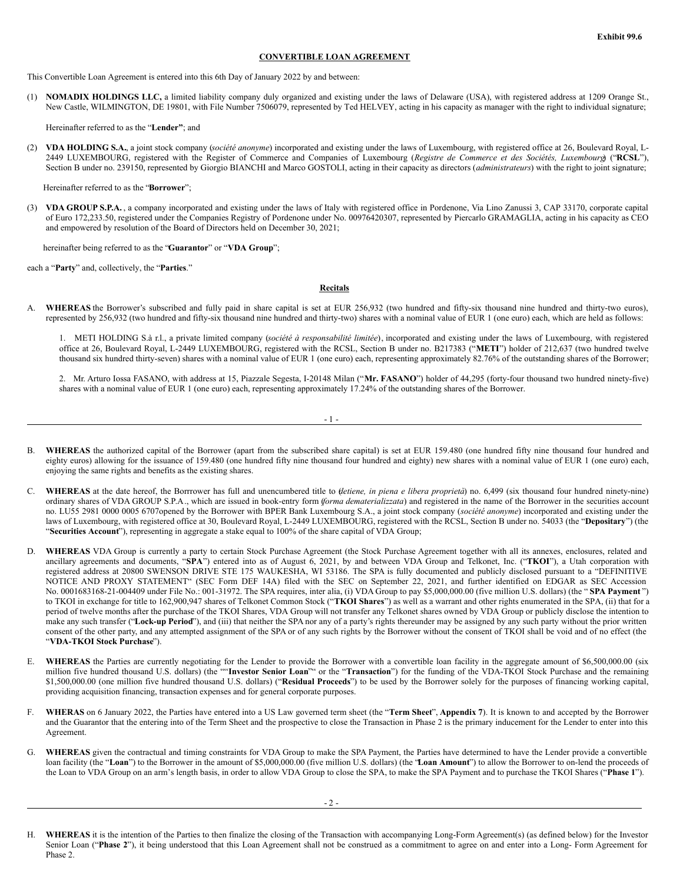**Exhibit 99.6**

**CONVERTIBLE LOAN AGREEMENT**

This Convertible Loan Agreement is entered into this 6th Day of January 2022 by and between:

(1) **NOMADIX HOLDINGS LLC,** a limited liability company duly organized and existing under the laws of Delaware (USA), with registered address at 1209 Orange St., New Castle, WILMINGTON, DE 19801, with File Number 7506079, represented by Ted HELVEY, acting in his capacity as manager with the right to individual signature;

Hereinafter referred to as the "**Lender**"; and

(2) **VDA HOLDING S.A.**, a joint stock company (*société anonyme*) incorporated and existing under the laws of Luxembourg, with registered office at 26, Boulevard Royal, L-2449 LUXEMBOURG, registered with the Register of Commerce and Companies of Luxembourg (*Registre de Commerce et des Sociétés, Luxembourg*) ("**RCSL**"), Section B under no. 239150, represented by Giorgio BIANCHI and Marco GOSTOLI, acting in their capacity as directors (*administrateurs*) with the right to joint signature;

Hereinafter referred to as the "**Borrower**";

(3) **VDA GROUP S.P.A.** , a company incorporated and existing under the laws of Italy with registered office in Pordenone, Via Lino Zanussi 3, CAP 33170, corporate capital of Euro 172,233.50, registered under the Companies Registry of Pordenone under No. 00976420307, represented by Piercarlo GRAMAGLIA, acting in his capacity as CEO and empowered by resolution of the Board of Directors held on December 30, 2021;

hereinafter being referred to as the "**Guarantor**" or "**VDA Group**";

each a "**Party**" and, collectively, the "**Parties**."

**Recitals**

A. **WHEREAS** the Borrower's subscribed and fully paid in share capital is set at EUR 256,932 (two hundred and fifty-six thousand nine hundred and thirty-two euros), represented by 256,932 (two hundred and fifty-six thousand nine hundred and thirty-two) shares with a nominal value of EUR 1 (one euro) each, which are held as follows:

1. METI HOLDING S.à r.l., a private limited company (*société à responsabilité limitée*), incorporated and existing under the laws of Luxembourg, with registered office at 26, Boulevard Royal, L-2449 LUXEMBOURG, registered with the RCSL, Section B under no. B217383 ("**METI**") holder of 212,637 (two hundred twelve thousand six hundred thirty-seven) shares with a nominal value of EUR 1 (one euro) each, representing approximately 82.76% of the outstanding shares of the Borrower;

2. Mr. Arturo Iossa FASANO, with address at 15, Piazzale Segesta, I-20148 Milan ("**Mr. FASANO**") holder of 44,295 (forty-four thousand two hundred ninety-five) shares with a nominal value of EUR 1 (one euro) each, representing approximately 17.24% of the outstanding shares of the Borrower.

B. **WHEREAS** the authorized capital of the Borrower (apart from the subscribed share capital) is set at EUR 159.480 (one hundred fifty nine thousand four hundred and eighty euros) allowing for the issuance of 159.480 (one hundred fifty nine thousand four hundred and eighty) new shares with a nominal value of EUR 1 (one euro) each, enjoying the same rights and benefits as the existing shares.

C. **WHEREAS** at the date hereof, the Borrrower has full and unencumbered title to (*detiene, in piena e libera proprietà*) no. 6,499 (six thousand four hundred ninety-nine) ordinary shares of VDA GROUP S.P.A., which are issued in book-entry form (*forma dematerializzata*) and registered in the name of the Borrower in the securities account no. LU55 2981 0000 0005 6707opened by the Borrower with BPER Bank Luxembourg S.A., a joint stock company (*société anonyme*) incorporated and existing under the laws of Luxembourg, with registered office at 30, Boulevard Royal, L-2449 LUXEMBOURG, registered with the RCSL, Section B under no. 54033 (the "**Depositary**") (the "**Securities Account**"), representing in aggregate a stake equal to 100% of the share capital of VDA Group;

D. **WHEREAS** VDA Group is currently a party to certain Stock Purchase Agreement (the Stock Purchase Agreement together with all its annexes, enclosures, related and ancillary agreements and documents, "**SPA**") entered into as of August 6, 2021, by and between VDA Group and Telkonet, Inc. ("**TKOI**"), a Utah corporation with registered address at 20800 SWENSON DRIVE STE 175 WAUKESHA, WI 53186. The SPA is fully documented and publicly disclosed pursuant to a "DEFINITIVE NOTICE AND PROXY STATEMENT" (SEC Form DEF 14A) filed with the SEC on September 22, 2021, and further identified on EDGAR as SEC Accession No. 0001683168-21-004409 under File No.: 001-31972. The SPA requires, inter alia, (i) VDA Group to pay $5,000,000.00 (five million U.S. dollars) (the "**SPA Payment**") to TKOI in exchange for title to 162,900,947 shares of Telkonet Common Stock ("**TKOI Shares**") as well as a warrant and other rights enumerated in the SPA, (ii) that for a period of twelve months after the purchase of the TKOI Shares, VDA Group will not transfer any Telkonet shares owned by VDA Group or publicly disclose the intention to make any such transfer ("**Lock-up Period**"), and (iii) that neither the SPA nor any of a party's rights thereunder may be assigned by any such party without the prior written consent of the other party, and any attempted assignment of the SPA or of any such rights by the Borrower without the consent of TKOI shall be void and of no effect (the "**VDA-TKOI Stock Purchase**").

E. **WHEREAS** the Parties are currently negotiating for the Lender to provide the Borrower with a convertible loan facility in the aggregate amount of $6,500,000.00 (six million five hundred thousand U.S. dollars) (the ""**Investor Senior Loan**"" or the "**Transaction**") for the funding of the VDA-TKOI Stock Purchase and the remaining $1,500,000.00 (one million five hundred thousand U.S. dollars) ("**Residual Proceeds**") to be used by the Borrower solely for the purposes of financing working capital, providing acquisition financing, transaction expenses and for general corporate purposes.

F. **WHERAS** on 6 January 2022, the Parties have entered into a US Law governed term sheet (the "**Term Sheet**", **Appendix 7**). It is known to and accepted by the Borrower and the Guarantor that the entering into of the Term Sheet and the prospective to close the Transaction in Phase 2 is the primary inducement for the Lender to enter into this Agreement.

G. **WHEREAS** given the contractual and timing constraints for VDA Group to make the SPA Payment, the Parties have determined to have the Lender provide a convertible loan facility (the "**Loan**") to the Borrower in the amount of $5,000,000.00 (five million U.S. dollars) (the "**Loan Amount**") to allow the Borrower to on-lend the proceeds of the Loan to VDA Group on an arm's length basis, in order to allow VDA Group to close the SPA, to make the SPA Payment and to purchase the TKOI Shares ("**Phase 1**").

H. **WHEREAS** it is the intention of the Parties to then finalize the closing of the Transaction with accompanying Long-Form Agreement(s) (as defined below) for the Investor Senior Loan ("**Phase 2**"), it being understood that this Loan Agreement shall not be construed as a commitment to agree on and enter into a Long- Form Agreement for Phase 2.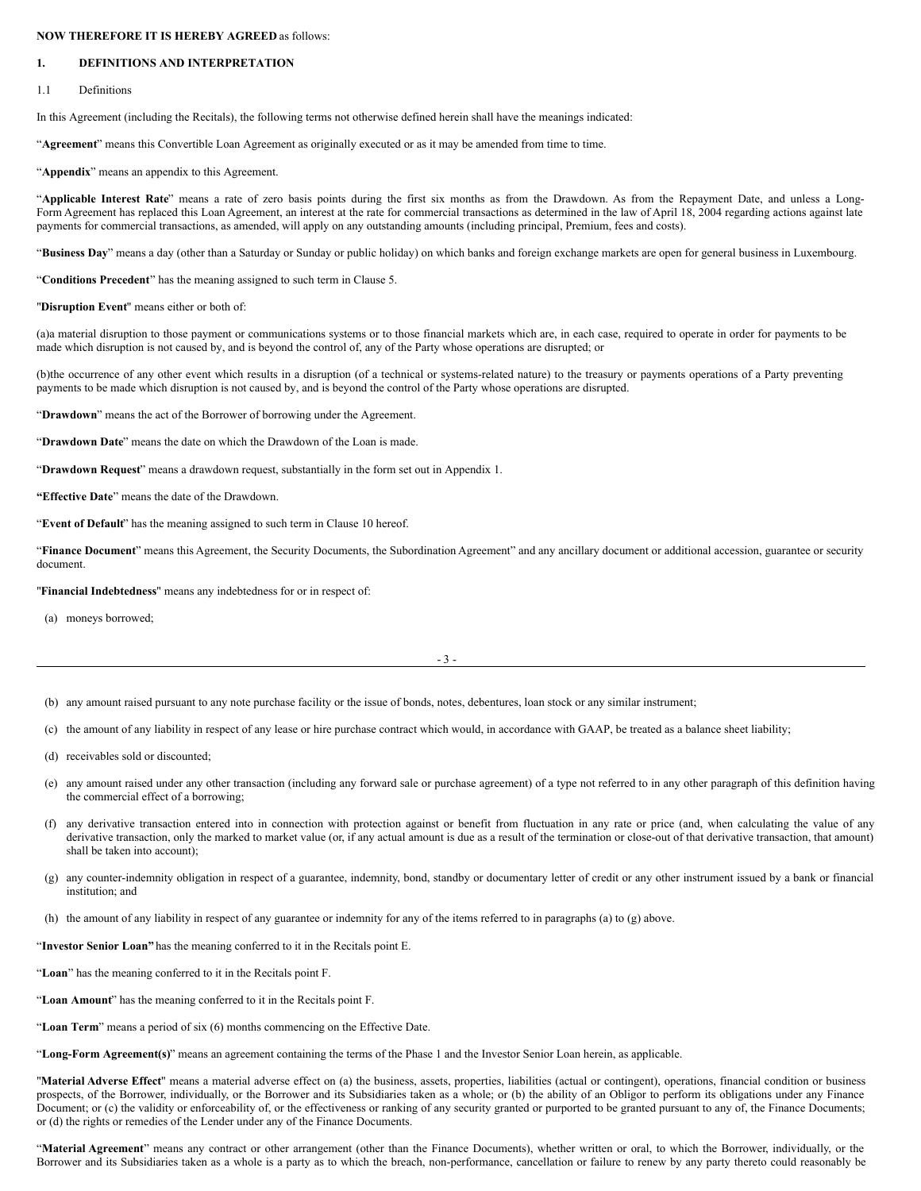**NOW THEREFORE IT IS HEREBY AGREED** as follows:

## 1. DEFINITIONS AND INTERPRETATION

1.1 Definitions

In this Agreement (including the Recitals), the following terms not otherwise defined herein shall have the meanings indicated:

"**Agreement**" means this Convertible Loan Agreement as originally executed or as it may be amended from time to time.

"**Appendix**" means an appendix to this Agreement.

"**Applicable Interest Rate**" means a rate of zero basis points during the first six months as from the Drawdown. As from the Repayment Date, and unless a Long-Form Agreement has replaced this Loan Agreement, an interest at the rate for commercial transactions as determined in the law of April 18, 2004 regarding actions against late payments for commercial transactions, as amended, will apply on any outstanding amounts (including principal, Premium, fees and costs).

"**Business Day**" means a day (other than a Saturday or Sunday or public holiday) on which banks and foreign exchange markets are open for general business in Luxembourg.

"**Conditions Precedent**" has the meaning assigned to such term in Clause 5.

"**Disruption Event**" means either or both of:

(a)a material disruption to those payment or communications systems or to those financial markets which are, in each case, required to operate in order for payments to be made which disruption is not caused by, and is beyond the control of, any of the Party whose operations are disrupted; or

(b)the occurrence of any other event which results in a disruption (of a technical or systems-related nature) to the treasury or payments operations of a Party preventing payments to be made which disruption is not caused by, and is beyond the control of the Party whose operations are disrupted.

"**Drawdown**" means the act of the Borrower of borrowing under the Agreement.

"**Drawdown Date**" means the date on which the Drawdown of the Loan is made.

"**Drawdown Request**" means a drawdown request, substantially in the form set out in Appendix 1.

"**Effective Date**" means the date of the Drawdown.

"**Event of Default**" has the meaning assigned to such term in Clause 10 hereof.

"**Finance Document**" means this Agreement, the Security Documents, the Subordination Agreement" and any ancillary document or additional accession, guarantee or security document.

"**Financial Indebtedness**" means any indebtedness for or in respect of:

(a) moneys borrowed;

(b) any amount raised pursuant to any note purchase facility or the issue of bonds, notes, debentures, loan stock or any similar instrument;

(c) the amount of any liability in respect of any lease or hire purchase contract which would, in accordance with GAAP, be treated as a balance sheet liability;

(d) receivables sold or discounted;

(e) any amount raised under any other transaction (including any forward sale or purchase agreement) of a type not referred to in any other paragraph of this definition having the commercial effect of a borrowing;

(f) any derivative transaction entered into in connection with protection against or benefit from fluctuation in any rate or price (and, when calculating the value of any derivative transaction, only the marked to market value (or, if any actual amount is due as a result of the termination or close-out of that derivative transaction, that amount) shall be taken into account);

(g) any counter-indemnity obligation in respect of a guarantee, indemnity, bond, standby or documentary letter of credit or any other instrument issued by a bank or financial institution; and

(h) the amount of any liability in respect of any guarantee or indemnity for any of the items referred to in paragraphs (a) to (g) above.

"**Investor Senior Loan**" has the meaning conferred to it in the Recitals point E.

"**Loan**" has the meaning conferred to it in the Recitals point F.

"**Loan Amount**" has the meaning conferred to it in the Recitals point F.

"**Loan Term**" means a period of six (6) months commencing on the Effective Date.

"**Long-Form Agreement(s)**" means an agreement containing the terms of the Phase 1 and the Investor Senior Loan herein, as applicable.

"**Material Adverse Effect**" means a material adverse effect on (a) the business, assets, properties, liabilities (actual or contingent), operations, financial condition or business prospects, of the Borrower, individually, or the Borrower and its Subsidiaries taken as a whole; or (b) the ability of an Obligor to perform its obligations under any Finance Document; or (c) the validity or enforceability of, or the effectiveness or ranking of any security granted or purported to be granted pursuant to any of, the Finance Documents; or (d) the rights or remedies of the Lender under any of the Finance Documents.

"**Material Agreement**" means any contract or other arrangement (other than the Finance Documents), whether written or oral, to which the Borrower, individually, or the Borrower and its Subsidiaries taken as a whole is a party as to which the breach, non-performance, cancellation or failure to renew by any party thereto could reasonably be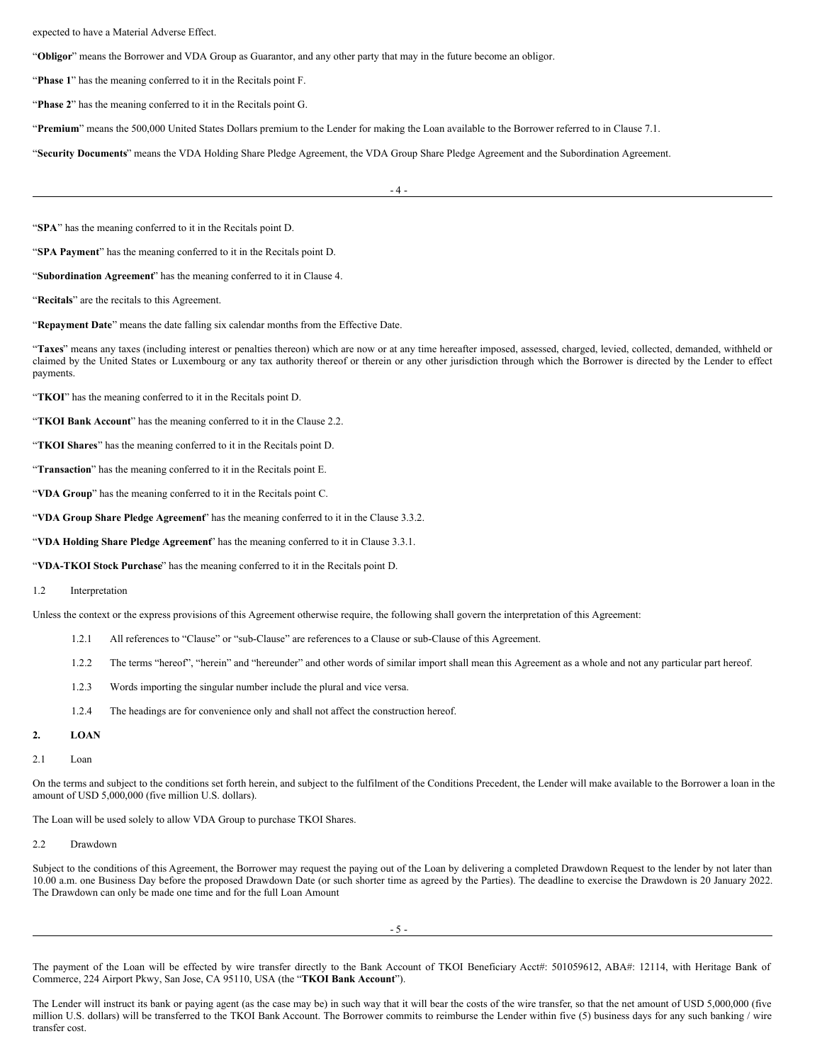expected to have a Material Adverse Effect.

"**Obligor**" means the Borrower and VDA Group as Guarantor, and any other party that may in the future become an obligor.

"**Phase 1**" has the meaning conferred to it in the Recitals point F.

"**Phase 2**" has the meaning conferred to it in the Recitals point G.

"**Premium**" means the 500,000 United States Dollars premium to the Lender for making the Loan available to the Borrower referred to in Clause 7.1.

"**Security Documents**" means the VDA Holding Share Pledge Agreement, the VDA Group Share Pledge Agreement and the Subordination Agreement.

"**SPA**" has the meaning conferred to it in the Recitals point D.

"**SPA Payment**" has the meaning conferred to it in the Recitals point D.

"**Subordination Agreement**" has the meaning conferred to it in Clause 4.

"**Recitals**" are the recitals to this Agreement.

"**Repayment Date**" means the date falling six calendar months from the Effective Date.

"**Taxes**" means any taxes (including interest or penalties thereon) which are now or at any time hereafter imposed, assessed, charged, levied, collected, demanded, withheld or claimed by the United States or Luxembourg or any tax authority thereof or therein or any other jurisdiction through which the Borrower is directed by the Lender to effect payments.

"**TKOI**" has the meaning conferred to it in the Recitals point D.

"**TKOI Bank Account**" has the meaning conferred to it in the Clause 2.2.

"**TKOI Shares**" has the meaning conferred to it in the Recitals point D.

"**Transaction**" has the meaning conferred to it in the Recitals point E.

"**VDA Group**" has the meaning conferred to it in the Recitals point C.

"**VDA Group Share Pledge Agreement**" has the meaning conferred to it in the Clause 3.3.2.

"**VDA Holding Share Pledge Agreement**" has the meaning conferred to it in Clause 3.3.1.

"**VDA-TKOI Stock Purchase**" has the meaning conferred to it in the Recitals point D.

1.2 Interpretation

Unless the context or the express provisions of this Agreement otherwise require, the following shall govern the interpretation of this Agreement:

1.2.1 All references to "Clause" or "sub-Clause" are references to a Clause or sub-Clause of this Agreement.

1.2.2 The terms "hereof", "herein" and "hereunder" and other words of similar import shall mean this Agreement as a whole and not any particular part hereof.

1.2.3 Words importing the singular number include the plural and vice versa.

1.2.4 The headings are for convenience only and shall not affect the construction hereof.

## 2. LOAN

2.1 Loan

On the terms and subject to the conditions set forth herein, and subject to the fulfilment of the Conditions Precedent, the Lender will make available to the Borrower a loan in the amount of USD 5,000,000 (five million U.S. dollars).

The Loan will be used solely to allow VDA Group to purchase TKOI Shares.

2.2 Drawdown

Subject to the conditions of this Agreement, the Borrower may request the paying out of the Loan by delivering a completed Drawdown Request to the lender by not later than 10.00 a.m. one Business Day before the proposed Drawdown Date (or such shorter time as agreed by the Parties). The deadline to exercise the Drawdown is 20 January 2022. The Drawdown can only be made one time and for the full Loan Amount

The payment of the Loan will be effected by wire transfer directly to the Bank Account of TKOI Beneficiary Acct#: 501059612, ABA#: 12114, with Heritage Bank of Commerce, 224 Airport Pkwy, San Jose, CA 95110, USA (the "**TKOI Bank Account**").

The Lender will instruct its bank or paying agent (as the case may be) in such way that it will bear the costs of the wire transfer, so that the net amount of USD 5,000,000 (five million U.S. dollars) will be transferred to the TKOI Bank Account. The Borrower commits to reimburse the Lender within five (5) business days for any such banking / wire transfer cost.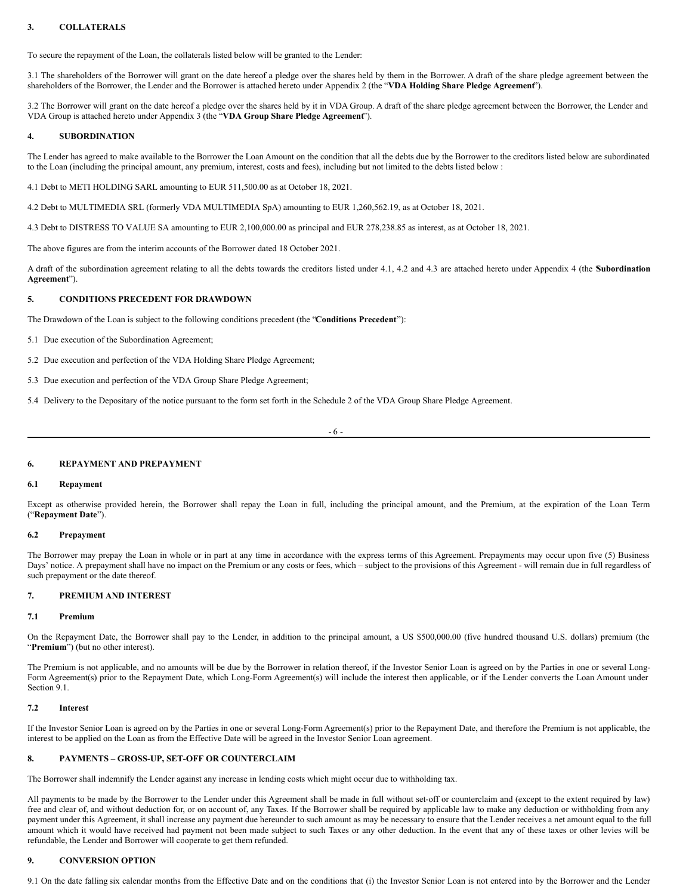## 3. COLLATERALS

To secure the repayment of the Loan, the collaterals listed below will be granted to the Lender:

3.1 The shareholders of the Borrower will grant on the date hereof a pledge over the shares held by them in the Borrower. A draft of the share pledge agreement between the shareholders of the Borrower, the Lender and the Borrower is attached hereto under Appendix 2 (the "**VDA Holding Share Pledge Agreement**").

3.2 The Borrower will grant on the date hereof a pledge over the shares held by it in VDA Group. A draft of the share pledge agreement between the Borrower, the Lender and VDA Group is attached hereto under Appendix 3 (the "**VDA Group Share Pledge Agreement**").

## 4. SUBORDINATION

The Lender has agreed to make available to the Borrower the Loan Amount on the condition that all the debts due by the Borrower to the creditors listed below are subordinated to the Loan (including the principal amount, any premium, interest, costs and fees), including but not limited to the debts listed below :

4.1 Debt to METI HOLDING SARL amounting to EUR 511,500.00 as at October 18, 2021.

4.2 Debt to MULTIMEDIA SRL (formerly VDA MULTIMEDIA SpA) amounting to EUR 1,260,562.19, as at October 18, 2021.

4.3 Debt to DISTRESS TO VALUE SA amounting to EUR 2,100,000.00 as principal and EUR 278,238.85 as interest, as at October 18, 2021.

The above figures are from the interim accounts of the Borrower dated 18 October 2021.

A draft of the subordination agreement relating to all the debts towards the creditors listed under 4.1, 4.2 and 4.3 are attached hereto under Appendix 4 (the "**Subordination Agreement**").

## 5. CONDITIONS PRECEDENT FOR DRAWDOWN

The Drawdown of the Loan is subject to the following conditions precedent (the "**Conditions Precedent**"):

5.1 Due execution of the Subordination Agreement;

5.2 Due execution and perfection of the VDA Holding Share Pledge Agreement;

5.3 Due execution and perfection of the VDA Group Share Pledge Agreement;

5.4 Delivery to the Depositary of the notice pursuant to the form set forth in the Schedule 2 of the VDA Group Share Pledge Agreement.

## 6. REPAYMENT AND PREPAYMENT

### 6.1 Repayment

Except as otherwise provided herein, the Borrower shall repay the Loan in full, including the principal amount, and the Premium, at the expiration of the Loan Term ("**Repayment Date**").

### 6.2 Prepayment

The Borrower may prepay the Loan in whole or in part at any time in accordance with the express terms of this Agreement. Prepayments may occur upon five (5) Business Days' notice. A prepayment shall have no impact on the Premium or any costs or fees, which – subject to the provisions of this Agreement - will remain due in full regardless of such prepayment or the date thereof.

## 7. PREMIUM AND INTEREST

### 7.1 Premium

On the Repayment Date, the Borrower shall pay to the Lender, in addition to the principal amount, a US $500,000.00 (five hundred thousand U.S. dollars) premium (the "**Premium**") (but no other interest).

The Premium is not applicable, and no amounts will be due by the Borrower in relation thereof, if the Investor Senior Loan is agreed on by the Parties in one or several Long-Form Agreement(s) prior to the Repayment Date, which Long-Form Agreement(s) will include the interest then applicable, or if the Lender converts the Loan Amount under Section 9.1.

### 7.2 Interest

If the Investor Senior Loan is agreed on by the Parties in one or several Long-Form Agreement(s) prior to the Repayment Date, and therefore the Premium is not applicable, the interest to be applied on the Loan as from the Effective Date will be agreed in the Investor Senior Loan agreement.

## 8. PAYMENTS – GROSS-UP, SET-OFF OR COUNTERCLAIM

The Borrower shall indemnify the Lender against any increase in lending costs which might occur due to withholding tax.

All payments to be made by the Borrower to the Lender under this Agreement shall be made in full without set-off or counterclaim and (except to the extent required by law) free and clear of, and without deduction for, or on account of, any Taxes. If the Borrower shall be required by applicable law to make any deduction or withholding from any payment under this Agreement, it shall increase any payment due hereunder to such amount as may be necessary to ensure that the Lender receives a net amount equal to the full amount which it would have received had payment not been made subject to such Taxes or any other deduction. In the event that any of these taxes or other levies will be refundable, the Lender and Borrower will cooperate to get them refunded.

## 9. CONVERSION OPTION

9.1 On the date falling six calendar months from the Effective Date and on the conditions that (i) the Investor Senior Loan is not entered into by the Borrower and the Lender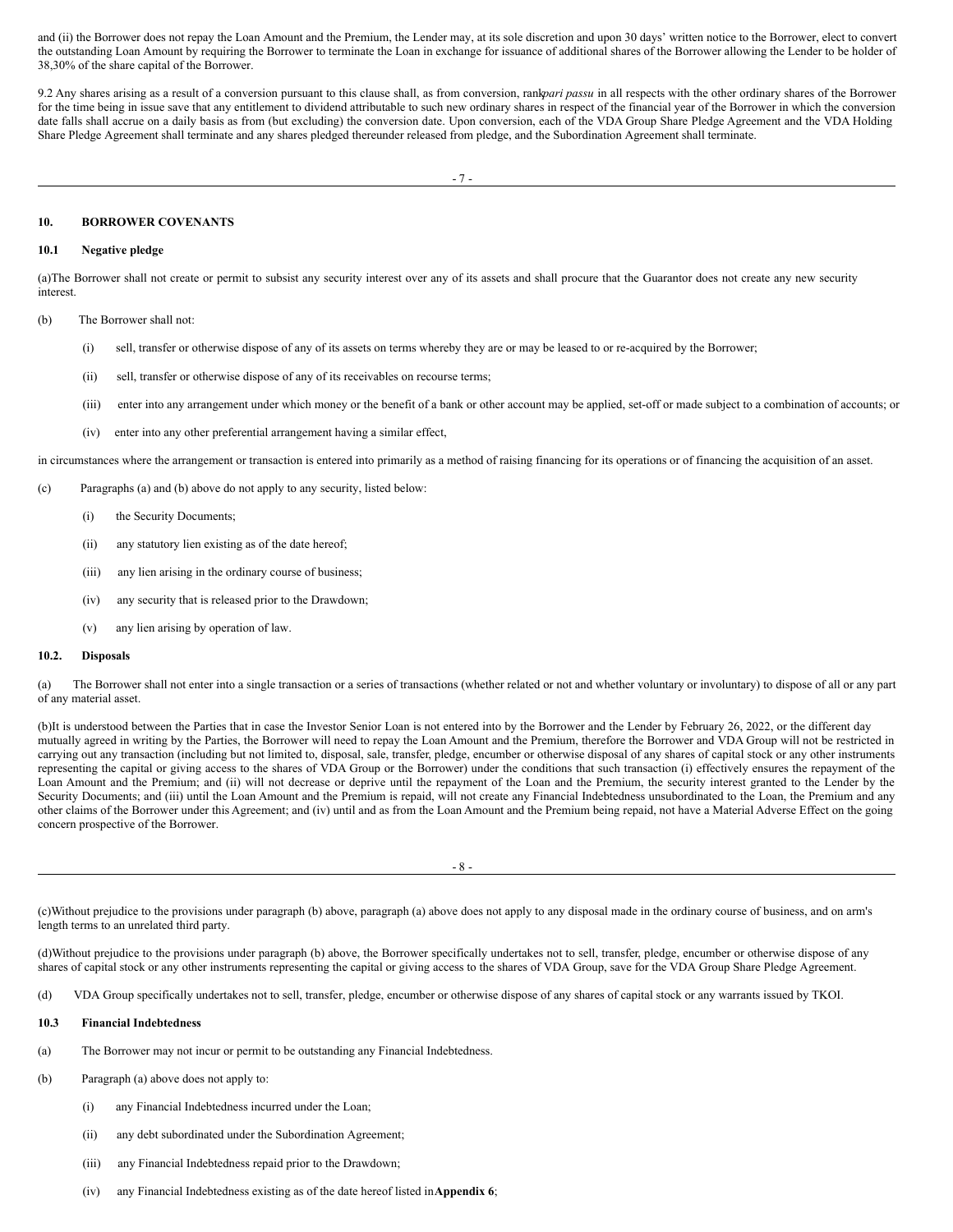and (ii) the Borrower does not repay the Loan Amount and the Premium, the Lender may, at its sole discretion and upon 30 days' written notice to the Borrower, elect to convert the outstanding Loan Amount by requiring the Borrower to terminate the Loan in exchange for issuance of additional shares of the Borrower allowing the Lender to be holder of 38,30% of the share capital of the Borrower.

9.2 Any shares arising as a result of a conversion pursuant to this clause shall, as from conversion, rank *pari passu* in all respects with the other ordinary shares of the Borrower for the time being in issue save that any entitlement to dividend attributable to such new ordinary shares in respect of the financial year of the Borrower in which the conversion date falls shall accrue on a daily basis as from (but excluding) the conversion date. Upon conversion, each of the VDA Group Share Pledge Agreement and the VDA Holding Share Pledge Agreement shall terminate and any shares pledged thereunder released from pledge, and the Subordination Agreement shall terminate.

## 10. BORROWER COVENANTS

### 10.1 Negative pledge

(a) The Borrower shall not create or permit to subsist any security interest over any of its assets and shall procure that the Guarantor does not create any new security interest.

(b) The Borrower shall not:

(i) sell, transfer or otherwise dispose of any of its assets on terms whereby they are or may be leased to or re-acquired by the Borrower;

(ii) sell, transfer or otherwise dispose of any of its receivables on recourse terms;

(iii) enter into any arrangement under which money or the benefit of a bank or other account may be applied, set-off or made subject to a combination of accounts; or

(iv) enter into any other preferential arrangement having a similar effect,

in circumstances where the arrangement or transaction is entered into primarily as a method of raising financing for its operations or of financing the acquisition of an asset.

(c) Paragraphs (a) and (b) above do not apply to any security, listed below:

(i) the Security Documents;

(ii) any statutory lien existing as of the date hereof;

(iii) any lien arising in the ordinary course of business;

(iv) any security that is released prior to the Drawdown;

(v) any lien arising by operation of law.

### 10.2. Disposals

(a) The Borrower shall not enter into a single transaction or a series of transactions (whether related or not and whether voluntary or involuntary) to dispose of all or any part of any material asset.

(b) It is understood between the Parties that in case the Investor Senior Loan is not entered into by the Borrower and the Lender by February 26, 2022, or the different day mutually agreed in writing by the Parties, the Borrower will need to repay the Loan Amount and the Premium, therefore the Borrower and VDA Group will not be restricted in carrying out any transaction (including but not limited to, disposal, sale, transfer, pledge, encumber or otherwise disposal of any shares of capital stock or any other instruments representing the capital or giving access to the shares of VDA Group or the Borrower) under the conditions that such transaction (i) effectively ensures the repayment of the Loan Amount and the Premium; and (ii) will not decrease or deprive until the repayment of the Loan and the Premium, the security interest granted to the Lender by the Security Documents; and (iii) until the Loan Amount and the Premium is repaid, will not create any Financial Indebtedness unsubordinated to the Loan, the Premium and any other claims of the Borrower under this Agreement; and (iv) until and as from the Loan Amount and the Premium being repaid, not have a Material Adverse Effect on the going concern prospective of the Borrower.

(c) Without prejudice to the provisions under paragraph (b) above, paragraph (a) above does not apply to any disposal made in the ordinary course of business, and on arm's length terms to an unrelated third party.

(d) Without prejudice to the provisions under paragraph (b) above, the Borrower specifically undertakes not to sell, transfer, pledge, encumber or otherwise dispose of any shares of capital stock or any other instruments representing the capital or giving access to the shares of VDA Group, save for the VDA Group Share Pledge Agreement.

(d) VDA Group specifically undertakes not to sell, transfer, pledge, encumber or otherwise dispose of any shares of capital stock or any warrants issued by TKOI.

### 10.3 Financial Indebtedness

(a) The Borrower may not incur or permit to be outstanding any Financial Indebtedness.

(b) Paragraph (a) above does not apply to:

(i) any Financial Indebtedness incurred under the Loan;

(ii) any debt subordinated under the Subordination Agreement;

(iii) any Financial Indebtedness repaid prior to the Drawdown;

(iv) any Financial Indebtedness existing as of the date hereof listed in **Appendix 6**;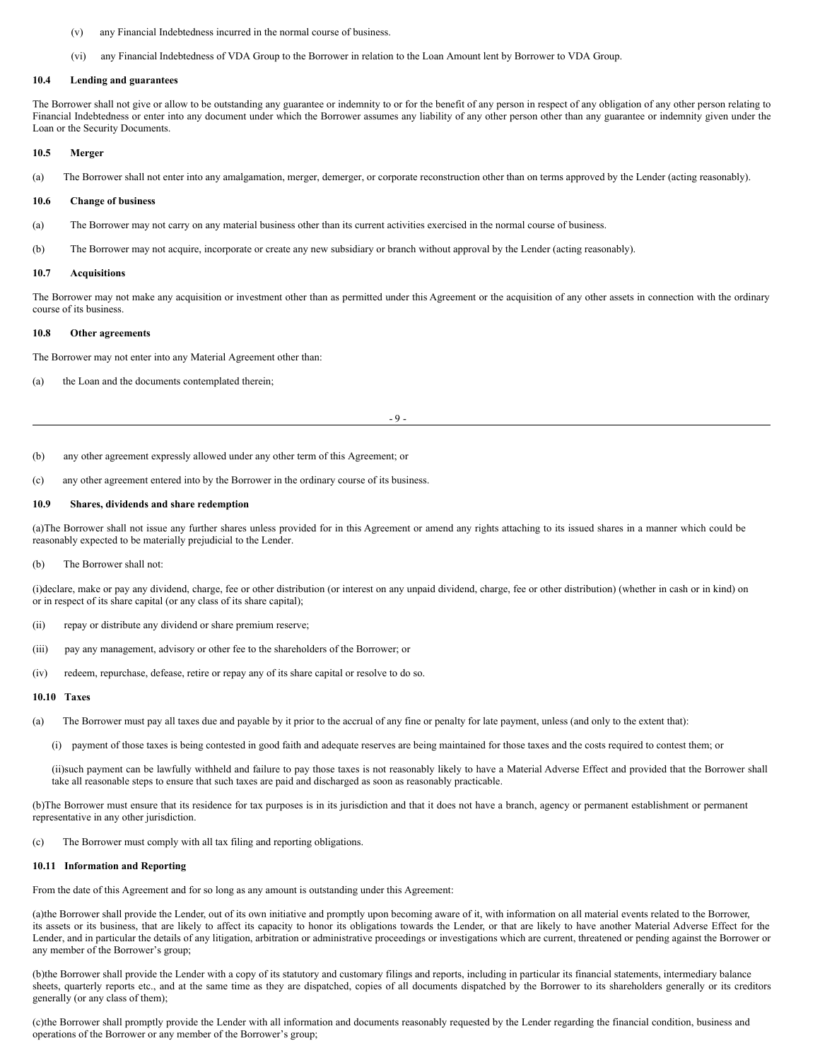(v) any Financial Indebtedness incurred in the normal course of business.

(vi) any Financial Indebtedness of VDA Group to the Borrower in relation to the Loan Amount lent by Borrower to VDA Group.

**10.4 Lending and guarantees**

The Borrower shall not give or allow to be outstanding any guarantee or indemnity to or for the benefit of any person in respect of any obligation of any other person relating to Financial Indebtedness or enter into any document under which the Borrower assumes any liability of any other person other than any guarantee or indemnity given under the Loan or the Security Documents.

**10.5 Merger**

(a) The Borrower shall not enter into any amalgamation, merger, demerger, or corporate reconstruction other than on terms approved by the Lender (acting reasonably).

**10.6 Change of business**

(a) The Borrower may not carry on any material business other than its current activities exercised in the normal course of business.

(b) The Borrower may not acquire, incorporate or create any new subsidiary or branch without approval by the Lender (acting reasonably).

**10.7 Acquisitions**

The Borrower may not make any acquisition or investment other than as permitted under this Agreement or the acquisition of any other assets in connection with the ordinary course of its business.

**10.8 Other agreements**

The Borrower may not enter into any Material Agreement other than:

(a) the Loan and the documents contemplated therein;

(b) any other agreement expressly allowed under any other term of this Agreement; or

(c) any other agreement entered into by the Borrower in the ordinary course of its business.

**10.9 Shares, dividends and share redemption**

(a)The Borrower shall not issue any further shares unless provided for in this Agreement or amend any rights attaching to its issued shares in a manner which could be reasonably expected to be materially prejudicial to the Lender.

(b) The Borrower shall not:

(i)declare, make or pay any dividend, charge, fee or other distribution (or interest on any unpaid dividend, charge, fee or other distribution) (whether in cash or in kind) on or in respect of its share capital (or any class of its share capital);

(ii) repay or distribute any dividend or share premium reserve;

(iii) pay any management, advisory or other fee to the shareholders of the Borrower; or

(iv) redeem, repurchase, defease, retire or repay any of its share capital or resolve to do so.

**10.10 Taxes**

(a) The Borrower must pay all taxes due and payable by it prior to the accrual of any fine or penalty for late payment, unless (and only to the extent that):

(i) payment of those taxes is being contested in good faith and adequate reserves are being maintained for those taxes and the costs required to contest them; or

(ii)such payment can be lawfully withheld and failure to pay those taxes is not reasonably likely to have a Material Adverse Effect and provided that the Borrower shall take all reasonable steps to ensure that such taxes are paid and discharged as soon as reasonably practicable.

(b)The Borrower must ensure that its residence for tax purposes is in its jurisdiction and that it does not have a branch, agency or permanent establishment or permanent representative in any other jurisdiction.

(c) The Borrower must comply with all tax filing and reporting obligations.

**10.11 Information and Reporting**

From the date of this Agreement and for so long as any amount is outstanding under this Agreement:

(a)the Borrower shall provide the Lender, out of its own initiative and promptly upon becoming aware of it, with information on all material events related to the Borrower, its assets or its business, that are likely to affect its capacity to honor its obligations towards the Lender, or that are likely to have another Material Adverse Effect for the Lender, and in particular the details of any litigation, arbitration or administrative proceedings or investigations which are current, threatened or pending against the Borrower or any member of the Borrower's group;

(b)the Borrower shall provide the Lender with a copy of its statutory and customary filings and reports, including in particular its financial statements, intermediary balance sheets, quarterly reports etc., and at the same time as they are dispatched, copies of all documents dispatched by the Borrower to its shareholders generally or its creditors generally (or any class of them);

(c)the Borrower shall promptly provide the Lender with all information and documents reasonably requested by the Lender regarding the financial condition, business and operations of the Borrower or any member of the Borrower's group;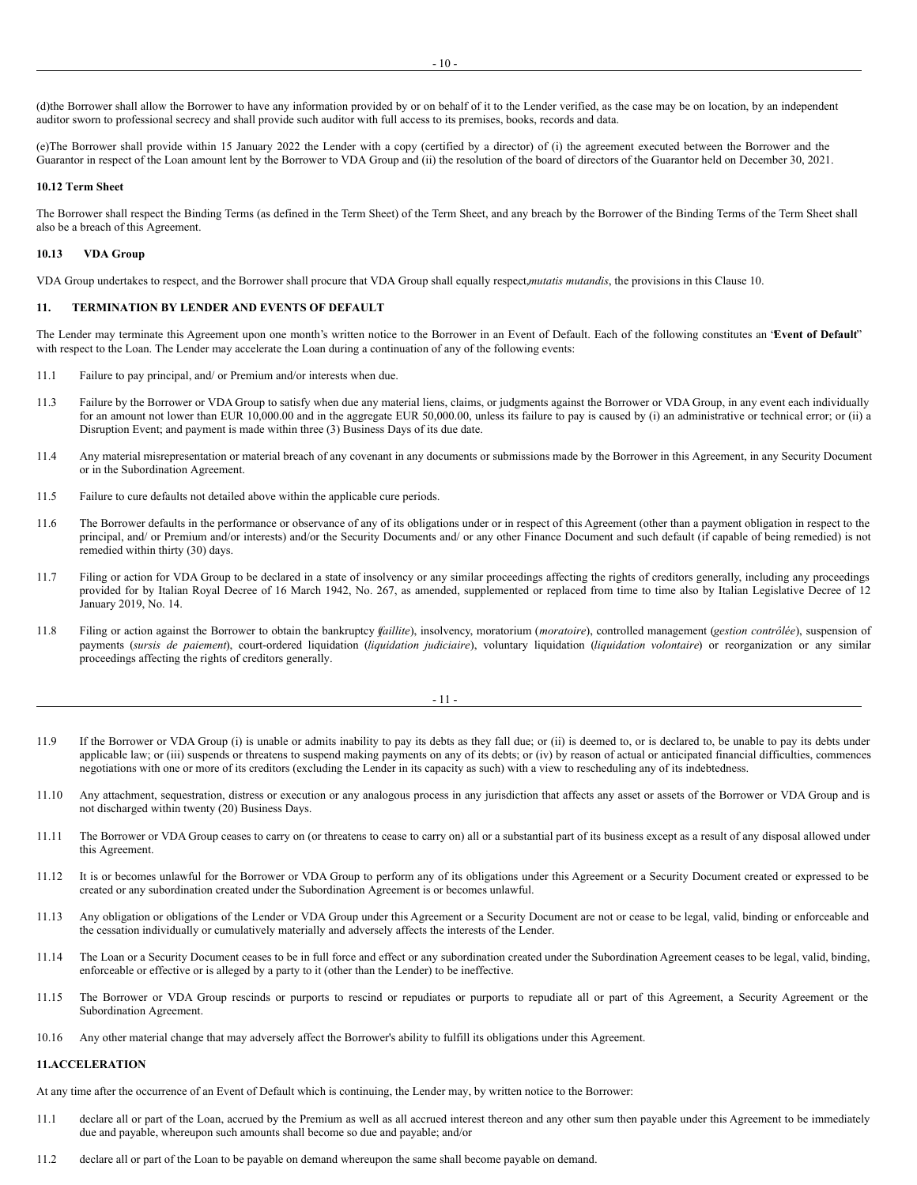(d)the Borrower shall allow the Borrower to have any information provided by or on behalf of it to the Lender verified, as the case may be on location, by an independent auditor sworn to professional secrecy and shall provide such auditor with full access to its premises, books, records and data.

(e)The Borrower shall provide within 15 January 2022 the Lender with a copy (certified by a director) of (i) the agreement executed between the Borrower and the Guarantor in respect of the Loan amount lent by the Borrower to VDA Group and (ii) the resolution of the board of directors of the Guarantor held on December 30, 2021.

**10.12 Term Sheet**

The Borrower shall respect the Binding Terms (as defined in the Term Sheet) of the Term Sheet, and any breach by the Borrower of the Binding Terms of the Term Sheet shall also be a breach of this Agreement.

**10.13 VDA Group**

VDA Group undertakes to respect, and the Borrower shall procure that VDA Group shall equally respect, *mutatis mutandis*, the provisions in this Clause 10.

**11. TERMINATION BY LENDER AND EVENTS OF DEFAULT**

The Lender may terminate this Agreement upon one month's written notice to the Borrower in an Event of Default. Each of the following constitutes an "**Event of Default**" with respect to the Loan. The Lender may accelerate the Loan during a continuation of any of the following events:

11.1 Failure to pay principal, and/ or Premium and/or interests when due.

11.3 Failure by the Borrower or VDA Group to satisfy when due any material liens, claims, or judgments against the Borrower or VDA Group, in any event each individually for an amount not lower than EUR 10,000.00 and in the aggregate EUR 50,000.00, unless its failure to pay is caused by (i) an administrative or technical error; or (ii) a Disruption Event; and payment is made within three (3) Business Days of its due date.

11.4 Any material misrepresentation or material breach of any covenant in any documents or submissions made by the Borrower in this Agreement, in any Security Document or in the Subordination Agreement.

11.5 Failure to cure defaults not detailed above within the applicable cure periods.

11.6 The Borrower defaults in the performance or observance of any of its obligations under or in respect of this Agreement (other than a payment obligation in respect to the principal, and/ or Premium and/or interests) and/or the Security Documents and/ or any other Finance Document and such default (if capable of being remedied) is not remedied within thirty (30) days.

11.7 Filing or action for VDA Group to be declared in a state of insolvency or any similar proceedings affecting the rights of creditors generally, including any proceedings provided for by Italian Royal Decree of 16 March 1942, No. 267, as amended, supplemented or replaced from time to time also by Italian Legislative Decree of 12 January 2019, No. 14.

11.8 Filing or action against the Borrower to obtain the bankruptcy (*faillite*), insolvency, moratorium (*moratoire*), controlled management (*gestion contrôlée*), suspension of payments (*sursis de paiement*), court-ordered liquidation (*liquidation judiciaire*), voluntary liquidation (*liquidation volontaire*) or reorganization or any similar proceedings affecting the rights of creditors generally.

11.9 If the Borrower or VDA Group (i) is unable or admits inability to pay its debts as they fall due; or (ii) is deemed to, or is declared to, be unable to pay its debts under applicable law; or (iii) suspends or threatens to suspend making payments on any of its debts; or (iv) by reason of actual or anticipated financial difficulties, commences negotiations with one or more of its creditors (excluding the Lender in its capacity as such) with a view to rescheduling any of its indebtedness.

11.10 Any attachment, sequestration, distress or execution or any analogous process in any jurisdiction that affects any asset or assets of the Borrower or VDA Group and is not discharged within twenty (20) Business Days.

11.11 The Borrower or VDA Group ceases to carry on (or threatens to cease to carry on) all or a substantial part of its business except as a result of any disposal allowed under this Agreement.

11.12 It is or becomes unlawful for the Borrower or VDA Group to perform any of its obligations under this Agreement or a Security Document created or expressed to be created or any subordination created under the Subordination Agreement is or becomes unlawful.

11.13 Any obligation or obligations of the Lender or VDA Group under this Agreement or a Security Document are not or cease to be legal, valid, binding or enforceable and the cessation individually or cumulatively materially and adversely affects the interests of the Lender.

11.14 The Loan or a Security Document ceases to be in full force and effect or any subordination created under the Subordination Agreement ceases to be legal, valid, binding, enforceable or effective or is alleged by a party to it (other than the Lender) to be ineffective.

11.15 The Borrower or VDA Group rescinds or purports to rescind or repudiates or purports to repudiate all or part of this Agreement, a Security Agreement or the Subordination Agreement.

10.16 Any other material change that may adversely affect the Borrower's ability to fulfill its obligations under this Agreement.

**11.ACCELERATION**

At any time after the occurrence of an Event of Default which is continuing, the Lender may, by written notice to the Borrower:

11.1 declare all or part of the Loan, accrued by the Premium as well as all accrued interest thereon and any other sum then payable under this Agreement to be immediately due and payable, whereupon such amounts shall become so due and payable; and/or

11.2 declare all or part of the Loan to be payable on demand whereupon the same shall become payable on demand.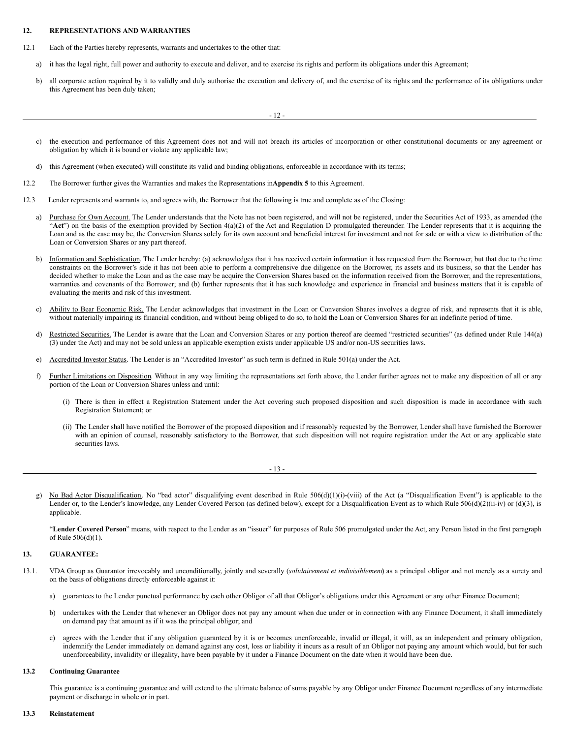## 12. REPRESENTATIONS AND WARRANTIES

12.1 Each of the Parties hereby represents, warrants and undertakes to the other that:

a) it has the legal right, full power and authority to execute and deliver, and to exercise its rights and perform its obligations under this Agreement;

b) all corporate action required by it to validly and duly authorise the execution and delivery of, and the exercise of its rights and the performance of its obligations under this Agreement has been duly taken;

c) the execution and performance of this Agreement does not and will not breach its articles of incorporation or other constitutional documents or any agreement or obligation by which it is bound or violate any applicable law;

d) this Agreement (when executed) will constitute its valid and binding obligations, enforceable in accordance with its terms;

12.2 The Borrower further gives the Warranties and makes the Representations in **Appendix 5** to this Agreement.

12.3 Lender represents and warrants to, and agrees with, the Borrower that the following is true and complete as of the Closing:

a) Purchase for Own Account. The Lender understands that the Note has not been registered, and will not be registered, under the Securities Act of 1933, as amended (the "**Act**") on the basis of the exemption provided by Section 4(a)(2) of the Act and Regulation D promulgated thereunder. The Lender represents that it is acquiring the Loan and as the case may be, the Conversion Shares solely for its own account and beneficial interest for investment and not for sale or with a view to distribution of the Loan or Conversion Shares or any part thereof.

b) Information and Sophistication. The Lender hereby: (a) acknowledges that it has received certain information it has requested from the Borrower, but that due to the time constraints on the Borrower's side it has not been able to perform a comprehensive due diligence on the Borrower, its assets and its business, so that the Lender has decided whether to make the Loan and as the case may be acquire the Conversion Shares based on the information received from the Borrower, and the representations, warranties and covenants of the Borrower; and (b) further represents that it has such knowledge and experience in financial and business matters that it is capable of evaluating the merits and risk of this investment.

c) Ability to Bear Economic Risk. The Lender acknowledges that investment in the Loan or Conversion Shares involves a degree of risk, and represents that it is able, without materially impairing its financial condition, and without being obliged to do so, to hold the Loan or Conversion Shares for an indefinite period of time.

d) Restricted Securities. The Lender is aware that the Loan and Conversion Shares or any portion thereof are deemed "restricted securities" (as defined under Rule 144(a)(3) under the Act) and may not be sold unless an applicable exemption exists under applicable US and/or non-US securities laws.

e) Accredited Investor Status. The Lender is an "Accredited Investor" as such term is defined in Rule 501(a) under the Act.

f) Further Limitations on Disposition. Without in any way limiting the representations set forth above, the Lender further agrees not to make any disposition of all or any portion of the Loan or Conversion Shares unless and until:

(i) There is then in effect a Registration Statement under the Act covering such proposed disposition and such disposition is made in accordance with such Registration Statement; or

(ii) The Lender shall have notified the Borrower of the proposed disposition and if reasonably requested by the Borrower, Lender shall have furnished the Borrower with an opinion of counsel, reasonably satisfactory to the Borrower, that such disposition will not require registration under the Act or any applicable state securities laws.

g) No Bad Actor Disqualification. No "bad actor" disqualifying event described in Rule 506(d)(1)(i)-(viii) of the Act (a "Disqualification Event") is applicable to the Lender or, to the Lender's knowledge, any Lender Covered Person (as defined below), except for a Disqualification Event as to which Rule 506(d)(2)(ii-iv) or (d)(3), is applicable.

"**Lender Covered Person**" means, with respect to the Lender as an "issuer" for purposes of Rule 506 promulgated under the Act, any Person listed in the first paragraph of Rule 506(d)(1).

## 13. GUARANTEE:

13.1. VDA Group as Guarantor irrevocably and unconditionally, jointly and severally (*solidairement et indivisiblement*) as a principal obligor and not merely as a surety and on the basis of obligations directly enforceable against it:

a) guarantees to the Lender punctual performance by each other Obligor of all that Obligor's obligations under this Agreement or any other Finance Document;

b) undertakes with the Lender that whenever an Obligor does not pay any amount when due under or in connection with any Finance Document, it shall immediately on demand pay that amount as if it was the principal obligor; and

c) agrees with the Lender that if any obligation guaranteed by it is or becomes unenforceable, invalid or illegal, it will, as an independent and primary obligation, indemnify the Lender immediately on demand against any cost, loss or liability it incurs as a result of an Obligor not paying any amount which would, but for such unenforceability, invalidity or illegality, have been payable by it under a Finance Document on the date when it would have been due.

### 13.2 Continuing Guarantee

This guarantee is a continuing guarantee and will extend to the ultimate balance of sums payable by any Obligor under Finance Document regardless of any intermediate payment or discharge in whole or in part.

### 13.3 Reinstatement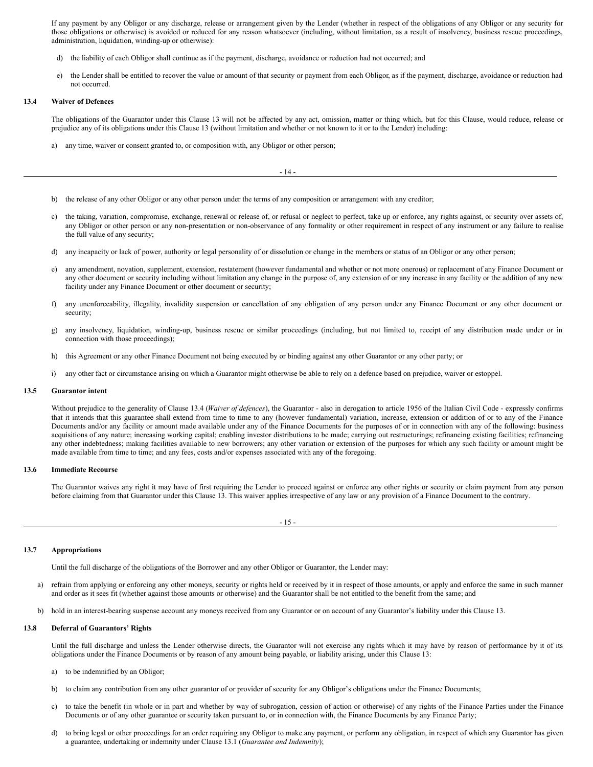If any payment by any Obligor or any discharge, release or arrangement given by the Lender (whether in respect of the obligations of any Obligor or any security for those obligations or otherwise) is avoided or reduced for any reason whatsoever (including, without limitation, as a result of insolvency, business rescue proceedings, administration, liquidation, winding-up or otherwise):

d) the liability of each Obligor shall continue as if the payment, discharge, avoidance or reduction had not occurred; and

e) the Lender shall be entitled to recover the value or amount of that security or payment from each Obligor, as if the payment, discharge, avoidance or reduction had not occurred.

**13.4 Waiver of Defences**

The obligations of the Guarantor under this Clause 13 will not be affected by any act, omission, matter or thing which, but for this Clause, would reduce, release or prejudice any of its obligations under this Clause 13 (without limitation and whether or not known to it or to the Lender) including:

a) any time, waiver or consent granted to, or composition with, any Obligor or other person;

b) the release of any other Obligor or any other person under the terms of any composition or arrangement with any creditor;

c) the taking, variation, compromise, exchange, renewal or release of, or refusal or neglect to perfect, take up or enforce, any rights against, or security over assets of, any Obligor or other person or any non-presentation or non-observance of any formality or other requirement in respect of any instrument or any failure to realise the full value of any security;

d) any incapacity or lack of power, authority or legal personality of or dissolution or change in the members or status of an Obligor or any other person;

e) any amendment, novation, supplement, extension, restatement (however fundamental and whether or not more onerous) or replacement of any Finance Document or any other document or security including without limitation any change in the purpose of, any extension of or any increase in any facility or the addition of any new facility under any Finance Document or other document or security;

f) any unenforceability, illegality, invalidity suspension or cancellation of any obligation of any person under any Finance Document or any other document or security;

g) any insolvency, liquidation, winding-up, business rescue or similar proceedings (including, but not limited to, receipt of any distribution made under or in connection with those proceedings);

h) this Agreement or any other Finance Document not being executed by or binding against any other Guarantor or any other party; or

i) any other fact or circumstance arising on which a Guarantor might otherwise be able to rely on a defence based on prejudice, waiver or estoppel.

**13.5 Guarantor intent**

Without prejudice to the generality of Clause 13.4 (*Waiver of defences*), the Guarantor - also in derogation to article 1956 of the Italian Civil Code - expressly confirms that it intends that this guarantee shall extend from time to time to any (however fundamental) variation, increase, extension or addition of or to any of the Finance Documents and/or any facility or amount made available under any of the Finance Documents for the purposes of or in connection with any of the following: business acquisitions of any nature; increasing working capital; enabling investor distributions to be made; carrying out restructurings; refinancing existing facilities; refinancing any other indebtedness; making facilities available to new borrowers; any other variation or extension of the purposes for which any such facility or amount might be made available from time to time; and any fees, costs and/or expenses associated with any of the foregoing.

**13.6 Immediate Recourse**

The Guarantor waives any right it may have of first requiring the Lender to proceed against or enforce any other rights or security or claim payment from any person before claiming from that Guarantor under this Clause 13. This waiver applies irrespective of any law or any provision of a Finance Document to the contrary.

**13.7 Appropriations**

Until the full discharge of the obligations of the Borrower and any other Obligor or Guarantor, the Lender may:

a) refrain from applying or enforcing any other moneys, security or rights held or received by it in respect of those amounts, or apply and enforce the same in such manner and order as it sees fit (whether against those amounts or otherwise) and the Guarantor shall be not entitled to the benefit from the same; and

b) hold in an interest-bearing suspense account any moneys received from any Guarantor or on account of any Guarantor's liability under this Clause 13.

**13.8 Deferral of Guarantors' Rights**

Until the full discharge and unless the Lender otherwise directs, the Guarantor will not exercise any rights which it may have by reason of performance by it of its obligations under the Finance Documents or by reason of any amount being payable, or liability arising, under this Clause 13:

a) to be indemnified by an Obligor;

b) to claim any contribution from any other guarantor of or provider of security for any Obligor's obligations under the Finance Documents;

c) to take the benefit (in whole or in part and whether by way of subrogation, cession of action or otherwise) of any rights of the Finance Parties under the Finance Documents or of any other guarantee or security taken pursuant to, or in connection with, the Finance Documents by any Finance Party;

d) to bring legal or other proceedings for an order requiring any Obligor to make any payment, or perform any obligation, in respect of which any Guarantor has given a guarantee, undertaking or indemnity under Clause 13.1 (*Guarantee and Indemnity*);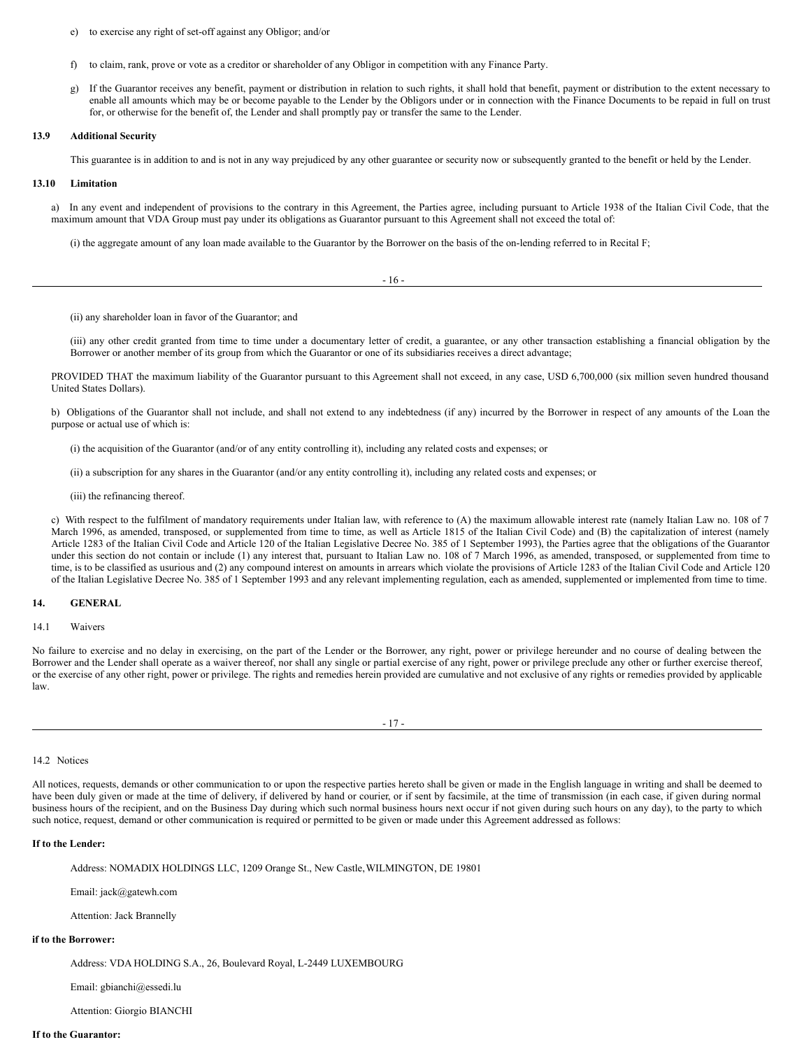e) to exercise any right of set-off against any Obligor; and/or

f) to claim, rank, prove or vote as a creditor or shareholder of any Obligor in competition with any Finance Party.

g) If the Guarantor receives any benefit, payment or distribution in relation to such rights, it shall hold that benefit, payment or distribution to the extent necessary to enable all amounts which may be or become payable to the Lender by the Obligors under or in connection with the Finance Documents to be repaid in full on trust for, or otherwise for the benefit of, the Lender and shall promptly pay or transfer the same to the Lender.

**13.9 Additional Security**

This guarantee is in addition to and is not in any way prejudiced by any other guarantee or security now or subsequently granted to the benefit or held by the Lender.

**13.10 Limitation**

a) In any event and independent of provisions to the contrary in this Agreement, the Parties agree, including pursuant to Article 1938 of the Italian Civil Code, that the maximum amount that VDA Group must pay under its obligations as Guarantor pursuant to this Agreement shall not exceed the total of:

(i) the aggregate amount of any loan made available to the Guarantor by the Borrower on the basis of the on-lending referred to in Recital F;

(ii) any shareholder loan in favor of the Guarantor; and

(iii) any other credit granted from time to time under a documentary letter of credit, a guarantee, or any other transaction establishing a financial obligation by the Borrower or another member of its group from which the Guarantor or one of its subsidiaries receives a direct advantage;

PROVIDED THAT the maximum liability of the Guarantor pursuant to this Agreement shall not exceed, in any case, USD 6,700,000 (six million seven hundred thousand United States Dollars).

b) Obligations of the Guarantor shall not include, and shall not extend to any indebtedness (if any) incurred by the Borrower in respect of any amounts of the Loan the purpose or actual use of which is:

(i) the acquisition of the Guarantor (and/or of any entity controlling it), including any related costs and expenses; or

(ii) a subscription for any shares in the Guarantor (and/or any entity controlling it), including any related costs and expenses; or

(iii) the refinancing thereof.

c) With respect to the fulfilment of mandatory requirements under Italian law, with reference to (A) the maximum allowable interest rate (namely Italian Law no. 108 of 7 March 1996, as amended, transposed, or supplemented from time to time, as well as Article 1815 of the Italian Civil Code) and (B) the capitalization of interest (namely Article 1283 of the Italian Civil Code and Article 120 of the Italian Legislative Decree No. 385 of 1 September 1993), the Parties agree that the obligations of the Guarantor under this section do not contain or include (1) any interest that, pursuant to Italian Law no. 108 of 7 March 1996, as amended, transposed, or supplemented from time to time, is to be classified as usurious and (2) any compound interest on amounts in arrears which violate the provisions of Article 1283 of the Italian Civil Code and Article 120 of the Italian Legislative Decree No. 385 of 1 September 1993 and any relevant implementing regulation, each as amended, supplemented or implemented from time to time.

## 14. GENERAL

14.1 Waivers

No failure to exercise and no delay in exercising, on the part of the Lender or the Borrower, any right, power or privilege hereunder and no course of dealing between the Borrower and the Lender shall operate as a waiver thereof, nor shall any single or partial exercise of any right, power or privilege preclude any other or further exercise thereof, or the exercise of any other right, power or privilege. The rights and remedies herein provided are cumulative and not exclusive of any rights or remedies provided by applicable law.

14.2 Notices

All notices, requests, demands or other communication to or upon the respective parties hereto shall be given or made in the English language in writing and shall be deemed to have been duly given or made at the time of delivery, if delivered by hand or courier, or if sent by facsimile, at the time of transmission (in each case, if given during normal business hours of the recipient, and on the Business Day during which such normal business hours next occur if not given during such hours on any day), to the party to which such notice, request, demand or other communication is required or permitted to be given or made under this Agreement addressed as follows:

**If to the Lender:**

Address: NOMADIX HOLDINGS LLC, 1209 Orange St., New Castle,WILMINGTON, DE 19801

Email: jack@gatewh.com

Attention: Jack Brannelly

**if to the Borrower:**

Address: VDA HOLDING S.A., 26, Boulevard Royal, L-2449 LUXEMBOURG

Email: gbianchi@essedi.lu

Attention: Giorgio BIANCHI

**If to the Guarantor:**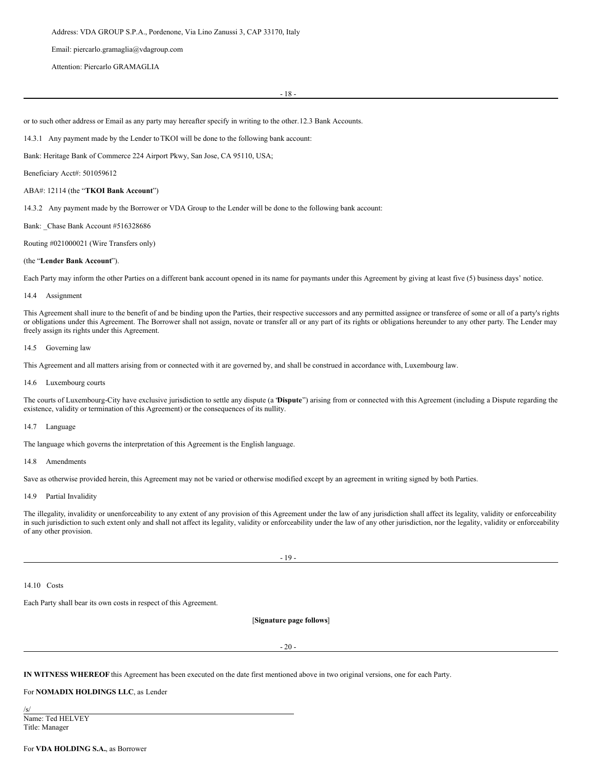Address: VDA GROUP S.P.A., Pordenone, Via Lino Zanussi 3, CAP 33170, Italy

Email: piercarlo.gramaglia@vdagroup.com

Attention: Piercarlo GRAMAGLIA

or to such other address or Email as any party may hereafter specify in writing to the other.12.3 Bank Accounts.

14.3.1 Any payment made by the Lender to TKOI will be done to the following bank account:

Bank: Heritage Bank of Commerce 224 Airport Pkwy, San Jose, CA 95110, USA;

Beneficiary Acct#: 501059612

ABA#: 12114 (the "**TKOI Bank Account**")

14.3.2 Any payment made by the Borrower or VDA Group to the Lender will be done to the following bank account:

Bank: _Chase Bank Account #516328686

Routing #021000021 (Wire Transfers only)

(the "**Lender Bank Account**").

Each Party may inform the other Parties on a different bank account opened in its name for paymants under this Agreement by giving at least five (5) business days' notice.

14.4 Assignment

This Agreement shall inure to the benefit of and be binding upon the Parties, their respective successors and any permitted assignee or transferee of some or all of a party's rights or obligations under this Agreement. The Borrower shall not assign, novate or transfer all or any part of its rights or obligations hereunder to any other party. The Lender may freely assign its rights under this Agreement.

14.5 Governing law

This Agreement and all matters arising from or connected with it are governed by, and shall be construed in accordance with, Luxembourg law.

14.6 Luxembourg courts

The courts of Luxembourg-City have exclusive jurisdiction to settle any dispute (a '**Dispute**") arising from or connected with this Agreement (including a Dispute regarding the existence, validity or termination of this Agreement) or the consequences of its nullity.

14.7 Language

The language which governs the interpretation of this Agreement is the English language.

14.8 Amendments

Save as otherwise provided herein, this Agreement may not be varied or otherwise modified except by an agreement in writing signed by both Parties.

14.9 Partial Invalidity

The illegality, invalidity or unenforceability to any extent of any provision of this Agreement under the law of any jurisdiction shall affect its legality, validity or enforceability in such jurisdiction to such extent only and shall not affect its legality, validity or enforceability under the law of any other jurisdiction, nor the legality, validity or enforceability of any other provision.

14.10 Costs

Each Party shall bear its own costs in respect of this Agreement.

[**Signature page follows**]

**IN WITNESS WHEREOF** this Agreement has been executed on the date first mentioned above in two original versions, one for each Party.

For **NOMADIX HOLDINGS LLC**, as Lender

/s/

Name: Ted HELVEY
Title: Manager

For **VDA HOLDING S.A.**, as Borrower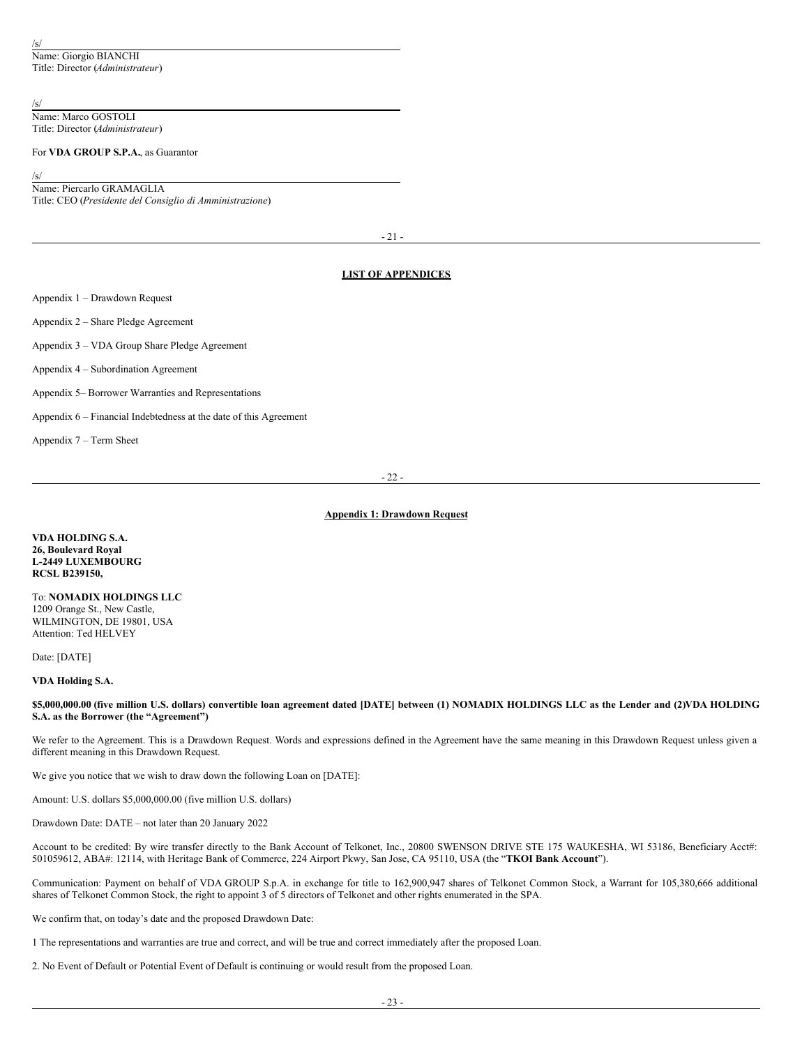/s/

Name: Giorgio BIANCHI
Title: Director (*Administrateur*)

/s/

Name: Marco GOSTOLI
Title: Director (*Administrateur*)

For **VDA GROUP S.P.A.**, as Guarantor

/s/

Name: Piercarlo GRAMAGLIA
Title: CEO (*Presidente del Consiglio di Amministrazione*)

## LIST OF APPENDICES

Appendix 1 – Drawdown Request

Appendix 2 – Share Pledge Agreement

Appendix 3 – VDA Group Share Pledge Agreement

Appendix 4 – Subordination Agreement

Appendix 5– Borrower Warranties and Representations

Appendix 6 – Financial Indebtedness at the date of this Agreement

Appendix 7 – Term Sheet

## Appendix 1: Drawdown Request

**VDA HOLDING S.A.**
**26, Boulevard Royal**
**L-2449 LUXEMBOURG**
**RCSL B239150,**

To: **NOMADIX HOLDINGS LLC**
1209 Orange St., New Castle,
WILMINGTON, DE 19801, USA
Attention: Ted HELVEY

Date: [DATE]

**VDA Holding S.A.**

**$5,000,000.00 (five million U.S. dollars) convertible loan agreement dated [DATE] between (1) NOMADIX HOLDINGS LLC as the Lender and (2)VDA HOLDING S.A. as the Borrower (the "Agreement")**

We refer to the Agreement. This is a Drawdown Request. Words and expressions defined in the Agreement have the same meaning in this Drawdown Request unless given a different meaning in this Drawdown Request.

We give you notice that we wish to draw down the following Loan on [DATE]:

Amount: U.S. dollars $5,000,000.00 (five million U.S. dollars)

Drawdown Date: DATE – not later than 20 January 2022

Account to be credited: By wire transfer directly to the Bank Account of Telkonet, Inc., 20800 SWENSON DRIVE STE 175 WAUKESHA, WI 53186, Beneficiary Acct#: 501059612, ABA#: 12114, with Heritage Bank of Commerce, 224 Airport Pkwy, San Jose, CA 95110, USA (the "**TKOI Bank Account**").

Communication: Payment on behalf of VDA GROUP S.p.A. in exchange for title to 162,900,947 shares of Telkonet Common Stock, a Warrant for 105,380,666 additional shares of Telkonet Common Stock, the right to appoint 3 of 5 directors of Telkonet and other rights enumerated in the SPA.

We confirm that, on today's date and the proposed Drawdown Date:

1 The representations and warranties are true and correct, and will be true and correct immediately after the proposed Loan.

2. No Event of Default or Potential Event of Default is continuing or would result from the proposed Loan.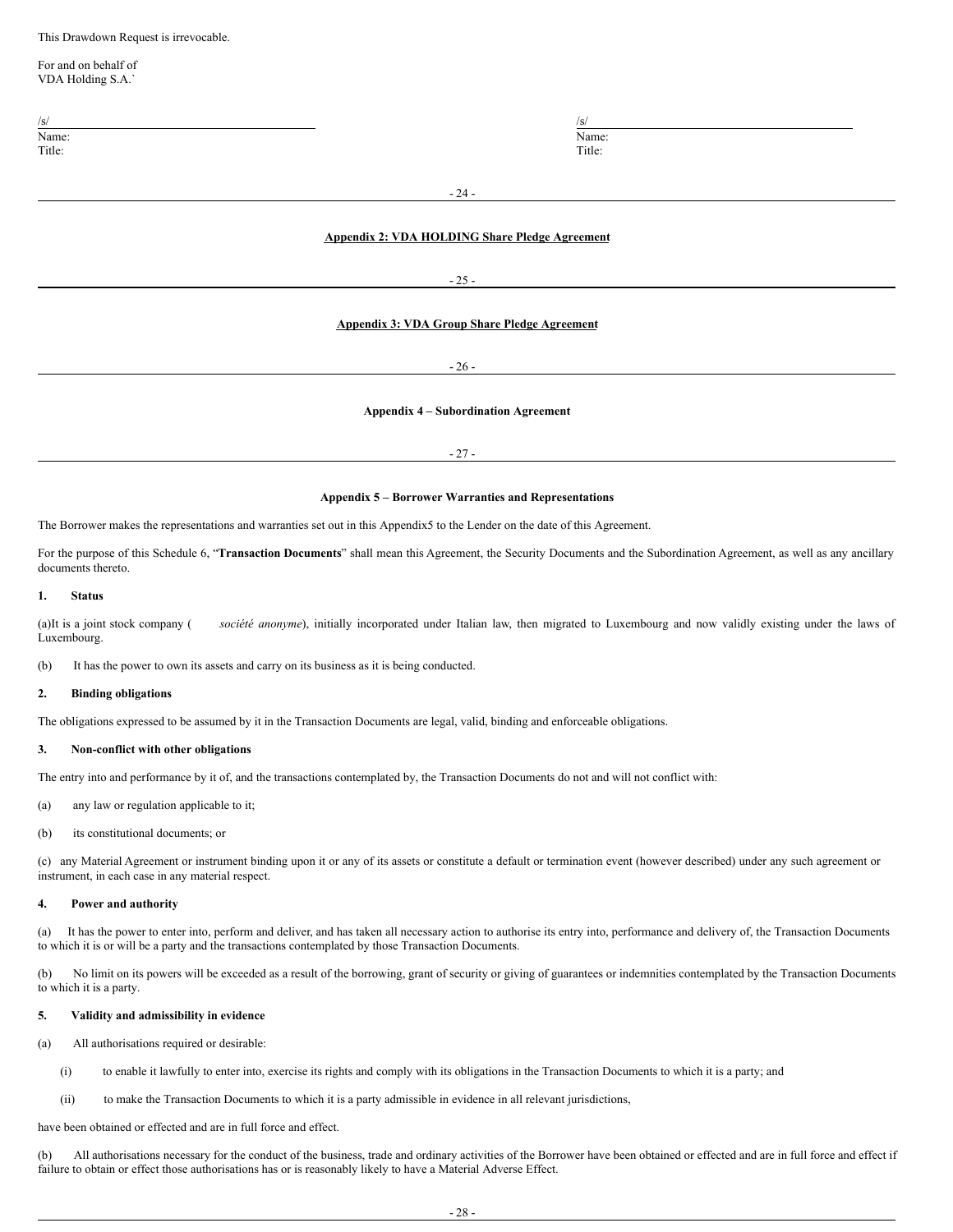This Drawdown Request is irrevocable.

For and on behalf of
VDA Holding S.A.`

| /s/ | /s/ |
| --- | --- |
| Name: | Name: |
| Title: | Title: |

**Appendix 2: VDA HOLDING Share Pledge Agreement**

**Appendix 3: VDA Group Share Pledge Agreement**

**Appendix 4 – Subordination Agreement**

**Appendix 5 – Borrower Warranties and Representations**

The Borrower makes the representations and warranties set out in this Appendix5 to the Lender on the date of this Agreement.

For the purpose of this Schedule 6, "**Transaction Documents**" shall mean this Agreement, the Security Documents and the Subordination Agreement, as well as any ancillary documents thereto.

**1. Status**

(a)It is a joint stock company ( *société anonyme*), initially incorporated under Italian law, then migrated to Luxembourg and now validly existing under the laws of Luxembourg.

(b) It has the power to own its assets and carry on its business as it is being conducted.

**2. Binding obligations**

The obligations expressed to be assumed by it in the Transaction Documents are legal, valid, binding and enforceable obligations.

**3. Non-conflict with other obligations**

The entry into and performance by it of, and the transactions contemplated by, the Transaction Documents do not and will not conflict with:

(a) any law or regulation applicable to it;

(b) its constitutional documents; or

(c) any Material Agreement or instrument binding upon it or any of its assets or constitute a default or termination event (however described) under any such agreement or instrument, in each case in any material respect.

**4. Power and authority**

(a) It has the power to enter into, perform and deliver, and has taken all necessary action to authorise its entry into, performance and delivery of, the Transaction Documents to which it is or will be a party and the transactions contemplated by those Transaction Documents.

(b) No limit on its powers will be exceeded as a result of the borrowing, grant of security or giving of guarantees or indemnities contemplated by the Transaction Documents to which it is a party.

**5. Validity and admissibility in evidence**

(a) All authorisations required or desirable:

(i) to enable it lawfully to enter into, exercise its rights and comply with its obligations in the Transaction Documents to which it is a party; and

(ii) to make the Transaction Documents to which it is a party admissible in evidence in all relevant jurisdictions,

have been obtained or effected and are in full force and effect.

(b) All authorisations necessary for the conduct of the business, trade and ordinary activities of the Borrower have been obtained or effected and are in full force and effect if failure to obtain or effect those authorisations has or is reasonably likely to have a Material Adverse Effect.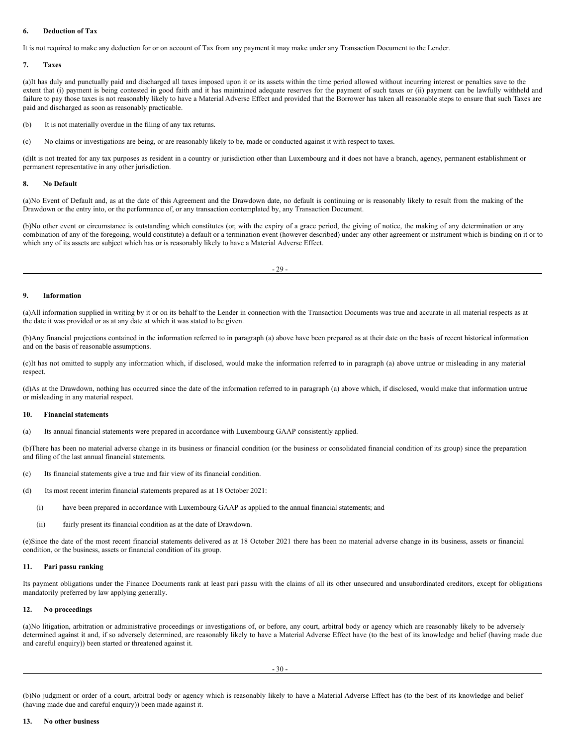#### 6. Deduction of Tax

It is not required to make any deduction for or on account of Tax from any payment it may make under any Transaction Document to the Lender.

#### 7. Taxes

(a)It has duly and punctually paid and discharged all taxes imposed upon it or its assets within the time period allowed without incurring interest or penalties save to the extent that (i) payment is being contested in good faith and it has maintained adequate reserves for the payment of such taxes or (ii) payment can be lawfully withheld and failure to pay those taxes is not reasonably likely to have a Material Adverse Effect and provided that the Borrower has taken all reasonable steps to ensure that such Taxes are paid and discharged as soon as reasonably practicable.

(b) It is not materially overdue in the filing of any tax returns.

(c) No claims or investigations are being, or are reasonably likely to be, made or conducted against it with respect to taxes.

(d)It is not treated for any tax purposes as resident in a country or jurisdiction other than Luxembourg and it does not have a branch, agency, permanent establishment or permanent representative in any other jurisdiction.

#### 8. No Default

(a)No Event of Default and, as at the date of this Agreement and the Drawdown date, no default is continuing or is reasonably likely to result from the making of the Drawdown or the entry into, or the performance of, or any transaction contemplated by, any Transaction Document.

(b)No other event or circumstance is outstanding which constitutes (or, with the expiry of a grace period, the giving of notice, the making of any determination or any combination of any of the foregoing, would constitute) a default or a termination event (however described) under any other agreement or instrument which is binding on it or to which any of its assets are subject which has or is reasonably likely to have a Material Adverse Effect.

#### 9. Information

(a)All information supplied in writing by it or on its behalf to the Lender in connection with the Transaction Documents was true and accurate in all material respects as at the date it was provided or as at any date at which it was stated to be given.

(b)Any financial projections contained in the information referred to in paragraph (a) above have been prepared as at their date on the basis of recent historical information and on the basis of reasonable assumptions.

(c)It has not omitted to supply any information which, if disclosed, would make the information referred to in paragraph (a) above untrue or misleading in any material respect.

(d)As at the Drawdown, nothing has occurred since the date of the information referred to in paragraph (a) above which, if disclosed, would make that information untrue or misleading in any material respect.

#### 10. Financial statements

(a) Its annual financial statements were prepared in accordance with Luxembourg GAAP consistently applied.

(b)There has been no material adverse change in its business or financial condition (or the business or consolidated financial condition of its group) since the preparation and filing of the last annual financial statements.

(c) Its financial statements give a true and fair view of its financial condition.

(d) Its most recent interim financial statements prepared as at 18 October 2021:

(i) have been prepared in accordance with Luxembourg GAAP as applied to the annual financial statements; and

(ii) fairly present its financial condition as at the date of Drawdown.

(e)Since the date of the most recent financial statements delivered as at 18 October 2021 there has been no material adverse change in its business, assets or financial condition, or the business, assets or financial condition of its group.

#### 11. Pari passu ranking

Its payment obligations under the Finance Documents rank at least pari passu with the claims of all its other unsecured and unsubordinated creditors, except for obligations mandatorily preferred by law applying generally.

#### 12. No proceedings

(a)No litigation, arbitration or administrative proceedings or investigations of, or before, any court, arbitral body or agency which are reasonably likely to be adversely determined against it and, if so adversely determined, are reasonably likely to have a Material Adverse Effect have (to the best of its knowledge and belief (having made due and careful enquiry)) been started or threatened against it.

(b)No judgment or order of a court, arbitral body or agency which is reasonably likely to have a Material Adverse Effect has (to the best of its knowledge and belief (having made due and careful enquiry)) been made against it.

#### 13. No other business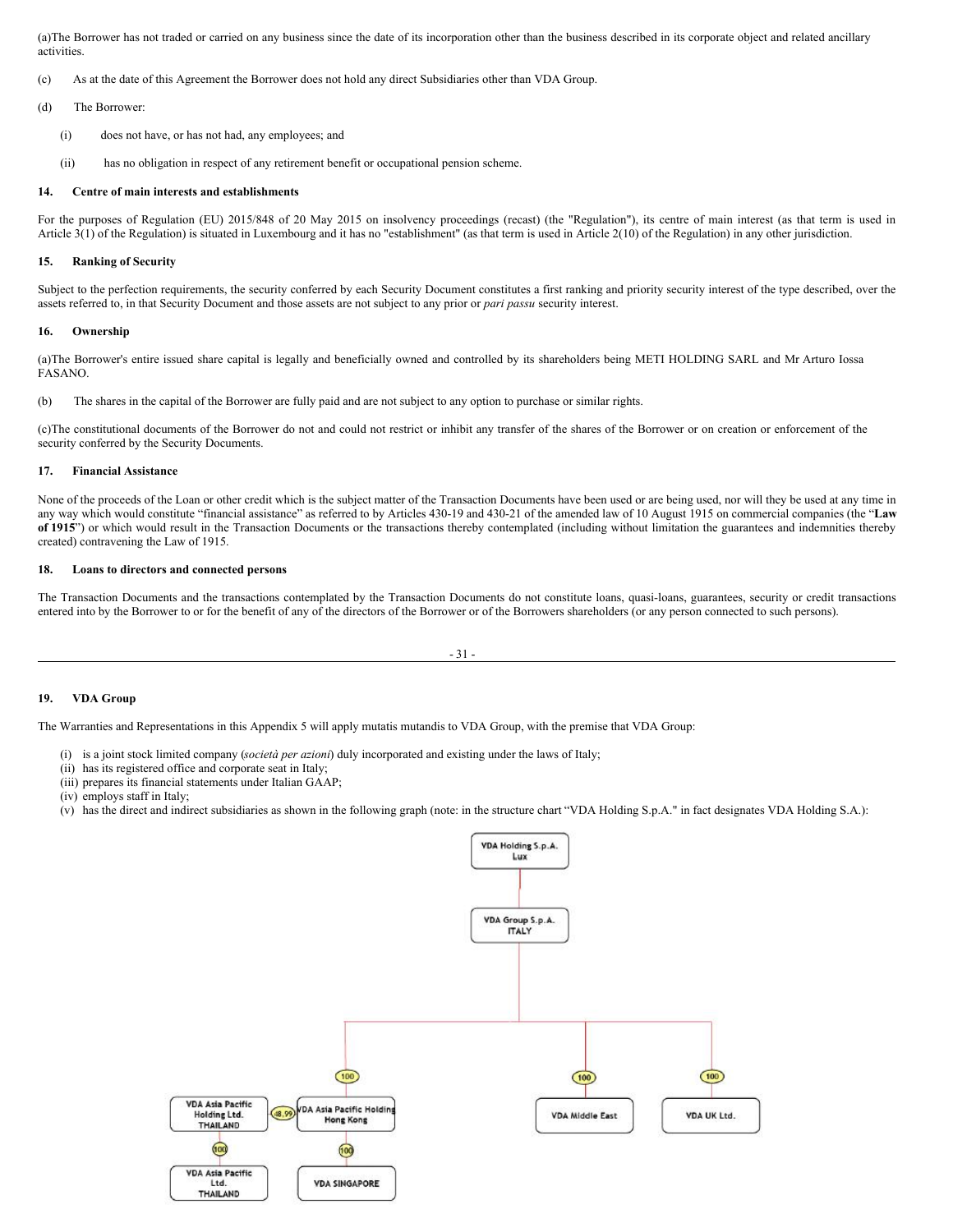(a)The Borrower has not traded or carried on any business since the date of its incorporation other than the business described in its corporate object and related ancillary activities.

(c) As at the date of this Agreement the Borrower does not hold any direct Subsidiaries other than VDA Group.

(d) The Borrower:

(i) does not have, or has not had, any employees; and

(ii) has no obligation in respect of any retirement benefit or occupational pension scheme.

**14. Centre of main interests and establishments**

For the purposes of Regulation (EU) 2015/848 of 20 May 2015 on insolvency proceedings (recast) (the "Regulation"), its centre of main interest (as that term is used in Article 3(1) of the Regulation) is situated in Luxembourg and it has no "establishment" (as that term is used in Article 2(10) of the Regulation) in any other jurisdiction.

**15. Ranking of Security**

Subject to the perfection requirements, the security conferred by each Security Document constitutes a first ranking and priority security interest of the type described, over the assets referred to, in that Security Document and those assets are not subject to any prior or *pari passu* security interest.

**16. Ownership**

(a)The Borrower's entire issued share capital is legally and beneficially owned and controlled by its shareholders being METI HOLDING SARL and Mr Arturo Iossa FASANO.

(b) The shares in the capital of the Borrower are fully paid and are not subject to any option to purchase or similar rights.

(c)The constitutional documents of the Borrower do not and could not restrict or inhibit any transfer of the shares of the Borrower or on creation or enforcement of the security conferred by the Security Documents.

**17. Financial Assistance**

None of the proceeds of the Loan or other credit which is the subject matter of the Transaction Documents have been used or are being used, nor will they be used at any time in any way which would constitute "financial assistance" as referred to by Articles 430-19 and 430-21 of the amended law of 10 August 1915 on commercial companies (the "**Law of 1915**") or which would result in the Transaction Documents or the transactions thereby contemplated (including without limitation the guarantees and indemnities thereby created) contravening the Law of 1915.

**18. Loans to directors and connected persons**

The Transaction Documents and the transactions contemplated by the Transaction Documents do not constitute loans, quasi-loans, guarantees, security or credit transactions entered into by the Borrower to or for the benefit of any of the directors of the Borrower or of the Borrowers shareholders (or any person connected to such persons).

**19. VDA Group**

The Warranties and Representations in this Appendix 5 will apply mutatis mutandis to VDA Group, with the premise that VDA Group:

(i) is a joint stock limited company (*società per azioni*) duly incorporated and existing under the laws of Italy;
(ii) has its registered office and corporate seat in Italy;
(iii) prepares its financial statements under Italian GAAP;
(iv) employs staff in Italy;
(v) has the direct and indirect subsidiaries as shown in the following graph (note: in the structure chart "VDA Holding S.p.A." in fact designates VDA Holding S.A.):

- VDA Holding S.p.A. Lux
  - VDA Group S.p.A. ITALY
    - 100 — VDA Asia Pacific Holding Hong Kong
      - 48.99 — VDA Asia Pacific Holding Ltd. THAILAND
        - 100 — VDA Asia Pacific Ltd. THAILAND
      - 100 — VDA SINGAPORE
    - 100 — VDA Middle East
    - 100 — VDA UK Ltd.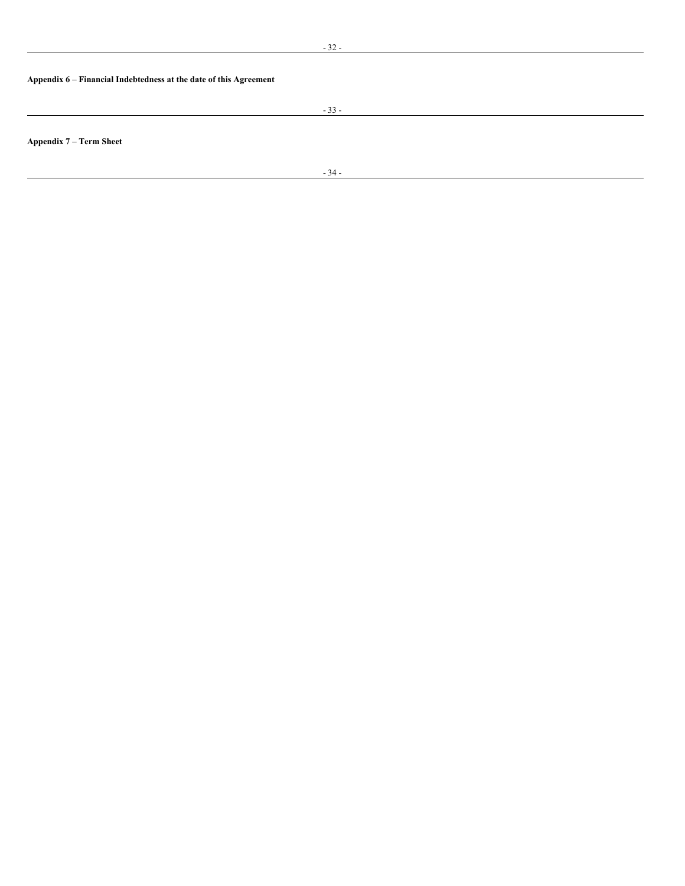**Appendix 6 – Financial Indebtedness at the date of this Agreement**

**Appendix 7 – Term Sheet**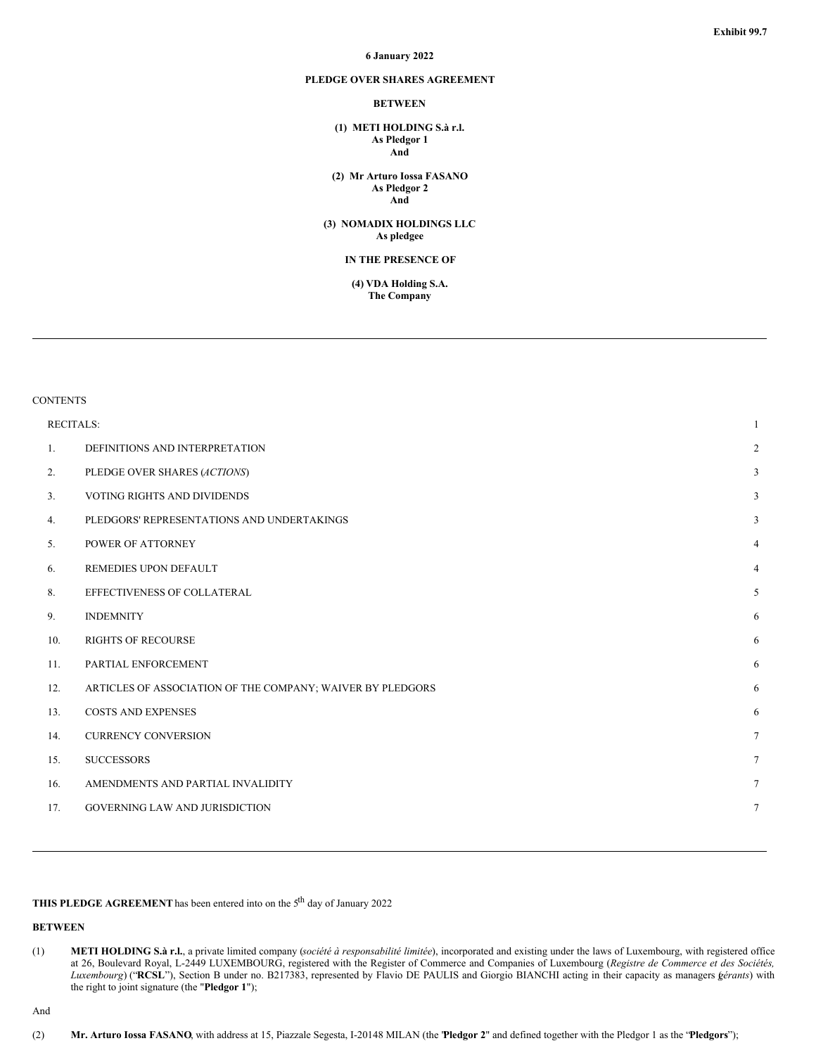Exhibit 99.7

**6 January 2022**

**PLEDGE OVER SHARES AGREEMENT**

**BETWEEN**

**(1) METI HOLDING S.à r.l.**
**As Pledgor 1**
**And**

**(2) Mr Arturo Iossa FASANO**
**As Pledgor 2**
**And**

**(3) NOMADIX HOLDINGS LLC**
**As pledgee**

**IN THE PRESENCE OF**

**(4) VDA Holding S.A.**
**The Company**

---

CONTENTS

| | | |
|---|---|---|
| RECITALS: | | 1 |
| 1. | DEFINITIONS AND INTERPRETATION | 2 |
| 2. | PLEDGE OVER SHARES (*ACTIONS*) | 3 |
| 3. | VOTING RIGHTS AND DIVIDENDS | 3 |
| 4. | PLEDGORS' REPRESENTATIONS AND UNDERTAKINGS | 3 |
| 5. | POWER OF ATTORNEY | 4 |
| 6. | REMEDIES UPON DEFAULT | 4 |
| 8. | EFFECTIVENESS OF COLLATERAL | 5 |
| 9. | INDEMNITY | 6 |
| 10. | RIGHTS OF RECOURSE | 6 |
| 11. | PARTIAL ENFORCEMENT | 6 |
| 12. | ARTICLES OF ASSOCIATION OF THE COMPANY; WAIVER BY PLEDGORS | 6 |
| 13. | COSTS AND EXPENSES | 6 |
| 14. | CURRENCY CONVERSION | 7 |
| 15. | SUCCESSORS | 7 |
| 16. | AMENDMENTS AND PARTIAL INVALIDITY | 7 |
| 17. | GOVERNING LAW AND JURISDICTION | 7 |

---

**THIS PLEDGE AGREEMENT** has been entered into on the 5th day of January 2022

**BETWEEN**

(1) **METI HOLDING S.à r.l.**, a private limited company (*société à responsabilité limitée*), incorporated and existing under the laws of Luxembourg, with registered office at 26, Boulevard Royal, L-2449 LUXEMBOURG, registered with the Register of Commerce and Companies of Luxembourg (*Registre de Commerce et des Sociétés, Luxembourg*) ("**RCSL**"), Section B under no. B217383, represented by Flavio DE PAULIS and Giorgio BIANCHI acting in their capacity as managers (*gérants*) with the right to joint signature (the "**Pledgor 1**");

And

(2) **Mr. Arturo Iossa FASANO**, with address at 15, Piazzale Segesta, I-20148 MILAN (the "**Pledgor 2**" and defined together with the Pledgor 1 as the "**Pledgors**");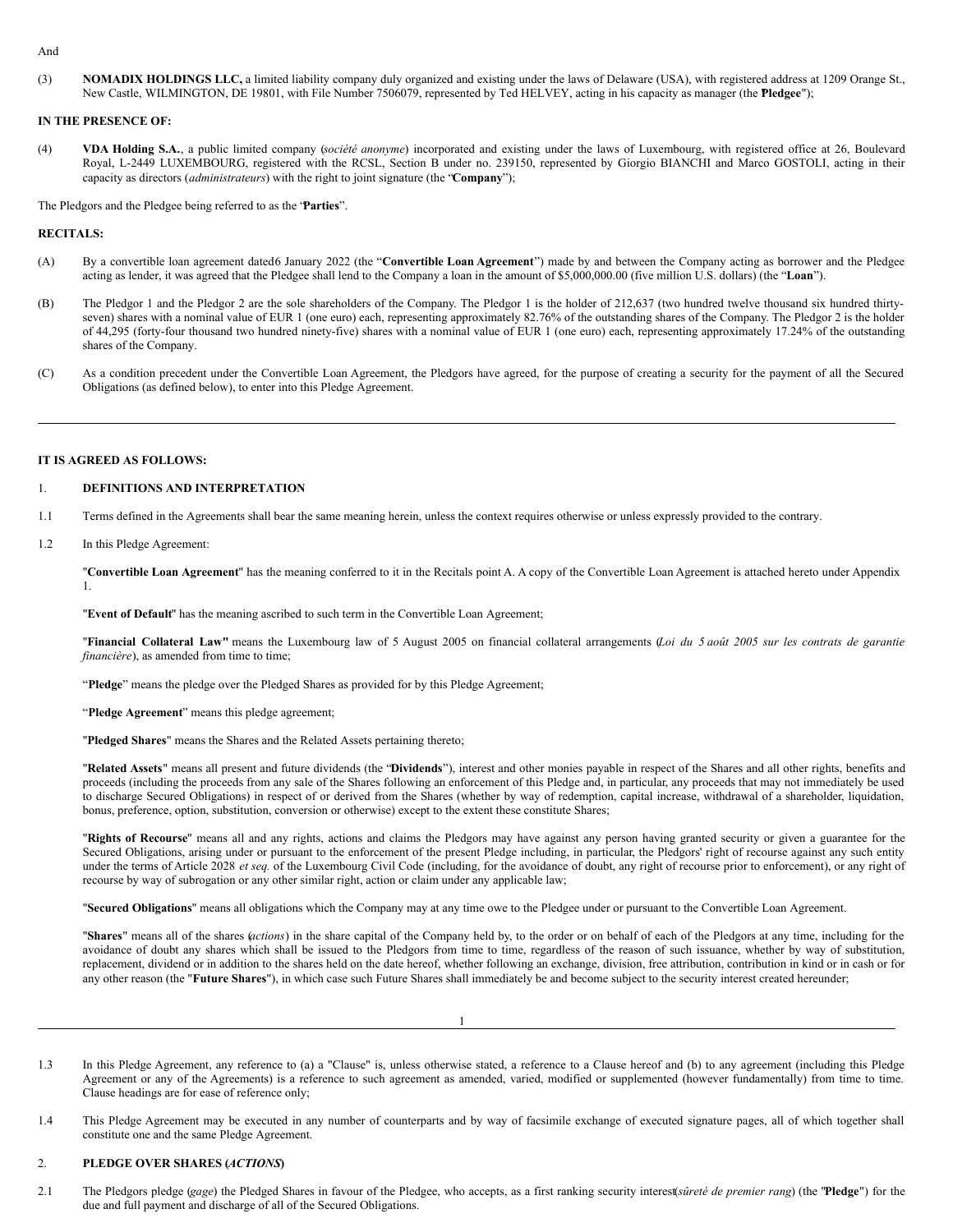And

(3) **NOMADIX HOLDINGS LLC,** a limited liability company duly organized and existing under the laws of Delaware (USA), with registered address at 1209 Orange St., New Castle, WILMINGTON, DE 19801, with File Number 7506079, represented by Ted HELVEY, acting in his capacity as manager (the "**Pledgee**");

**IN THE PRESENCE OF:**

(4) **VDA Holding S.A.**, a public limited company (*société anonyme*) incorporated and existing under the laws of Luxembourg, with registered office at 26, Boulevard Royal, L-2449 LUXEMBOURG, registered with the RCSL, Section B under no. 239150, represented by Giorgio BIANCHI and Marco GOSTOLI, acting in their capacity as directors (*administrateurs*) with the right to joint signature (the "**Company**");

The Pledgors and the Pledgee being referred to as the "**Parties**".

**RECITALS:**

(A) By a convertible loan agreement dated 6 January 2022 (the "**Convertible Loan Agreement**") made by and between the Company acting as borrower and the Pledgee acting as lender, it was agreed that the Pledgee shall lend to the Company a loan in the amount of $5,000,000.00 (five million U.S. dollars) (the "**Loan**").

(B) The Pledgor 1 and the Pledgor 2 are the sole shareholders of the Company. The Pledgor 1 is the holder of 212,637 (two hundred twelve thousand six hundred thirty-seven) shares with a nominal value of EUR 1 (one euro) each, representing approximately 82.76% of the outstanding shares of the Company. The Pledgor 2 is the holder of 44,295 (forty-four thousand two hundred ninety-five) shares with a nominal value of EUR 1 (one euro) each, representing approximately 17.24% of the outstanding shares of the Company.

(C) As a condition precedent under the Convertible Loan Agreement, the Pledgors have agreed, for the purpose of creating a security for the payment of all the Secured Obligations (as defined below), to enter into this Pledge Agreement.

---

**IT IS AGREED AS FOLLOWS:**

1. **DEFINITIONS AND INTERPRETATION**

1.1 Terms defined in the Agreements shall bear the same meaning herein, unless the context requires otherwise or unless expressly provided to the contrary.

1.2 In this Pledge Agreement:

"**Convertible Loan Agreement**" has the meaning conferred to it in the Recitals point A. A copy of the Convertible Loan Agreement is attached hereto under Appendix 1.

"**Event of Default**" has the meaning ascribed to such term in the Convertible Loan Agreement;

"**Financial Collateral Law"** means the Luxembourg law of 5 August 2005 on financial collateral arrangements (*Loi du 5 août 2005 sur les contrats de garantie financière*), as amended from time to time;

"**Pledge**" means the pledge over the Pledged Shares as provided for by this Pledge Agreement;

"**Pledge Agreement**" means this pledge agreement;

"**Pledged Shares**" means the Shares and the Related Assets pertaining thereto;

"**Related Assets**" means all present and future dividends (the "**Dividends**"), interest and other monies payable in respect of the Shares and all other rights, benefits and proceeds (including the proceeds from any sale of the Shares following an enforcement of this Pledge and, in particular, any proceeds that may not immediately be used to discharge Secured Obligations) in respect of or derived from the Shares (whether by way of redemption, capital increase, withdrawal of a shareholder, liquidation, bonus, preference, option, substitution, conversion or otherwise) except to the extent these constitute Shares;

"**Rights of Recourse**" means all and any rights, actions and claims the Pledgors may have against any person having granted security or given a guarantee for the Secured Obligations, arising under or pursuant to the enforcement of the present Pledge including, in particular, the Pledgors' right of recourse against any such entity under the terms of Article 2028 *et seq.* of the Luxembourg Civil Code (including, for the avoidance of doubt, any right of recourse prior to enforcement), or any right of recourse by way of subrogation or any other similar right, action or claim under any applicable law;

"**Secured Obligations**" means all obligations which the Company may at any time owe to the Pledgee under or pursuant to the Convertible Loan Agreement.

"**Shares**" means all of the shares (*actions*) in the share capital of the Company held by, to the order or on behalf of each of the Pledgors at any time, including for the avoidance of doubt any shares which shall be issued to the Pledgors from time to time, regardless of the reason of such issuance, whether by way of substitution, replacement, dividend or in addition to the shares held on the date hereof, whether following an exchange, division, free attribution, contribution in kind or in cash or for any other reason (the "**Future Shares**"), in which case such Future Shares shall immediately be an and become subject to the security interest created hereunder;

---

1.3 In this Pledge Agreement, any reference to (a) a "Clause" is, unless otherwise stated, a reference to a Clause hereof and (b) to any agreement (including this Pledge Agreement or any of the Agreements) is a reference to such agreement as amended, varied, modified or supplemented (however fundamentally) from time to time. Clause headings are for ease of reference only;

1.4 This Pledge Agreement may be executed in any number of counterparts and by way of facsimile exchange of executed signature pages, all of which together shall constitute one and the same Pledge Agreement.

2. **PLEDGE OVER SHARES (*ACTIONS*)**

2.1 The Pledgors pledge (*gage*) the Pledged Shares in favour of the Pledgee, who accepts, as a first ranking security interest (*sûreté de premier rang*) (the "**Pledge**") for the due and full payment and discharge of all of the Secured Obligations.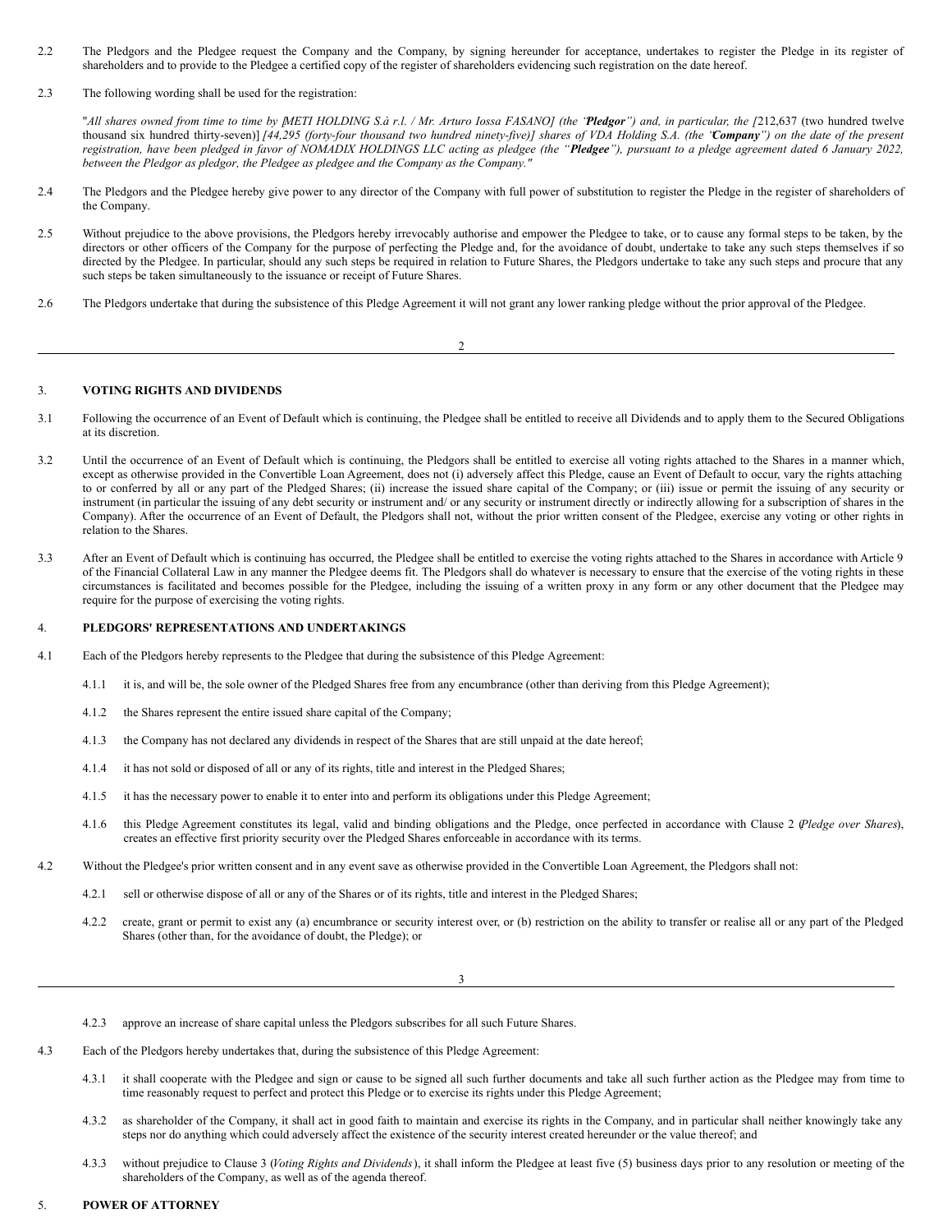2.2 The Pledgors and the Pledgee request the Company and the Company, by signing hereunder for acceptance, undertakes to register the Pledge in its register of shareholders and to provide to the Pledgee a certified copy of the register of shareholders evidencing such registration on the date hereof.

2.3 The following wording shall be used for the registration:

"*All shares owned from time to time by [METI HOLDING S.à r.l. / Mr. Arturo Iossa FASANO] (the "**Pledgor**") and, in particular, the [*212,637 (two hundred twelve thousand six hundred thirty-seven)] *[44,295 (forty-four thousand two hundred ninety-five)] shares of VDA Holding S.A. (the "**Company**") on the date of the present registration, have been pledged in favor of NOMADIX HOLDINGS LLC acting as pledgee (the "**Pledgee**"), pursuant to a pledge agreement dated 6 January 2022, between the Pledgor as pledgor, the Pledgee as pledgee and the Company as the Company."*

2.4 The Pledgors and the Pledgee hereby give power to any director of the Company with full power of substitution to register the Pledge in the register of shareholders of the Company.

2.5 Without prejudice to the above provisions, the Pledgors hereby irrevocably authorise and empower the Pledgee to take, or to cause any formal steps to be taken, by the directors or other officers of the Company for the purpose of perfecting the Pledge and, for the avoidance of doubt, undertake to take any such steps themselves if so directed by the Pledgee. In particular, should any such steps be required in relation to Future Shares, the Pledgors undertake to take any such steps and procure that any such steps be taken simultaneously to the issuance or receipt of Future Shares.

2.6 The Pledgors undertake that during the subsistence of this Pledge Agreement it will not grant any lower ranking pledge without the prior approval of the Pledgee.

## 3. VOTING RIGHTS AND DIVIDENDS

3.1 Following the occurrence of an Event of Default which is continuing, the Pledgee shall be entitled to receive all Dividends and to apply them to the Secured Obligations at its discretion.

3.2 Until the occurrence of an Event of Default which is continuing, the Pledgors shall be entitled to exercise all voting rights attached to the Shares in a manner which, except as otherwise provided in the Convertible Loan Agreement, does not (i) adversely affect this Pledge, cause an Event of Default to occur, vary the rights attaching to or conferred by all or any part of the Pledged Shares; (ii) increase the issued share capital of the Company; or (iii) issue or permit the issuing of any security or instrument (in particular the issuing of any debt security or instrument and/ or any security or instrument directly or indirectly allowing for a subscription of shares in the Company). After the occurrence of an Event of Default, the Pledgors shall not, without the prior written consent of the Pledgee, exercise any voting or other rights in relation to the Shares.

3.3 After an Event of Default which is continuing has occurred, the Pledgee shall be entitled to exercise the voting rights attached to the Shares in accordance with Article 9 of the Financial Collateral Law in any manner the Pledgee deems fit. The Pledgors shall do whatever is necessary to ensure that the exercise of the voting rights in these circumstances is facilitated and becomes possible for the Pledgee, including the issuing of a written proxy in any form or any other document that the Pledgee may require for the purpose of exercising the voting rights.

## 4. PLEDGORS' REPRESENTATIONS AND UNDERTAKINGS

4.1 Each of the Pledgors hereby represents to the Pledgee that during the subsistence of this Pledge Agreement:

4.1.1 it is, and will be, the sole owner of the Pledged Shares free from any encumbrance (other than deriving from this Pledge Agreement);

4.1.2 the Shares represent the entire issued share capital of the Company;

4.1.3 the Company has not declared any dividends in respect of the Shares that are still unpaid at the date hereof;

4.1.4 it has not sold or disposed of all or any of its rights, title and interest in the Pledged Shares;

4.1.5 it has the necessary power to enable it to enter into and perform its obligations under this Pledge Agreement;

4.1.6 this Pledge Agreement constitutes its legal, valid and binding obligations and the Pledge, once perfected in accordance with Clause 2 (*Pledge over Shares*), creates an effective first priority security over the Pledged Shares enforceable in accordance with its terms.

4.2 Without the Pledgee's prior written consent and in any event save as otherwise provided in the Convertible Loan Agreement, the Pledgors shall not:

4.2.1 sell or otherwise dispose of all or any of the Shares or of its rights, title and interest in the Pledged Shares;

4.2.2 create, grant or permit to exist any (a) encumbrance or security interest over, or (b) restriction on the ability to transfer or realise all or any part of the Pledged Shares (other than, for the avoidance of doubt, the Pledge); or

4.2.3 approve an increase of share capital unless the Pledgors subscribes for all such Future Shares.

4.3 Each of the Pledgors hereby undertakes that, during the subsistence of this Pledge Agreement:

4.3.1 it shall cooperate with the Pledgee and sign or cause to be signed all such further documents and take all such further action as the Pledgee may from time to time reasonably request to perfect and protect this Pledge or to exercise its rights under this Pledge Agreement;

4.3.2 as shareholder of the Company, it shall act in good faith to maintain and exercise its rights in the Company, and in particular shall neither knowingly take any steps nor do anything which could adversely affect the existence of the security interest created hereunder or the value thereof; and

4.3.3 without prejudice to Clause 3 (*Voting Rights and Dividends*), it shall inform the Pledgee at least five (5) business days prior to any resolution or meeting of the shareholders of the Company, as well as of the agenda thereof.

## 5. POWER OF ATTORNEY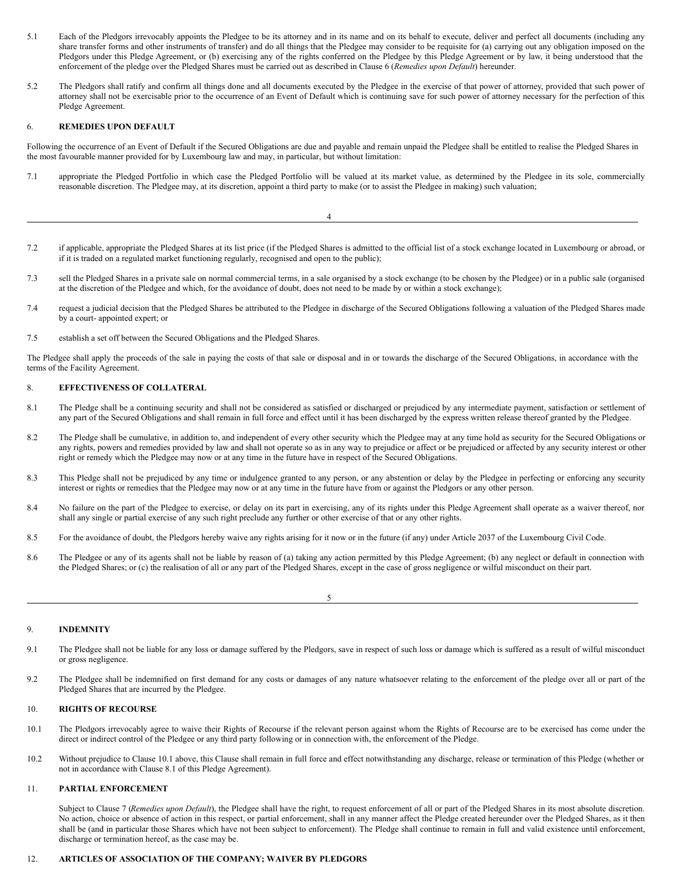5.1 Each of the Pledgors irrevocably appoints the Pledgee to be its attorney and in its name and on its behalf to execute, deliver and perfect all documents (including any share transfer forms and other instruments of transfer) and do all things that the Pledgee may consider to be requisite for (a) carrying out any obligation imposed on the Pledgors under this Pledge Agreement, or (b) exercising any of the rights conferred on the Pledgee by this Pledge Agreement or by law, it being understood that the enforcement of the pledge over the Pledged Shares must be carried out as described in Clause 6 (*Remedies upon Default*) hereunder.

5.2 The Pledgors shall ratify and confirm all things done and all documents executed by the Pledgee in the exercise of that power of attorney, provided that such power of attorney shall not be exercisable prior to the occurrence of an Event of Default which is continuing save for such power of attorney necessary for the perfection of this Pledge Agreement.

## 6. REMEDIES UPON DEFAULT

Following the occurrence of an Event of Default if the Secured Obligations are due and payable and remain unpaid the Pledgee shall be entitled to realise the Pledged Shares in the most favourable manner provided for by Luxembourg law and may, in particular, but without limitation:

7.1 appropriate the Pledged Portfolio in which case the Pledged Portfolio will be valued at its market value, as determined by the Pledgee in its sole, commercially reasonable discretion. The Pledgee may, at its discretion, appoint a third party to make (or to assist the Pledgee in making) such valuation;

7.2 if applicable, appropriate the Pledged Shares at its list price (if the Pledged Shares is admitted to the official list of a stock exchange located in Luxembourg or abroad, or if it is traded on a regulated market functioning regularly, recognised and open to the public);

7.3 sell the Pledged Shares in a private sale on normal commercial terms, in a sale organised by a stock exchange (to be chosen by the Pledgee) or in a public sale (organised at the discretion of the Pledgee and which, for the avoidance of doubt, does not need to be made by or within a stock exchange);

7.4 request a judicial decision that the Pledged Shares be attributed to the Pledgee in discharge of the Secured Obligations following a valuation of the Pledged Shares made by a court- appointed expert; or

7.5 establish a set off between the Secured Obligations and the Pledged Shares.

The Pledgee shall apply the proceeds of the sale in paying the costs of that sale or disposal and in or towards the discharge of the Secured Obligations, in accordance with the terms of the Facility Agreement.

## 8. EFFECTIVENESS OF COLLATERAL

8.1 The Pledge shall be a continuing security and shall not be considered as satisfied or discharged or prejudiced by any intermediate payment, satisfaction or settlement of any part of the Secured Obligations and shall remain in full force and effect until it has been discharged by the express written release thereof granted by the Pledgee.

8.2 The Pledge shall be cumulative, in addition to, and independent of every other security which the Pledgee may at any time hold as security for the Secured Obligations or any rights, powers and remedies provided by law and shall not operate so as in any way to prejudice or affect or be prejudiced or affected by any security interest or other right or remedy which the Pledgee may now or at any time in the future have in respect of the Secured Obligations.

8.3 This Pledge shall not be prejudiced by any time or indulgence granted to any person, or any abstention or delay by the Pledgee in perfecting or enforcing any security interest or rights or remedies that the Pledgee may now or at any time in the future have from or against the Pledgors or any other person.

8.4 No failure on the part of the Pledgee to exercise, or delay on its part in exercising, any of its rights under this Pledge Agreement shall operate as a waiver thereof, nor shall any single or partial exercise of any such right preclude any further or other exercise of that or any other rights.

8.5 For the avoidance of doubt, the Pledgors hereby waive any rights arising for it now or in the future (if any) under Article 2037 of the Luxembourg Civil Code.

8.6 The Pledgee or any of its agents shall not be liable by reason of (a) taking any action permitted by this Pledge Agreement; (b) any neglect or default in connection with the Pledged Shares; or (c) the realisation of all or any part of the Pledged Shares, except in the case of gross negligence or wilful misconduct on their part.

## 9. INDEMNITY

9.1 The Pledgee shall not be liable for any loss or damage suffered by the Pledgors, save in respect of such loss or damage which is suffered as a result of wilful misconduct or gross negligence.

9.2 The Pledgee shall be indemnified on first demand for any costs or damages of any nature whatsoever relating to the enforcement of the pledge over all or part of the Pledged Shares that are incurred by the Pledgee.

## 10. RIGHTS OF RECOURSE

10.1 The Pledgors irrevocably agree to waive their Rights of Recourse if the relevant person against whom the Rights of Recourse are to be exercised has come under the direct or indirect control of the Pledgee or any third party following or in connection with, the enforcement of the Pledge.

10.2 Without prejudice to Clause 10.1 above, this Clause shall remain in full force and effect notwithstanding any discharge, release or termination of this Pledge (whether or not in accordance with Clause 8.1 of this Pledge Agreement).

## 11. PARTIAL ENFORCEMENT

Subject to Clause 7 (*Remedies upon Default*), the Pledgee shall have the right, to request enforcement of all or part of the Pledged Shares in its most absolute discretion. No action, choice or absence of action in this respect, or partial enforcement, shall in any manner affect the Pledge created hereunder over the Pledged Shares, as it then shall be (and in particular those Shares which have not been subject to enforcement). The Pledge shall continue to remain in full and valid existence until enforcement, discharge or termination hereof, as the case may be.

## 12. ARTICLES OF ASSOCIATION OF THE COMPANY; WAIVER BY PLEDGORS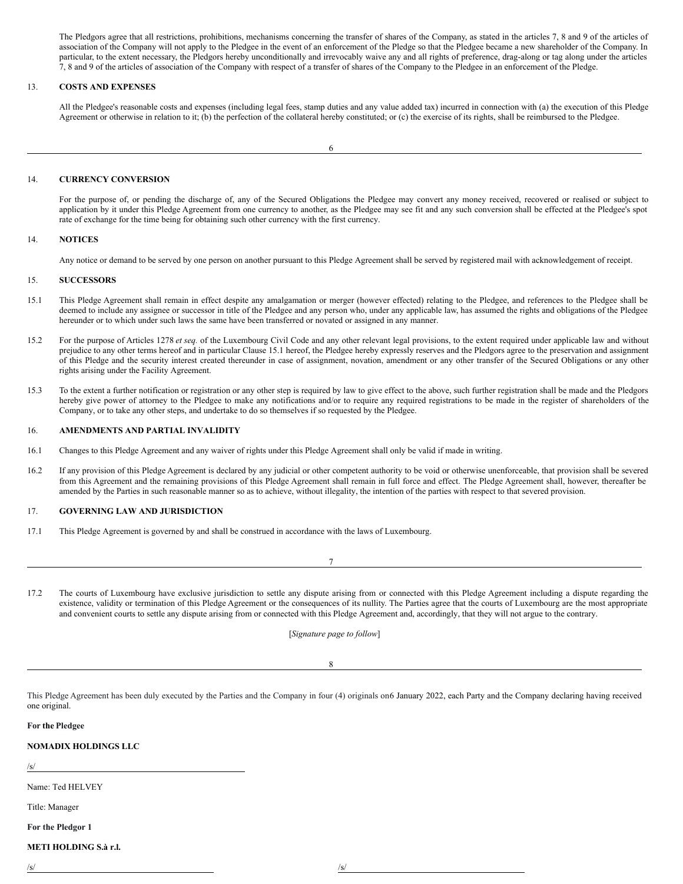The Pledgors agree that all restrictions, prohibitions, mechanisms concerning the transfer of shares of the Company, as stated in the articles 7, 8 and 9 of the articles of association of the Company will not apply to the Pledgee in the event of an enforcement of the Pledge so that the Pledgee became a new shareholder of the Company. In particular, to the extent necessary, the Pledgors hereby unconditionally and irrevocably waive any and all rights of preference, drag-along or tag along under the articles 7, 8 and 9 of the articles of association of the Company with respect of a transfer of shares of the Company to the Pledgee in an enforcement of the Pledge.

## 13. COSTS AND EXPENSES

All the Pledgee's reasonable costs and expenses (including legal fees, stamp duties and any value added tax) incurred in connection with (a) the execution of this Pledge Agreement or otherwise in relation to it; (b) the perfection of the collateral hereby constituted; or (c) the exercise of its rights, shall be reimbursed to the Pledgee.

## 14. CURRENCY CONVERSION

For the purpose of, or pending the discharge of, any of the Secured Obligations the Pledgee may convert any money received, recovered or realised or subject to application by it under this Pledge Agreement from one currency to another, as the Pledgee may see fit and any such conversion shall be effected at the Pledgee's spot rate of exchange for the time being for obtaining such other currency with the first currency.

## 14. NOTICES

Any notice or demand to be served by one person on another pursuant to this Pledge Agreement shall be served by registered mail with acknowledgement of receipt.

## 15. SUCCESSORS

15.1 This Pledge Agreement shall remain in effect despite any amalgamation or merger (however effected) relating to the Pledgee, and references to the Pledgee shall be deemed to include any assignee or successor in title of the Pledgee and any person who, under any applicable law, has assumed the rights and obligations of the Pledgee hereunder or to which under such laws the same have been transferred or novated or assigned in any manner.

15.2 For the purpose of Articles 1278 *et seq.* of the Luxembourg Civil Code and any other relevant legal provisions, to the extent required under applicable law and without prejudice to any other terms hereof and in particular Clause 15.1 hereof, the Pledgee hereby expressly reserves and the Pledgors agree to the preservation and assignment of this Pledge and the security interest created thereunder in case of assignment, novation, amendment or any other transfer of the Secured Obligations or any other rights arising under the Facility Agreement.

15.3 To the extent a further notification or registration or any other step is required by law to give effect to the above, such further registration shall be made and the Pledgors hereby give power of attorney to the Pledgee to make any notifications and/or to require any required registrations to be made in the register of shareholders of the Company, or to take any other steps, and undertake to do so themselves if so requested by the Pledgee.

## 16. AMENDMENTS AND PARTIAL INVALIDITY

16.1 Changes to this Pledge Agreement and any waiver of rights under this Pledge Agreement shall only be valid if made in writing.

16.2 If any provision of this Pledge Agreement is declared by any judicial or other competent authority to be void or otherwise unenforceable, that provision shall be severed from this Agreement and the remaining provisions of this Pledge Agreement shall remain in full force and effect. The Pledge Agreement shall, however, thereafter be amended by the Parties in such reasonable manner so as to achieve, without illegality, the intention of the parties with respect to that severed provision.

## 17. GOVERNING LAW AND JURISDICTION

17.1 This Pledge Agreement is governed by and shall be construed in accordance with the laws of Luxembourg.

17.2 The courts of Luxembourg have exclusive jurisdiction to settle any dispute arising from or connected with this Pledge Agreement including a dispute regarding the existence, validity or termination of this Pledge Agreement or the consequences of its nullity. The Parties agree that the courts of Luxembourg are the most appropriate and convenient courts to settle any dispute arising from or connected with this Pledge Agreement and, accordingly, that they will not argue to the contrary.

[*Signature page to follow*]

This Pledge Agreement has been duly executed by the Parties and the Company in four (4) originals on6 January 2022, each Party and the Company declaring having received one original.

**For the Pledgee**

**NOMADIX HOLDINGS LLC**

/s/

Name: Ted HELVEY

Title: Manager

**For the Pledgor 1**

**METI HOLDING S.à r.l.**

/s/ /s/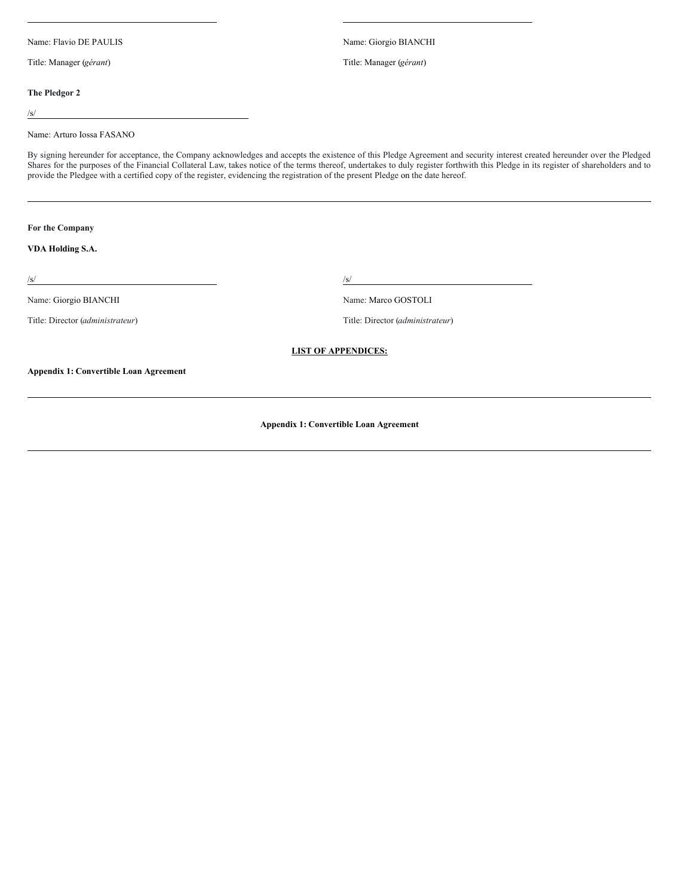\_\_\_\_\_\_\_\_\_\_\_\_\_\_\_\_\_\_\_\_\_\_\_\_\_\_\_\_\_\_\_\_\_\_\_\_\_\_\_\_

Name: Flavio DE PAULIS

Title: Manager (*gérant*)

\_\_\_\_\_\_\_\_\_\_\_\_\_\_\_\_\_\_\_\_\_\_\_\_\_\_\_\_\_\_\_\_\_\_\_\_\_\_\_\_

Name: Giorgio BIANCHI

Title: Manager (*gérant*)

**The Pledgor 2**

/s/ \_\_\_\_\_\_\_\_\_\_\_\_\_\_\_\_\_\_\_\_\_\_\_\_\_\_\_\_\_\_\_\_\_\_\_\_\_\_\_\_

Name: Arturo Iossa FASANO

By signing hereunder for acceptance, the Company acknowledges and accepts the existence of this Pledge Agreement and security interest created hereunder over the Pledged Shares for the purposes of the Financial Collateral Law, takes notice of the terms thereof, undertakes to duly register forthwith this Pledge in its register of shareholders and to provide the Pledgee with a certified copy of the register, evidencing the registration of the present Pledge on the date hereof.

---

**For the Company**

**VDA Holding S.A.**

/s/ \_\_\_\_\_\_\_\_\_\_\_\_\_\_\_\_\_\_\_\_\_\_\_\_\_\_\_\_\_\_\_\_\_\_\_\_\_\_\_\_

Name: Giorgio BIANCHI

Title: Director (*administrateur*)

/s/ \_\_\_\_\_\_\_\_\_\_\_\_\_\_\_\_\_\_\_\_\_\_\_\_\_\_\_\_\_\_\_\_\_\_\_\_\_\_\_\_

Name: Marco GOSTOLI

Title: Director (*administrateur*)

**LIST OF APPENDICES:**

**Appendix 1: Convertible Loan Agreement**

---

**Appendix 1: Convertible Loan Agreement**

---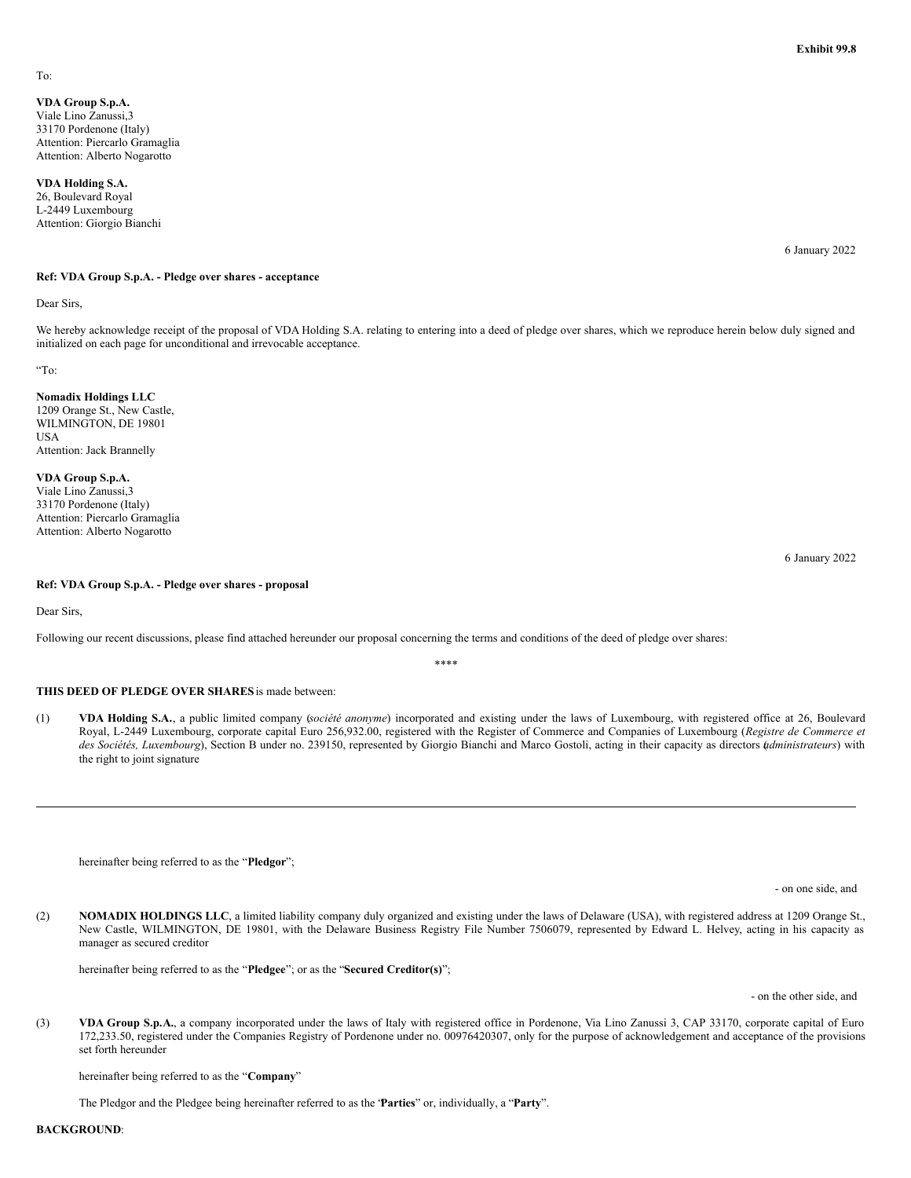**Exhibit 99.8**

To:

**VDA Group S.p.A.**
Viale Lino Zanussi,3
33170 Pordenone (Italy)
Attention: Piercarlo Gramaglia
Attention: Alberto Nogarotto

**VDA Holding S.A.**
26, Boulevard Royal
L-2449 Luxembourg
Attention: Giorgio Bianchi

6 January 2022

**Ref: VDA Group S.p.A. - Pledge over shares - acceptance**

Dear Sirs,

We hereby acknowledge receipt of the proposal of VDA Holding S.A. relating to entering into a deed of pledge over shares, which we reproduce herein below duly signed and initialized on each page for unconditional and irrevocable acceptance.

"To:

**Nomadix Holdings LLC**
1209 Orange St., New Castle,
WILMINGTON, DE 19801
USA
Attention: Jack Brannelly

**VDA Group S.p.A.**
Viale Lino Zanussi,3
33170 Pordenone (Italy)
Attention: Piercarlo Gramaglia
Attention: Alberto Nogarotto

6 January 2022

**Ref: VDA Group S.p.A. - Pledge over shares - proposal**

Dear Sirs,

Following our recent discussions, please find attached hereunder our proposal concerning the terms and conditions of the deed of pledge over shares:

\*\*\*\*

**THIS DEED OF PLEDGE OVER SHARES** is made between:

(1) **VDA Holding S.A.**, a public limited company (*société anonyme*) incorporated and existing under the laws of Luxembourg, with registered office at 26, Boulevard Royal, L-2449 Luxembourg, corporate capital Euro 256,932.00, registered with the Register of Commerce and Companies of Luxembourg (*Registre de Commerce et des Sociétés, Luxembourg*), Section B under no. 239150, represented by Giorgio Bianchi and Marco Gostoli, acting in their capacity as directors (*administrateurs*) with the right to joint signature

hereinafter being referred to as the "**Pledgor**";

- on one side, and

(2) **NOMADIX HOLDINGS LLC**, a limited liability company duly organized and existing under the laws of Delaware (USA), with registered address at 1209 Orange St., New Castle, WILMINGTON, DE 19801, with the Delaware Business Registry File Number 7506079, represented by Edward L. Helvey, acting in his capacity as manager as secured creditor

hereinafter being referred to as the "**Pledgee**"; or as the "**Secured Creditor(s)**";

- on the other side, and

(3) **VDA Group S.p.A.**, a company incorporated under the laws of Italy with registered office in Pordenone, Via Lino Zanussi 3, CAP 33170, corporate capital of Euro 172,233.50, registered under the Companies Registry of Pordenone under no. 00976420307, only for the purpose of acknowledgement and acceptance of the provisions set forth hereunder

hereinafter being referred to as the "**Company**"

The Pledgor and the Pledgee being hereinafter referred to as the "**Parties**" or, individually, a "**Party**".

**BACKGROUND**: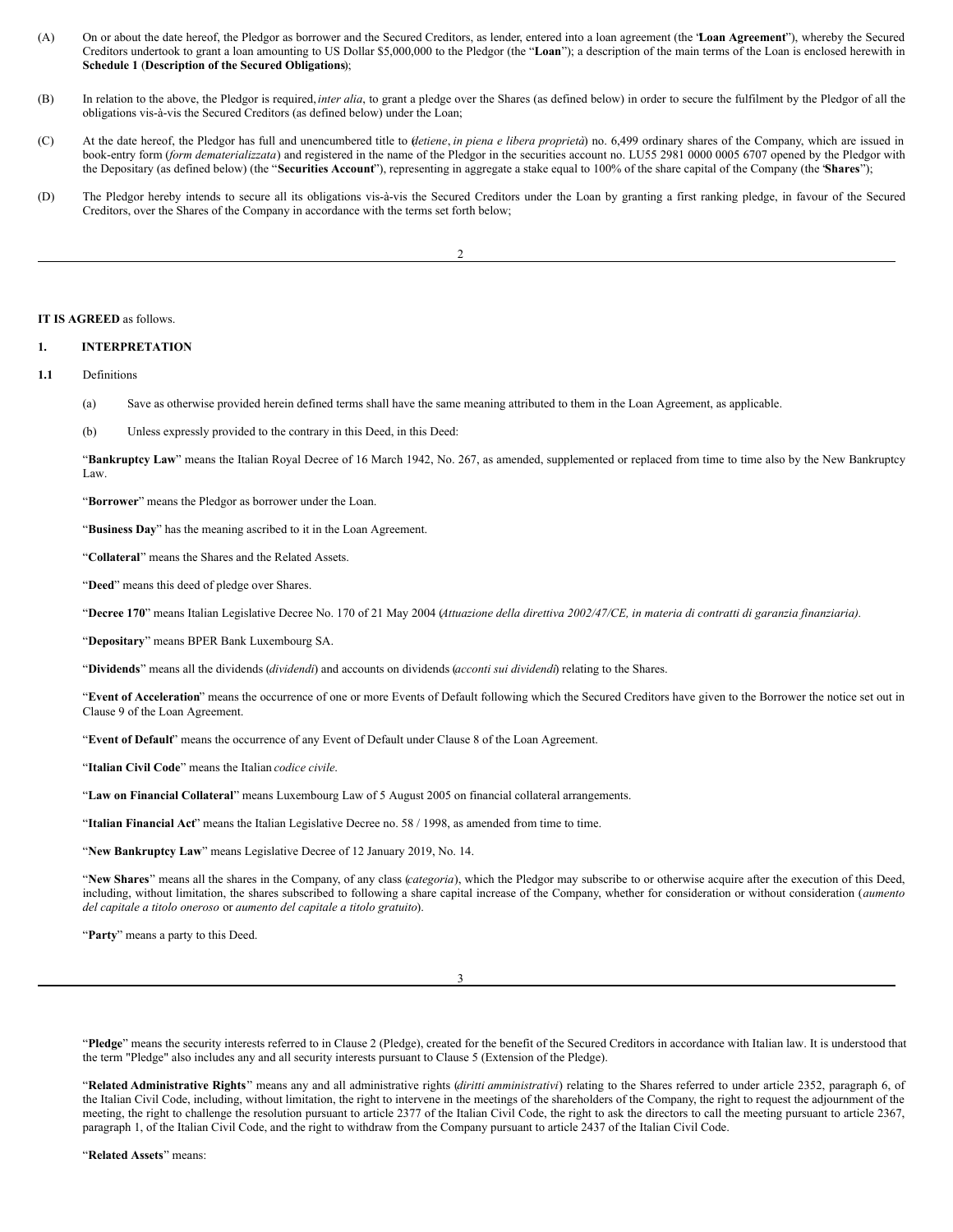(A) On or about the date hereof, the Pledgor as borrower and the Secured Creditors, as lender, entered into a loan agreement (the "**Loan Agreement**"), whereby the Secured Creditors undertook to grant a loan amounting to US Dollar $5,000,000 to the Pledgor (the "**Loan**"); a description of the main terms of the Loan is enclosed herewith in **Schedule 1** (**Description of the Secured Obligations**);

(B) In relation to the above, the Pledgor is required, *inter alia*, to grant a pledge over the Shares (as defined below) in order to secure the fulfilment by the Pledgor of all the obligations vis-à-vis the Secured Creditors (as defined below) under the Loan;

(C) At the date hereof, the Pledgor has full and unencumbered title to (*detiene*, *in piena e libera proprietà*) no. 6,499 ordinary shares of the Company, which are issued in book-entry form (*form dematerializzata*) and registered in the name of the Pledgor in the securities account no. LU55 2981 0000 0005 6707 opened by the Pledgor with the Depositary (as defined below) (the "**Securities Account**"), representing in aggregate a stake equal to 100% of the share capital of the Company (the "**Shares**");

(D) The Pledgor hereby intends to secure all its obligations vis-à-vis the Secured Creditors under the Loan by granting a first ranking pledge, in favour of the Secured Creditors, over the Shares of the Company in accordance with the terms set forth below;

**IT IS AGREED** as follows.

## 1. INTERPRETATION

**1.1** Definitions

(a) Save as otherwise provided herein defined terms shall have the same meaning attributed to them in the Loan Agreement, as applicable.

(b) Unless expressly provided to the contrary in this Deed, in this Deed:

"**Bankruptcy Law**" means the Italian Royal Decree of 16 March 1942, No. 267, as amended, supplemented or replaced from time to time also by the New Bankruptcy Law.

"**Borrower**" means the Pledgor as borrower under the Loan.

"**Business Day**" has the meaning ascribed to it in the Loan Agreement.

"**Collateral**" means the Shares and the Related Assets.

"**Deed**" means this deed of pledge over Shares.

"**Decree 170**" means Italian Legislative Decree No. 170 of 21 May 2004 (*Attuazione della direttiva 2002/47/CE, in materia di contratti di garanzia finanziaria).*

"**Depositary**" means BPER Bank Luxembourg SA.

"**Dividends**" means all the dividends (*dividendi*) and accounts on dividends (*acconti sui dividendi*) relating to the Shares.

"**Event of Acceleration**" means the occurrence of one or more Events of Default following which the Secured Creditors have given to the Borrower the notice set out in Clause 9 of the Loan Agreement.

"**Event of Default**" means the occurrence of any Event of Default under Clause 8 of the Loan Agreement.

"**Italian Civil Code**" means the Italian *codice civile*.

"**Law on Financial Collateral**" means Luxembourg Law of 5 August 2005 on financial collateral arrangements.

"**Italian Financial Act**" means the Italian Legislative Decree no. 58 / 1998, as amended from time to time.

"**New Bankruptcy Law**" means Legislative Decree of 12 January 2019, No. 14.

"**New Shares**" means all the shares in the Company, of any class (*categoria*), which the Pledgor may subscribe to or otherwise acquire after the execution of this Deed, including, without limitation, the shares subscribed to following a share capital increase of the Company, whether for consideration or without consideration (*aumento del capitale a titolo oneroso* or *aumento del capitale a titolo gratuito*).

"**Party**" means a party to this Deed.

"**Pledge**" means the security interests referred to in Clause 2 (Pledge), created for the benefit of the Secured Creditors in accordance with Italian law. It is understood that the term "Pledge" also includes any and all security interests pursuant to Clause 5 (Extension of the Pledge).

"**Related Administrative Rights**" means any and all administrative rights (*diritti amministrativi*) relating to the Shares referred to under article 2352, paragraph 6, of the Italian Civil Code, including, without limitation, the right to intervene in the meetings of the shareholders of the Company, the right to request the adjournment of the meeting, the right to challenge the resolution pursuant to article 2377 of the Italian Civil Code, the right to ask the directors to call the meeting pursuant to article 2367, paragraph 1, of the Italian Civil Code, and the right to withdraw from the Company pursuant to article 2437 of the Italian Civil Code.

"**Related Assets**" means: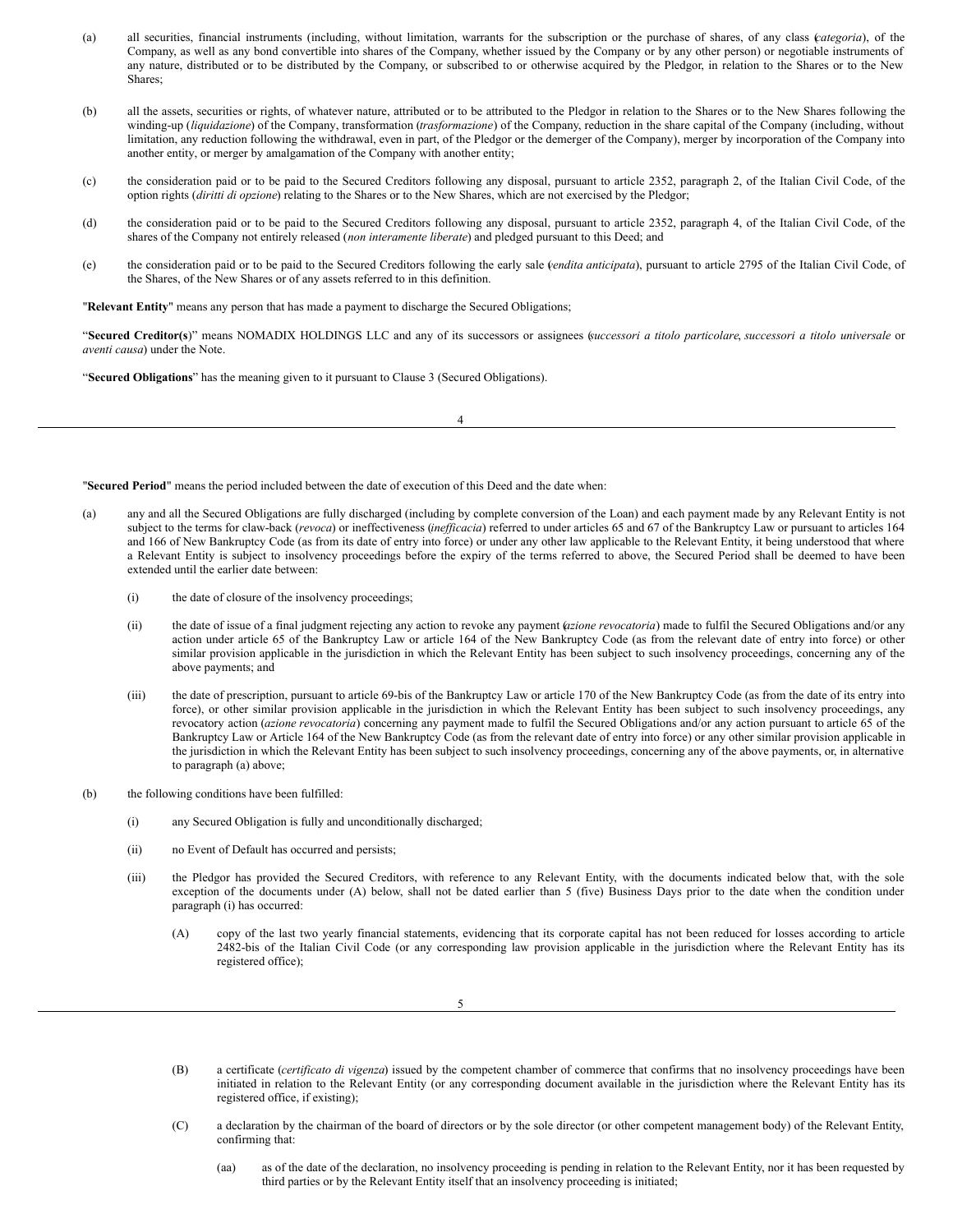(a) all securities, financial instruments (including, without limitation, warrants for the subscription or the purchase of shares, of any class (*categoria*), of the Company, as well as any bond convertible into shares of the Company, whether issued by the Company or by any other person) or negotiable instruments of any nature, distributed or to be distributed by the Company, or subscribed to or otherwise acquired by the Pledgor, in relation to the Shares or to the New Shares;

(b) all the assets, securities or rights, of whatever nature, attributed or to be attributed to the Pledgor in relation to the Shares or to the New Shares following the winding-up (*liquidazione*) of the Company, transformation (*trasformazione*) of the Company, reduction in the share capital of the Company (including, without limitation, any reduction following the withdrawal, even in part, of the Pledgor or the demerger of the Company), merger by incorporation of the Company into another entity, or merger by amalgamation of the Company with another entity;

(c) the consideration paid or to be paid to the Secured Creditors following any disposal, pursuant to article 2352, paragraph 2, of the Italian Civil Code, of the option rights (*diritti di opzione*) relating to the Shares or to the New Shares, which are not exercised by the Pledgor;

(d) the consideration paid or to be paid to the Secured Creditors following any disposal, pursuant to article 2352, paragraph 4, of the Italian Civil Code, of the shares of the Company not entirely released (*non interamente liberate*) and pledged pursuant to this Deed; and

(e) the consideration paid or to be paid to the Secured Creditors following the early sale (*vendita anticipata*), pursuant to article 2795 of the Italian Civil Code, of the Shares, of the New Shares or of any assets referred to in this definition.

"**Relevant Entity**" means any person that has made a payment to discharge the Secured Obligations;

"**Secured Creditor(s)**" means NOMADIX HOLDINGS LLC and any of its successors or assignees (*successori a titolo particolare*, *successori a titolo universale* or *aventi causa*) under the Note.

"**Secured Obligations**" has the meaning given to it pursuant to Clause 3 (Secured Obligations).

"**Secured Period**" means the period included between the date of execution of this Deed and the date when:

(a) any and all the Secured Obligations are fully discharged (including by complete conversion of the Loan) and each payment made by any Relevant Entity is not subject to the terms for claw-back (*revoca*) or ineffectiveness (*inefficacia*) referred to under articles 65 and 67 of the Bankruptcy Law or pursuant to articles 164 and 166 of New Bankruptcy Code (as from its date of entry into force) or under any other law applicable to the Relevant Entity, it being understood that where a Relevant Entity is subject to insolvency proceedings before the expiry of the terms referred to above, the Secured Period shall be deemed to have been extended until the earlier date between:

   (i) the date of closure of the insolvency proceedings;

   (ii) the date of issue of a final judgment rejecting any action to revoke any payment (*azione revocatoria*) made to fulfil the Secured Obligations and/or any action under article 65 of the Bankruptcy Law or article 164 of the New Bankruptcy Code (as from the relevant date of entry into force) or other similar provision applicable in the jurisdiction in which the Relevant Entity has been subject to such insolvency proceedings, concerning any of the above payments; and

   (iii) the date of prescription, pursuant to article 69-bis of the Bankruptcy Law or article 170 of the New Bankruptcy Code (as from the date of its entry into force), or other similar provision applicable in the jurisdiction in which the Relevant Entity has been subject to such insolvency proceedings, any revocatory action (*azione revocatoria*) concerning any payment made to fulfil the Secured Obligations and/or any action pursuant to article 65 of the Bankruptcy Law or Article 164 of the New Bankruptcy Code (as from the relevant date of entry into force) or any other similar provision applicable in the jurisdiction in which the Relevant Entity has been subject to such insolvency proceedings, concerning any of the above payments, or, in alternative to paragraph (a) above;

(b) the following conditions have been fulfilled:

   (i) any Secured Obligation is fully and unconditionally discharged;

   (ii) no Event of Default has occurred and persists;

   (iii) the Pledgor has provided the Secured Creditors, with reference to any Relevant Entity, with the documents indicated below that, with the sole exception of the documents under (A) below, shall not be dated earlier than 5 (five) Business Days prior to the date when the condition under paragraph (i) has occurred:

      (A) copy of the last two yearly financial statements, evidencing that its corporate capital has not been reduced for losses according to article 2482-bis of the Italian Civil Code (or any corresponding law provision applicable in the jurisdiction where the Relevant Entity has its registered office);

      (B) a certificate (*certificato di vigenza*) issued by the competent chamber of commerce that confirms that no insolvency proceedings have been initiated in relation to the Relevant Entity (or any corresponding document available in the jurisdiction where the Relevant Entity has its registered office, if existing);

      (C) a declaration by the chairman of the board of directors or by the sole director (or other competent management body) of the Relevant Entity, confirming that:

         (aa) as of the date of the declaration, no insolvency proceeding is pending in relation to the Relevant Entity, nor it has been requested by third parties or by the Relevant Entity itself that an insolvency proceeding is initiated;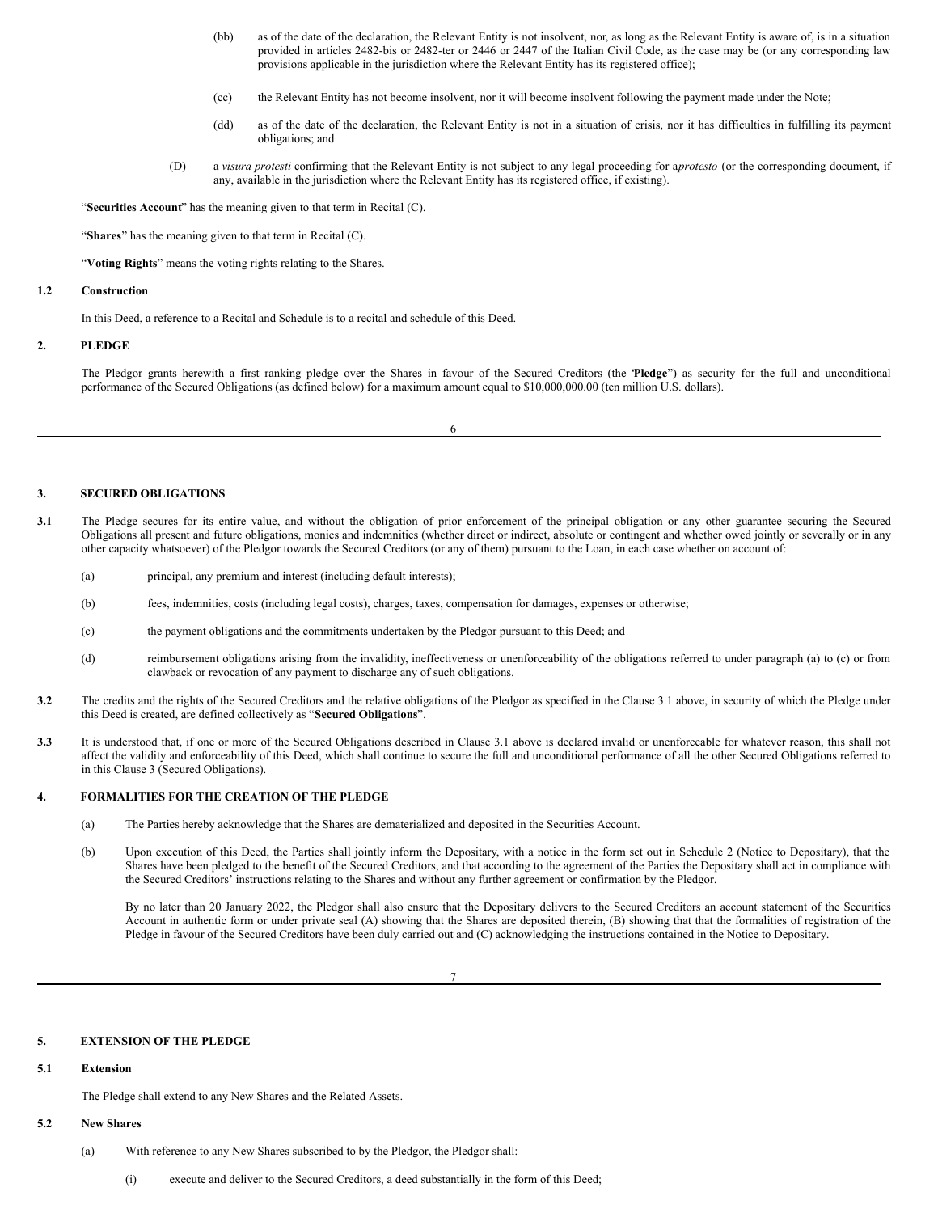(bb) as of the date of the declaration, the Relevant Entity is not insolvent, nor, as long as the Relevant Entity is aware of, is in a situation provided in articles 2482-bis or 2482-ter or 2446 or 2447 of the Italian Civil Code, as the case may be (or any corresponding law provisions applicable in the jurisdiction where the Relevant Entity has its registered office);

(cc) the Relevant Entity has not become insolvent, nor it will become insolvent following the payment made under the Note;

(dd) as of the date of the declaration, the Relevant Entity is not in a situation of crisis, nor it has difficulties in fulfilling its payment obligations; and

(D) a *visura protesti* confirming that the Relevant Entity is not subject to any legal proceeding for a*protesto* (or the corresponding document, if any, available in the jurisdiction where the Relevant Entity has its registered office, if existing).

"**Securities Account**" has the meaning given to that term in Recital (C).

"**Shares**" has the meaning given to that term in Recital (C).

"**Voting Rights**" means the voting rights relating to the Shares.

**1.2 Construction**

In this Deed, a reference to a Recital and Schedule is to a recital and schedule of this Deed.

**2. PLEDGE**

The Pledgor grants herewith a first ranking pledge over the Shares in favour of the Secured Creditors (the "**Pledge**") as security for the full and unconditional performance of the Secured Obligations (as defined below) for a maximum amount equal to $10,000,000.00 (ten million U.S. dollars).

**3. SECURED OBLIGATIONS**

**3.1** The Pledge secures for its entire value, and without the obligation of prior enforcement of the principal obligation or any other guarantee securing the Secured Obligations all present and future obligations, monies and indemnities (whether direct or indirect, absolute or contingent and whether owed jointly or severally or in any other capacity whatsoever) of the Pledgor towards the Secured Creditors (or any of them) pursuant to the Loan, in each case whether on account of:

(a) principal, any premium and interest (including default interests);

(b) fees, indemnities, costs (including legal costs), charges, taxes, compensation for damages, expenses or otherwise;

(c) the payment obligations and the commitments undertaken by the Pledgor pursuant to this Deed; and

(d) reimbursement obligations arising from the invalidity, ineffectiveness or unenforceability of the obligations referred to under paragraph (a) to (c) or from clawback or revocation of any payment to discharge any of such obligations.

**3.2** The credits and the rights of the Secured Creditors and the relative obligations of the Pledgor as specified in the Clause 3.1 above, in security of which the Pledge under this Deed is created, are defined collectively as "**Secured Obligations**".

**3.3** It is understood that, if one or more of the Secured Obligations described in Clause 3.1 above is declared invalid or unenforceable for whatever reason, this shall not affect the validity and enforceability of this Deed, which shall continue to secure the full and unconditional performance of all the other Secured Obligations referred to in this Clause 3 (Secured Obligations).

**4. FORMALITIES FOR THE CREATION OF THE PLEDGE**

(a) The Parties hereby acknowledge that the Shares are dematerialized and deposited in the Securities Account.

(b) Upon execution of this Deed, the Parties shall jointly inform the Depositary, with a notice in the form set out in Schedule 2 (Notice to Depositary), that the Shares have been pledged to the benefit of the Secured Creditors, and that according to the agreement of the Parties the Depositary shall act in compliance with the Secured Creditors' instructions relating to the Shares and without any further agreement or confirmation by the Pledgor.

By no later than 20 January 2022, the Pledgor shall also ensure that the Depositary delivers to the Secured Creditors an account statement of the Securities Account in authentic form or under private seal (A) showing that the Shares are deposited therein, (B) showing that that the formalities of registration of the Pledge in favour of the Secured Creditors have been duly carried out and (C) acknowledging the instructions contained in the Notice to Depositary.

**5. EXTENSION OF THE PLEDGE**

**5.1 Extension**

The Pledge shall extend to any New Shares and the Related Assets.

**5.2 New Shares**

(a) With reference to any New Shares subscribed to by the Pledgor, the Pledgor shall:

(i) execute and deliver to the Secured Creditors, a deed substantially in the form of this Deed;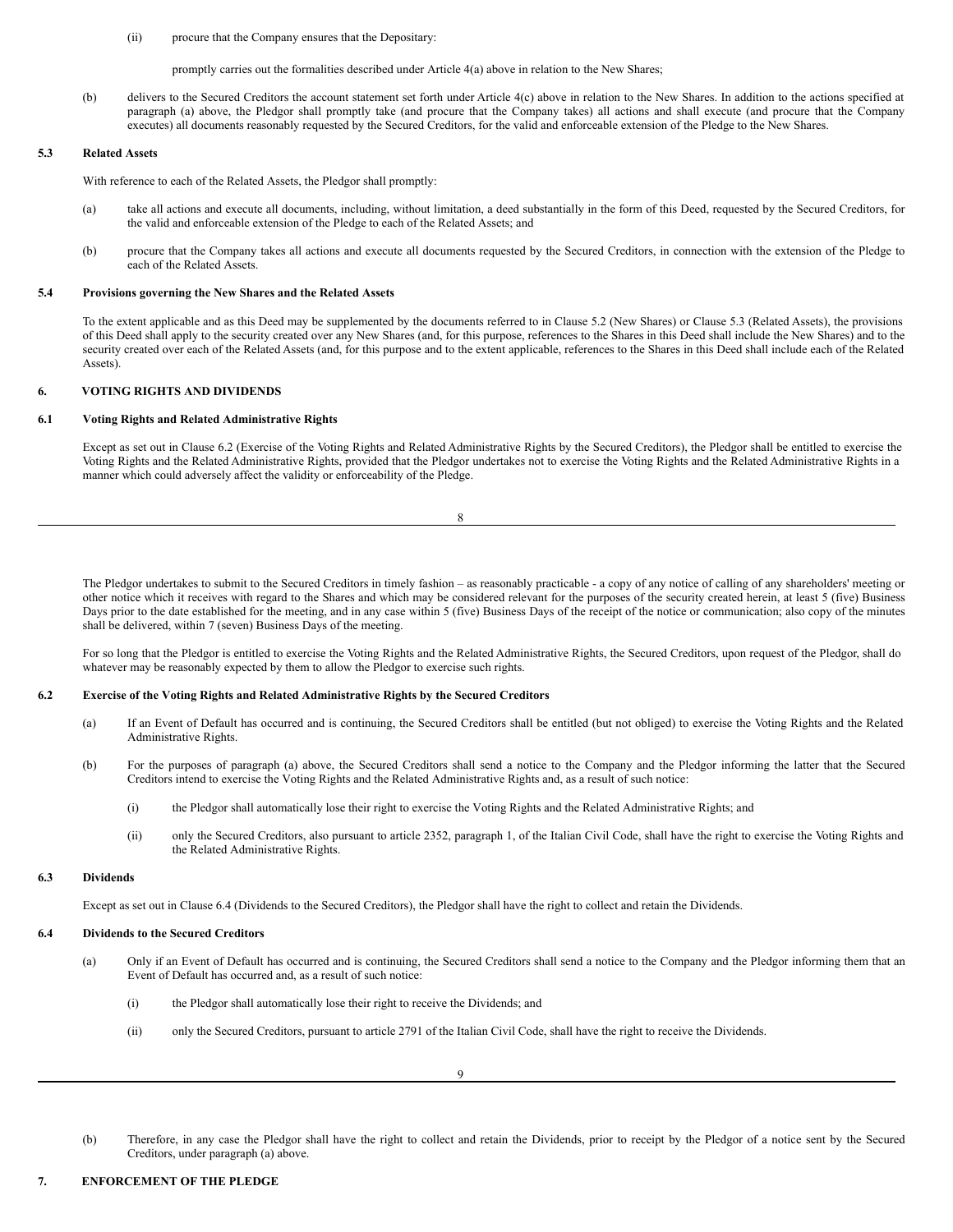(ii) procure that the Company ensures that the Depositary:

promptly carries out the formalities described under Article 4(a) above in relation to the New Shares;

(b) delivers to the Secured Creditors the account statement set forth under Article 4(c) above in relation to the New Shares. In addition to the actions specified at paragraph (a) above, the Pledgor shall promptly take (and procure that the Company takes) all actions and shall execute (and procure that the Company executes) all documents reasonably requested by the Secured Creditors, for the valid and enforceable extension of the Pledge to the New Shares.

**5.3 Related Assets**

With reference to each of the Related Assets, the Pledgor shall promptly:

(a) take all actions and execute all documents, including, without limitation, a deed substantially in the form of this Deed, requested by the Secured Creditors, for the valid and enforceable extension of the Pledge to each of the Related Assets; and

(b) procure that the Company takes all actions and execute all documents requested by the Secured Creditors, in connection with the extension of the Pledge to each of the Related Assets.

**5.4 Provisions governing the New Shares and the Related Assets**

To the extent applicable and as this Deed may be supplemented by the documents referred to in Clause 5.2 (New Shares) or Clause 5.3 (Related Assets), the provisions of this Deed shall apply to the security created over any New Shares (and, for this purpose, references to the Shares in this Deed shall include the New Shares) and to the security created over each of the Related Assets (and, for this purpose and to the extent applicable, references to the Shares in this Deed shall include each of the Related Assets).

## 6. VOTING RIGHTS AND DIVIDENDS

**6.1 Voting Rights and Related Administrative Rights**

Except as set out in Clause 6.2 (Exercise of the Voting Rights and Related Administrative Rights by the Secured Creditors), the Pledgor shall be entitled to exercise the Voting Rights and the Related Administrative Rights, provided that the Pledgor undertakes not to exercise the Voting Rights and the Related Administrative Rights in a manner which could adversely affect the validity or enforceability of the Pledge.

The Pledgor undertakes to submit to the Secured Creditors in timely fashion – as reasonably practicable - a copy of any notice of calling of any shareholders' meeting or other notice which it receives with regard to the Shares and which may be considered relevant for the purposes of the security created herein, at least 5 (five) Business Days prior to the date established for the meeting, and in any case within 5 (five) Business Days of the receipt of the notice or communication; also copy of the minutes shall be delivered, within 7 (seven) Business Days of the meeting.

For so long that the Pledgor is entitled to exercise the Voting Rights and the Related Administrative Rights, the Secured Creditors, upon request of the Pledgor, shall do whatever may be reasonably expected by them to allow the Pledgor to exercise such rights.

**6.2 Exercise of the Voting Rights and Related Administrative Rights by the Secured Creditors**

(a) If an Event of Default has occurred and is continuing, the Secured Creditors shall be entitled (but not obliged) to exercise the Voting Rights and the Related Administrative Rights.

(b) For the purposes of paragraph (a) above, the Secured Creditors shall send a notice to the Company and the Pledgor informing the latter that the Secured Creditors intend to exercise the Voting Rights and the Related Administrative Rights and, as a result of such notice:

(i) the Pledgor shall automatically lose their right to exercise the Voting Rights and the Related Administrative Rights; and

(ii) only the Secured Creditors, also pursuant to article 2352, paragraph 1, of the Italian Civil Code, shall have the right to exercise the Voting Rights and the Related Administrative Rights.

**6.3 Dividends**

Except as set out in Clause 6.4 (Dividends to the Secured Creditors), the Pledgor shall have the right to collect and retain the Dividends.

**6.4 Dividends to the Secured Creditors**

(a) Only if an Event of Default has occurred and is continuing, the Secured Creditors shall send a notice to the Company and the Pledgor informing them that an Event of Default has occurred and, as a result of such notice:

(i) the Pledgor shall automatically lose their right to receive the Dividends; and

(ii) only the Secured Creditors, pursuant to article 2791 of the Italian Civil Code, shall have the right to receive the Dividends.

(b) Therefore, in any case the Pledgor shall have the right to collect and retain the Dividends, prior to receipt by the Pledgor of a notice sent by the Secured Creditors, under paragraph (a) above.

## 7. ENFORCEMENT OF THE PLEDGE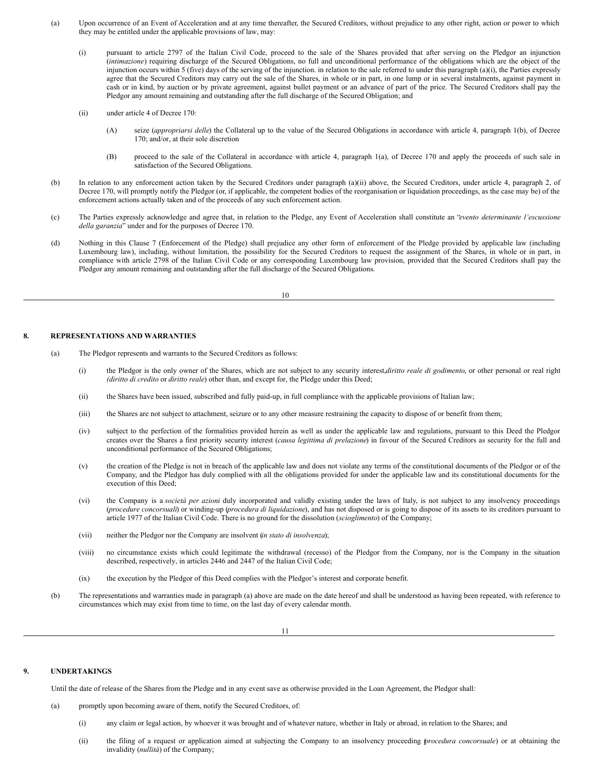(a) Upon occurrence of an Event of Acceleration and at any time thereafter, the Secured Creditors, without prejudice to any other right, action or power to which they may be entitled under the applicable provisions of law, may:

(i) pursuant to article 2797 of the Italian Civil Code, proceed to the sale of the Shares provided that after serving on the Pledgor an injunction (*intimazione*) requiring discharge of the Secured Obligations, no full and unconditional performance of the obligations which are the object of the injunction occurs within 5 (five) days of the serving of the injunction. in relation to the sale referred to under this paragraph (a)(i), the Parties expressly agree that the Secured Creditors may carry out the sale of the Shares, in whole or in part, in one lump or in several instalments, against payment in cash or in kind, by auction or by private agreement, against bullet payment or an advance of part of the price. The Secured Creditors shall pay the Pledgor any amount remaining and outstanding after the full discharge of the Secured Obligation; and

(ii) under article 4 of Decree 170:

(A) seize (*appropriarsi delle*) the Collateral up to the value of the Secured Obligations in accordance with article 4, paragraph 1(b), of Decree 170; and/or, at their sole discretion

(B) proceed to the sale of the Collateral in accordance with article 4, paragraph 1(a), of Decree 170 and apply the proceeds of such sale in satisfaction of the Secured Obligations.

(b) In relation to any enforcement action taken by the Secured Creditors under paragraph (a)(ii) above, the Secured Creditors, under article 4, paragraph 2, of Decree 170, will promptly notify the Pledgor (or, if applicable, the competent bodies of the reorganisation or liquidation proceedings, as the case may be) of the enforcement actions actually taken and of the proceeds of any such enforcement action.

(c) The Parties expressly acknowledge and agree that, in relation to the Pledge, any Event of Acceleration shall constitute an "*evento determinante l'escussione della garanzia*" under and for the purposes of Decree 170.

(d) Nothing in this Clause 7 (Enforcement of the Pledge) shall prejudice any other form of enforcement of the Pledge provided by applicable law (including Luxembourg law), including, without limitation, the possibility for the Secured Creditors to request the assignment of the Shares, in whole or in part, in compliance with article 2798 of the Italian Civil Code or any corresponding Luxembourg law provision, provided that the Secured Creditors shall pay the Pledgor any amount remaining and outstanding after the full discharge of the Secured Obligations.

## 8. REPRESENTATIONS AND WARRANTIES

(a) The Pledgor represents and warrants to the Secured Creditors as follows:

(i) the Pledgor is the only owner of the Shares, which are not subject to any security interest, *diritto reale di godimento*, or other personal or real right (*diritto di credito* or *diritto reale*) other than, and except for, the Pledge under this Deed;

(ii) the Shares have been issued, subscribed and fully paid-up, in full compliance with the applicable provisions of Italian law;

(iii) the Shares are not subject to attachment, seizure or to any other measure restraining the capacity to dispose of or benefit from them;

(iv) subject to the perfection of the formalities provided herein as well as under the applicable law and regulations, pursuant to this Deed the Pledgor creates over the Shares a first priority security interest (*causa legittima di prelazione*) in favour of the Secured Creditors as security for the full and unconditional performance of the Secured Obligations;

(v) the creation of the Pledge is not in breach of the applicable law and does not violate any terms of the constitutional documents of the Pledgor or of the Company, and the Pledgor has duly complied with all the obligations provided for under the applicable law and its constitutional documents for the execution of this Deed;

(vi) the Company is a *società per azioni* duly incorporated and validly existing under the laws of Italy, is not subject to any insolvency proceedings (*procedure concorsuali*) or winding-up (*procedura di liquidazione*), and has not disposed or is going to dispose of its assets to its creditors pursuant to article 1977 of the Italian Civil Code. There is no ground for the dissolution (*scioglimento*) of the Company;

(vii) neither the Pledgor nor the Company are insolvent (*in stato di insolvenza*);

(viii) no circumstance exists which could legitimate the withdrawal (recesso) of the Pledgor from the Company, nor is the Company in the situation described, respectively, in articles 2446 and 2447 of the Italian Civil Code;

(ix) the execution by the Pledgor of this Deed complies with the Pledgor's interest and corporate benefit.

(b) The representations and warranties made in paragraph (a) above are made on the date hereof and shall be understood as having been repeated, with reference to circumstances which may exist from time to time, on the last day of every calendar month.

## 9. UNDERTAKINGS

Until the date of release of the Shares from the Pledge and in any event save as otherwise provided in the Loan Agreement, the Pledgor shall:

(a) promptly upon becoming aware of them, notify the Secured Creditors, of:

(i) any claim or legal action, by whoever it was brought and of whatever nature, whether in Italy or abroad, in relation to the Shares; and

(ii) the filing of a request or application aimed at subjecting the Company to an insolvency proceeding (*procedura concorsuale*) or at obtaining the invalidity (*nullità*) of the Company;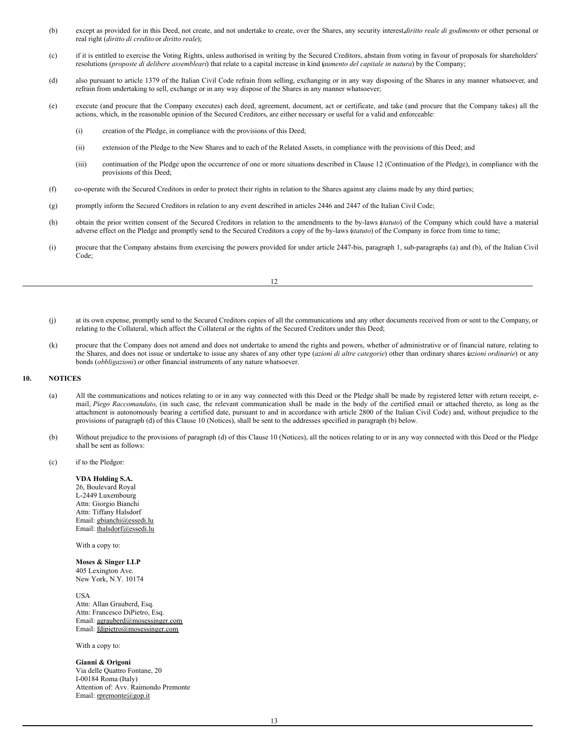(b) except as provided for in this Deed, not create, and not undertake to create, over the Shares, any security interest, *diritto reale di godimento* or other personal or real right (*diritto di credito* or *diritto reale*);

(c) if it is entitled to exercise the Voting Rights, unless authorised in writing by the Secured Creditors, abstain from voting in favour of proposals for shareholders' resolutions (*proposte di delibere assembleari*) that relate to a capital increase in kind (*aumento del capitale in natura*) by the Company;

(d) also pursuant to article 1379 of the Italian Civil Code refrain from selling, exchanging or in any way disposing of the Shares in any manner whatsoever, and refrain from undertaking to sell, exchange or in any way dispose of the Shares in any manner whatsoever;

(e) execute (and procure that the Company executes) each deed, agreement, document, act or certificate, and take (and procure that the Company takes) all the actions, which, in the reasonable opinion of the Secured Creditors, are either necessary or useful for a valid and enforceable:

 (i) creation of the Pledge, in compliance with the provisions of this Deed;

 (ii) extension of the Pledge to the New Shares and to each of the Related Assets, in compliance with the provisions of this Deed; and

 (iii) continuation of the Pledge upon the occurrence of one or more situations described in Clause 12 (Continuation of the Pledge), in compliance with the provisions of this Deed;

(f) co-operate with the Secured Creditors in order to protect their rights in relation to the Shares against any claims made by any third parties;

(g) promptly inform the Secured Creditors in relation to any event described in articles 2446 and 2447 of the Italian Civil Code;

(h) obtain the prior written consent of the Secured Creditors in relation to the amendments to the by-laws (*statuto*) of the Company which could have a material adverse effect on the Pledge and promptly send to the Secured Creditors a copy of the by-laws (*statuto*) of the Company in force from time to time;

(i) procure that the Company abstains from exercising the powers provided for under article 2447-bis, paragraph 1, sub-paragraphs (a) and (b), of the Italian Civil Code;

(j) at its own expense, promptly send to the Secured Creditors copies of all the communications and any other documents received from or sent to the Company, or relating to the Collateral, which affect the Collateral or the rights of the Secured Creditors under this Deed;

(k) procure that the Company does not amend and does not undertake to amend the rights and powers, whether of administrative or of financial nature, relating to the Shares, and does not issue or undertake to issue any shares of any other type (*azioni di altre categorie*) other than ordinary shares (*azioni ordinarie*) or any bonds (*obbligazioni*) or other financial instruments of any nature whatsoever.

## 10. NOTICES

(a) All the communications and notices relating to or in any way connected with this Deed or the Pledge shall be made by registered letter with return receipt, e-mail, *Piego Raccomandato*, (in such case, the relevant communication shall be made in the body of the certified email or attached thereto, as long as the attachment is autonomously bearing a certified date, pursuant to and in accordance with article 2800 of the Italian Civil Code) and, without prejudice to the provisions of paragraph (d) of this Clause 10 (Notices), shall be sent to the addresses specified in paragraph (b) below.

(b) Without prejudice to the provisions of paragraph (d) of this Clause 10 (Notices), all the notices relating to or in any way connected with this Deed or the Pledge shall be sent as follows:

(c) if to the Pledgor:

**VDA Holding S.A.**
26, Boulevard Royal
L-2449 Luxembourg
Attn: Giorgio Bianchi
Attn: Tiffany Halsdorf
Email: gbianchi@essedi.lu
Email: thalsdorf@essedi.lu

With a copy to:

**Moses & Singer LLP**
405 Lexington Ave.
New York, N.Y. 10174

USA
Attn: Allan Grauberd, Esq.
Attn: Francesco DiPietro, Esq.
Email: agrauberd@mosessinger.com
Email: fdipietro@mosessinger.com

With a copy to:

**Gianni & Origoni**
Via delle Quattro Fontane, 20
I-00184 Roma (Italy)
Attention of: Avv. Raimondo Premonte
Email: rpremonte@gop.it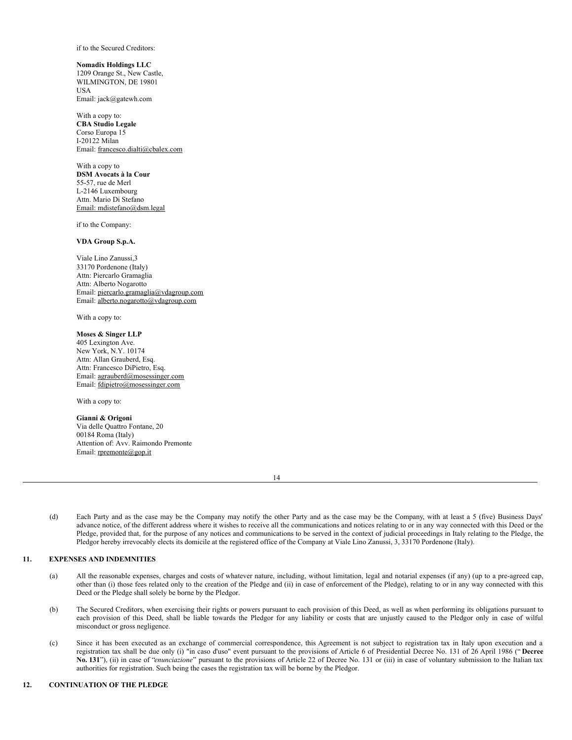if to the Secured Creditors:

**Nomadix Holdings LLC**
1209 Orange St., New Castle,
WILMINGTON, DE 19801
USA
Email: jack@gatewh.com

With a copy to:
**CBA Studio Legale**
Corso Europa 15
I-20122 Milan
Email: francesco.dialti@cbalex.com

With a copy to
**DSM Avocats à la Cour**
55-57, rue de Merl
L-2146 Luxembourg
Attn. Mario Di Stefano
Email: mdistefano@dsm.legal

if to the Company:

**VDA Group S.p.A.**

Viale Lino Zanussi,3
33170 Pordenone (Italy)
Attn: Piercarlo Gramaglia
Attn: Alberto Nogarotto
Email: piercarlo.gramaglia@vdagroup.com
Email: alberto.nogarotto@vdagroup.com

With a copy to:

**Moses & Singer LLP**
405 Lexington Ave.
New York, N.Y. 10174
Attn: Allan Grauberd, Esq.
Attn: Francesco DiPietro, Esq.
Email: agrauberd@mosessinger.com
Email: fdipietro@mosessinger.com

With a copy to:

**Gianni & Origoni**
Via delle Quattro Fontane, 20
00184 Roma (Italy)
Attention of: Avv. Raimondo Premonte
Email: rpremonte@gop.it

(d) Each Party and as the case may be the Company may notify the other Party and as the case may be the Company, with at least a 5 (five) Business Days' advance notice, of the different address where it wishes to receive all the communications and notices relating to or in any way connected with this Deed or the Pledge, provided that, for the purpose of any notices and communications to be served in the context of judicial proceedings in Italy relating to the Pledge, the Pledgor hereby irrevocably elects its domicile at the registered office of the Company at Viale Lino Zanussi, 3, 33170 Pordenone (Italy).

## 11. EXPENSES AND INDEMNITIES

(a) All the reasonable expenses, charges and costs of whatever nature, including, without limitation, legal and notarial expenses (if any) (up to a pre-agreed cap, other than (i) those fees related only to the creation of the Pledge and (ii) in case of enforcement of the Pledge), relating to or in any way connected with this Deed or the Pledge shall solely be borne by the Pledgor.

(b) The Secured Creditors, when exercising their rights or powers pursuant to each provision of this Deed, as well as when performing its obligations pursuant to each provision of this Deed, shall be liable towards the Pledgor for any liability or costs that are unjustly caused to the Pledgor only in case of wilful misconduct or gross negligence.

(c) Since it has been executed as an exchange of commercial correspondence, this Agreement is not subject to registration tax in Italy upon execution and a registration tax shall be due only (i) "in caso d'uso" event pursuant to the provisions of Article 6 of Presidential Decree No. 131 of 26 April 1986 ("**Decree No. 131**"), (ii) in case of "*enunciazione*" pursuant to the provisions of Article 22 of Decree No. 131 or (iii) in case of voluntary submission to the Italian tax authorities for registration. Such being the cases the registration tax will be borne by the Pledgor.

## 12. CONTINUATION OF THE PLEDGE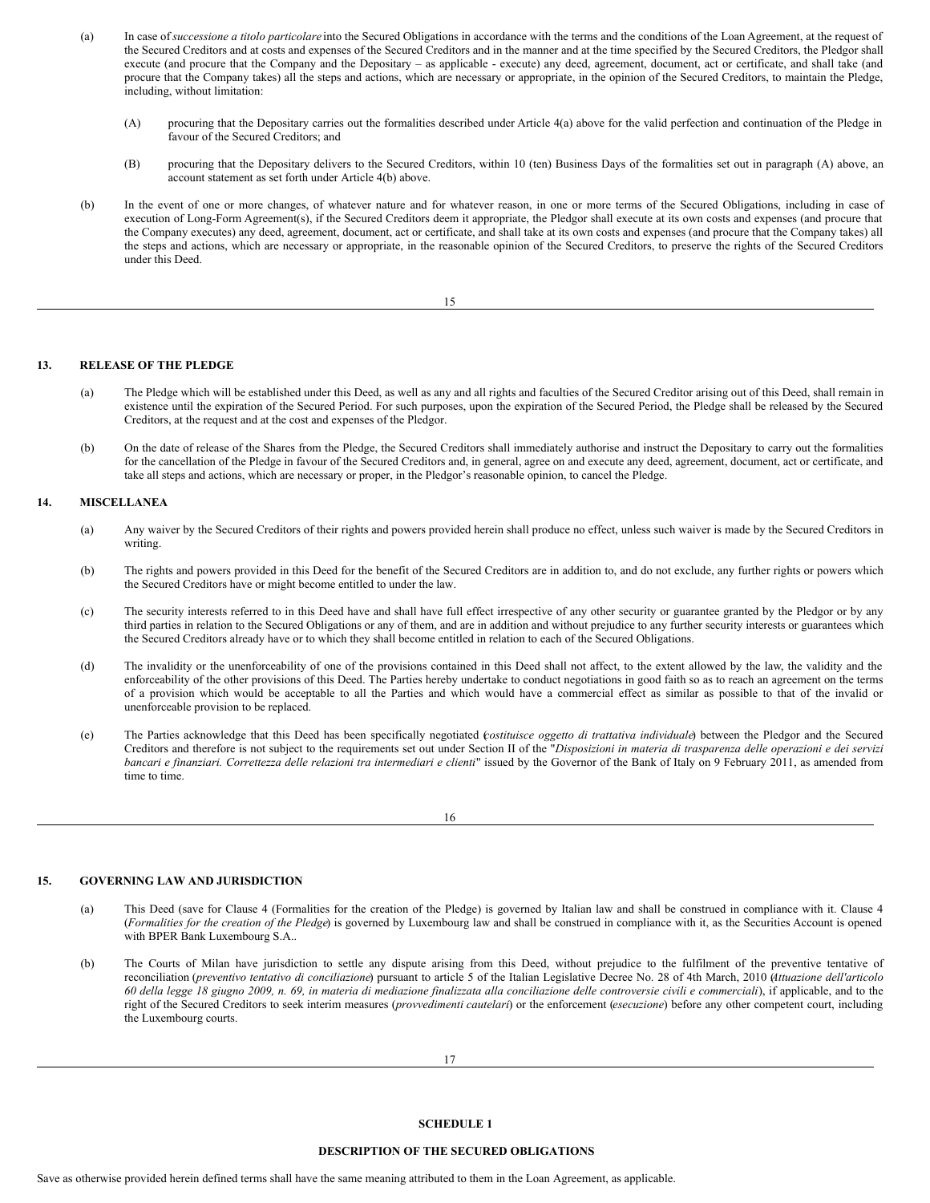(a) In case of *successione a titolo particolare* into the Secured Obligations in accordance with the terms and the conditions of the Loan Agreement, at the request of the Secured Creditors and at costs and expenses of the Secured Creditors and in the manner and at the time specified by the Secured Creditors, the Pledgor shall execute (and procure that the Company and the Depositary – as applicable - execute) any deed, agreement, document, act or certificate, and shall take (and procure that the Company takes) all the steps and actions, which are necessary or appropriate, in the opinion of the Secured Creditors, to maintain the Pledge, including, without limitation:

  (A) procuring that the Depositary carries out the formalities described under Article 4(a) above for the valid perfection and continuation of the Pledge in favour of the Secured Creditors; and

  (B) procuring that the Depositary delivers to the Secured Creditors, within 10 (ten) Business Days of the formalities set out in paragraph (A) above, an account statement as set forth under Article 4(b) above.

(b) In the event of one or more changes, of whatever nature and for whatever reason, in one or more terms of the Secured Obligations, including in case of execution of Long-Form Agreement(s), if the Secured Creditors deem it appropriate, the Pledgor shall execute at its own costs and expenses (and procure that the Company executes) any deed, agreement, document, act or certificate, and shall take at its own costs and expenses (and procure that the Company takes) all the steps and actions, which are necessary or appropriate, in the reasonable opinion of the Secured Creditors, to preserve the rights of the Secured Creditors under this Deed.

## 13. RELEASE OF THE PLEDGE

(a) The Pledge which will be established under this Deed, as well as any and all rights and faculties of the Secured Creditor arising out of this Deed, shall remain in existence until the expiration of the Secured Period. For such purposes, upon the expiration of the Secured Period, the Pledge shall be released by the Secured Creditors, at the request and at the cost and expenses of the Pledgor.

(b) On the date of release of the Shares from the Pledge, the Secured Creditors shall immediately authorise and instruct the Depositary to carry out the formalities for the cancellation of the Pledge in favour of the Secured Creditors and, in general, agree on and execute any deed, agreement, document, act or certificate, and take all steps and actions, which are necessary or proper, in the Pledgor's reasonable opinion, to cancel the Pledge.

## 14. MISCELLANEA

(a) Any waiver by the Secured Creditors of their rights and powers provided herein shall produce no effect, unless such waiver is made by the Secured Creditors in writing.

(b) The rights and powers provided in this Deed for the benefit of the Secured Creditors are in addition to, and do not exclude, any further rights or powers which the Secured Creditors have or might become entitled to under the law.

(c) The security interests referred to in this Deed have and shall have full effect irrespective of any other security or guarantee granted by the Pledgor or by any third parties in relation to the Secured Obligations or any of them, and are in addition and without prejudice to any further security interests or guarantees which the Secured Creditors already have or to which they shall become entitled in relation to each of the Secured Obligations.

(d) The invalidity or the unenforceability of one of the provisions contained in this Deed shall not affect, to the extent allowed by the law, the validity and the enforceability of the other provisions of this Deed. The Parties hereby undertake to conduct negotiations in good faith so as to reach an agreement on the terms of a provision which would be acceptable to all the Parties and which would have a commercial effect as similar as possible to that of the invalid or unenforceable provision to be replaced.

(e) The Parties acknowledge that this Deed has been specifically negotiated (*costituisce oggetto di trattativa individuale*) between the Pledgor and the Secured Creditors and therefore is not subject to the requirements set out under Section II of the "*Disposizioni in materia di trasparenza delle operazioni e dei servizi bancari e finanziari. Correttezza delle relazioni tra intermediari e clienti*" issued by the Governor of the Bank of Italy on 9 February 2011, as amended from time to time.

## 15. GOVERNING LAW AND JURISDICTION

(a) This Deed (save for Clause 4 (Formalities for the creation of the Pledge) is governed by Italian law and shall be construed in compliance with it. Clause 4 (*Formalities for the creation of the Pledge*) is governed by Luxembourg law and shall be construed in compliance with it, as the Securities Account is opened with BPER Bank Luxembourg S.A..

(b) The Courts of Milan have jurisdiction to settle any dispute arising from this Deed, without prejudice to the fulfilment of the preventive tentative of reconciliation (*preventivo tentativo di conciliazione*) pursuant to article 5 of the Italian Legislative Decree No. 28 of 4th March, 2010 (*Attuazione dell'articolo 60 della legge 18 giugno 2009, n. 69, in materia di mediazione finalizzata alla conciliazione delle controversie civili e commerciali*), if applicable, and to the right of the Secured Creditors to seek interim measures (*provvedimenti cautelari*) or the enforcement (*esecuzione*) before any other competent court, including the Luxembourg courts.

**SCHEDULE 1**

**DESCRIPTION OF THE SECURED OBLIGATIONS**

Save as otherwise provided herein defined terms shall have the same meaning attributed to them in the Loan Agreement, as applicable.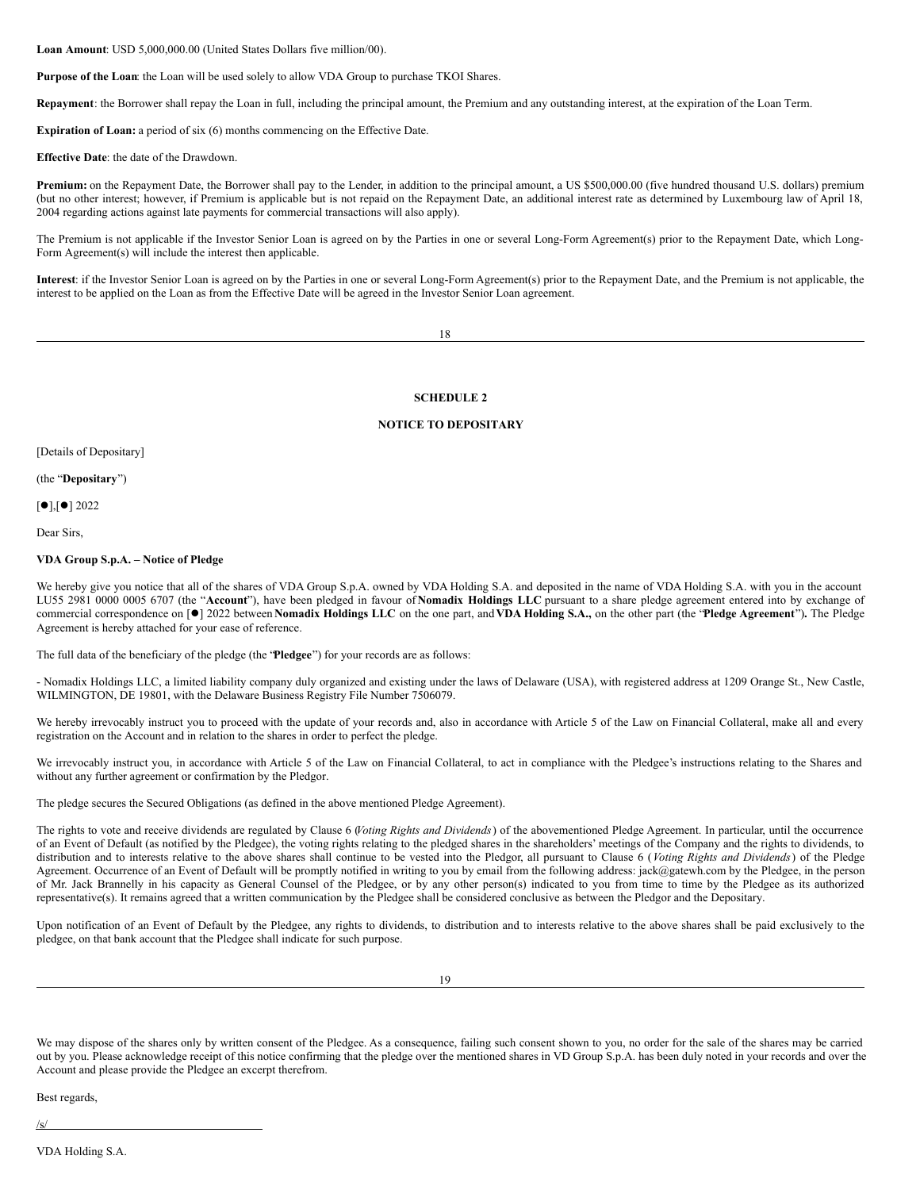**Loan Amount**: USD 5,000,000.00 (United States Dollars five million/00).

**Purpose of the Loan**: the Loan will be used solely to allow VDA Group to purchase TKOI Shares.

**Repayment**: the Borrower shall repay the Loan in full, including the principal amount, the Premium and any outstanding interest, at the expiration of the Loan Term.

**Expiration of Loan:** a period of six (6) months commencing on the Effective Date.

**Effective Date**: the date of the Drawdown.

**Premium:** on the Repayment Date, the Borrower shall pay to the Lender, in addition to the principal amount, a US $500,000.00 (five hundred thousand U.S. dollars) premium (but no other interest; however, if Premium is applicable but is not repaid on the Repayment Date, an additional interest rate as determined by Luxembourg law of April 18, 2004 regarding actions against late payments for commercial transactions will also apply).

The Premium is not applicable if the Investor Senior Loan is agreed on by the Parties in one or several Long-Form Agreement(s) prior to the Repayment Date, which Long-Form Agreement(s) will include the interest then applicable.

**Interest**: if the Investor Senior Loan is agreed on by the Parties in one or several Long-Form Agreement(s) prior to the Repayment Date, and the Premium is not applicable, the interest to be applied on the Loan as from the Effective Date will be agreed in the Investor Senior Loan agreement.

## SCHEDULE 2

## NOTICE TO DEPOSITARY

[Details of Depositary]

(the "**Depositary**")

[●],[●] 2022

Dear Sirs,

**VDA Group S.p.A. – Notice of Pledge**

We hereby give you notice that all of the shares of VDA Group S.p.A. owned by VDA Holding S.A. and deposited in the name of VDA Holding S.A. with you in the account LU55 2981 0000 0005 6707 (the "**Account**"), have been pledged in favour of **Nomadix Holdings LLC** pursuant to a share pledge agreement entered into by exchange of commercial correspondence on [●] 2022 between **Nomadix Holdings LLC** on the one part, and **VDA Holding S.A.,** on the other part (the "**Pledge Agreement**")**.** The Pledge Agreement is hereby attached for your ease of reference.

The full data of the beneficiary of the pledge (the "**Pledgee**") for your records are as follows:

- Nomadix Holdings LLC, a limited liability company duly organized and existing under the laws of Delaware (USA), with registered address at 1209 Orange St., New Castle, WILMINGTON, DE 19801, with the Delaware Business Registry File Number 7506079.

We hereby irrevocably instruct you to proceed with the update of your records and, also in accordance with Article 5 of the Law on Financial Collateral, make all and every registration on the Account and in relation to the shares in order to perfect the pledge.

We irrevocably instruct you, in accordance with Article 5 of the Law on Financial Collateral, to act in compliance with the Pledgee's instructions relating to the Shares and without any further agreement or confirmation by the Pledgor.

The pledge secures the Secured Obligations (as defined in the above mentioned Pledge Agreement).

The rights to vote and receive dividends are regulated by Clause 6 (*Voting Rights and Dividends*) of the abovementioned Pledge Agreement. In particular, until the occurrence of an Event of Default (as notified by the Pledgee), the voting rights relating to the pledged shares in the shareholders' meetings of the Company and the rights to dividends, to distribution and to interests relative to the above shares shall continue to be vested into the Pledgor, all pursuant to Clause 6 (*Voting Rights and Dividends*) of the Pledge Agreement. Occurrence of an Event of Default will be promptly notified in writing to you by email from the following address: jack@gatewh.com by the Pledgee, in the person of Mr. Jack Brannelly in his capacity as General Counsel of the Pledgee, or by any other person(s) indicated to you from time to time by the Pledgee as its authorized representative(s). It remains agreed that a written communication by the Pledgee shall be considered conclusive as between the Pledgor and the Depositary.

Upon notification of an Event of Default by the Pledgee, any rights to dividends, to distribution and to interests relative to the above shares shall be paid exclusively to the pledgee, on that bank account that the Pledgee shall indicate for such purpose.

We may dispose of the shares only by written consent of the Pledgee. As a consequence, failing such consent shown to you, no order for the sale of the shares may be carried out by you. Please acknowledge receipt of this notice confirming that the pledge over the mentioned shares in VD Group S.p.A. has been duly noted in your records and over the Account and please provide the Pledgee an excerpt therefrom.

Best regards,

/s/

VDA Holding S.A.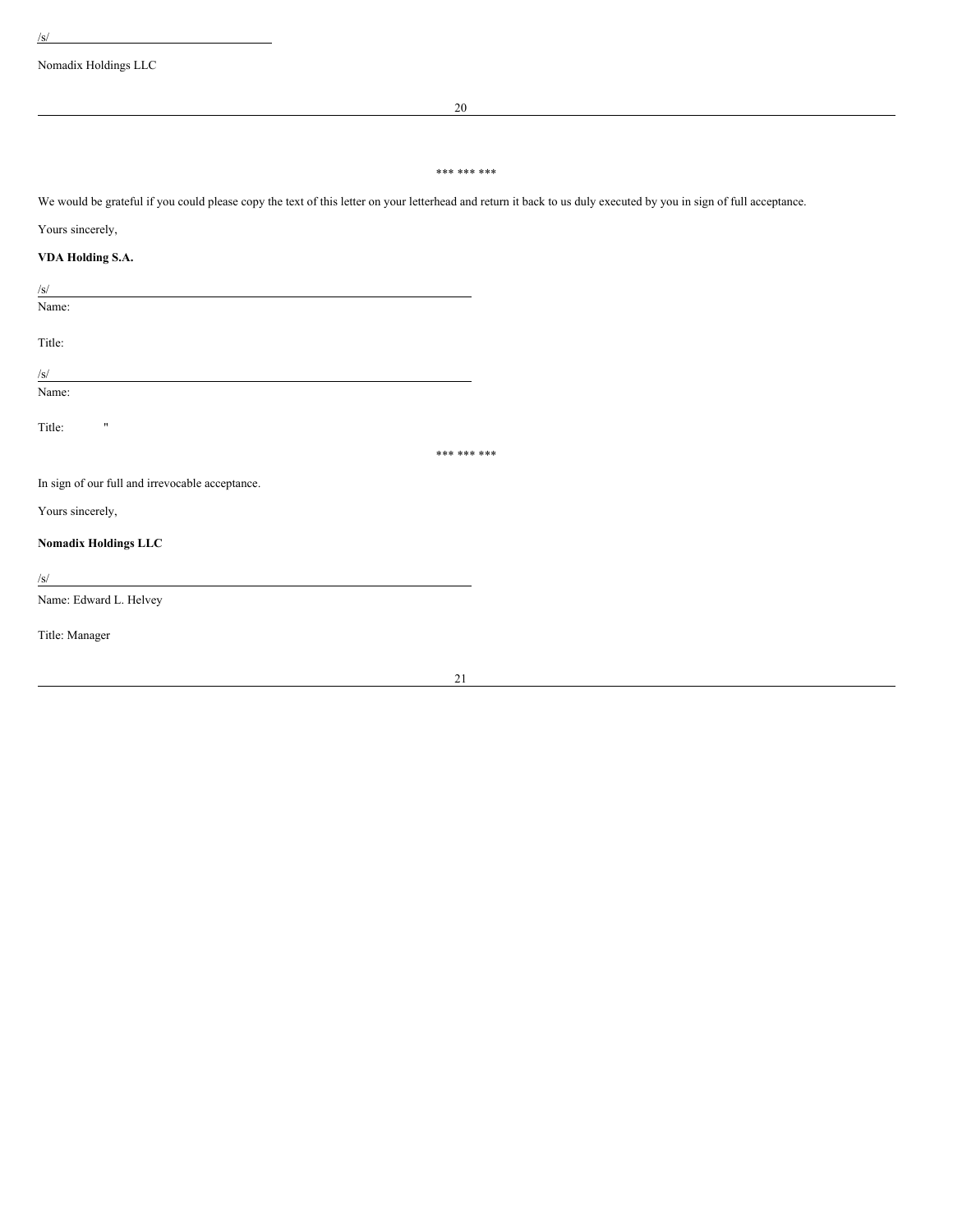/s/

Nomadix Holdings LLC

\*\*\* \*\*\* \*\*\*

We would be grateful if you could please copy the text of this letter on your letterhead and return it back to us duly executed by you in sign of full acceptance.

Yours sincerely,

**VDA Holding S.A.**

/s/

Name:

Title:

/s/

Name:

Title: "

\*\*\* \*\*\* \*\*\*

In sign of our full and irrevocable acceptance.

Yours sincerely,

**Nomadix Holdings LLC**

/s/

Name: Edward L. Helvey

Title: Manager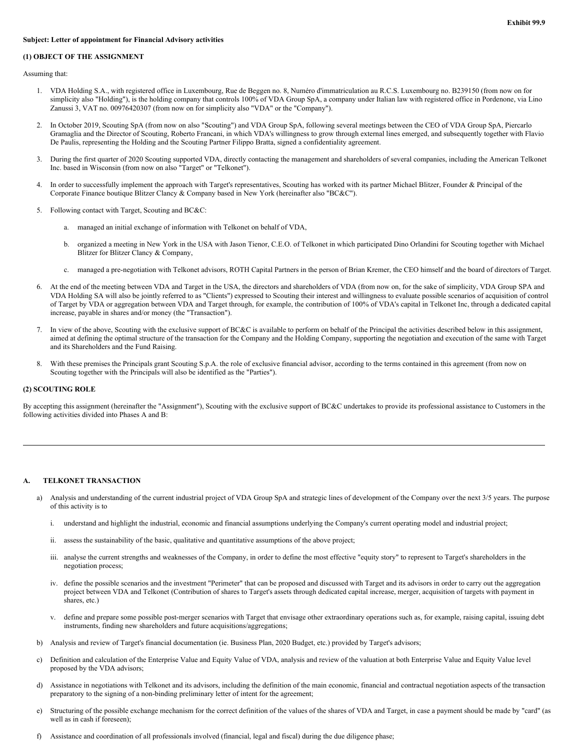**Exhibit 99.9**

**Subject: Letter of appointment for Financial Advisory activities**

**(1) OBJECT OF THE ASSIGNMENT**

Assuming that:

1. VDA Holding S.A., with registered office in Luxembourg, Rue de Beggen no. 8, Numéro d'immatriculation au R.C.S. Luxembourg no. B239150 (from now on for simplicity also "Holding"), is the holding company that controls 100% of VDA Group SpA, a company under Italian law with registered office in Pordenone, via Lino Zanussi 3, VAT no. 00976420307 (from now on for simplicity also "VDA" or the "Company").

2. In October 2019, Scouting SpA (from now on also "Scouting") and VDA Group SpA, following several meetings between the CEO of VDA Group SpA, Piercarlo Gramaglia and the Director of Scouting, Roberto Francani, in which VDA's willingness to grow through external lines emerged, and subsequently together with Flavio De Paulis, representing the Holding and the Scouting Partner Filippo Bratta, signed a confidentiality agreement.

3. During the first quarter of 2020 Scouting supported VDA, directly contacting the management and shareholders of several companies, including the American Telkonet Inc. based in Wisconsin (from now on also "Target" or "Telkonet").

4. In order to successfully implement the approach with Target's representatives, Scouting has worked with its partner Michael Blitzer, Founder & Principal of the Corporate Finance boutique Blitzer Clancy & Company based in New York (hereinafter also "BC&C").

5. Following contact with Target, Scouting and BC&C:

   a. managed an initial exchange of information with Telkonet on behalf of VDA,

   b. organized a meeting in New York in the USA with Jason Tienor, C.E.O. of Telkonet in which participated Dino Orlandini for Scouting together with Michael Blitzer for Blitzer Clancy & Company,

   c. managed a pre-negotiation with Telkonet advisors, ROTH Capital Partners in the person of Brian Kremer, the CEO himself and the board of directors of Target.

6. At the end of the meeting between VDA and Target in the USA, the directors and shareholders of VDA (from now on, for the sake of simplicity, VDA Group SPA and VDA Holding SA will also be jointly referred to as "Clients") expressed to Scouting their interest and willingness to evaluate possible scenarios of acquisition of control of Target by VDA or aggregation between VDA and Target through, for example, the contribution of 100% of VDA's capital in Telkonet Inc, through a dedicated capital increase, payable in shares and/or money (the "Transaction").

7. In view of the above, Scouting with the exclusive support of BC&C is available to perform on behalf of the Principal the activities described below in this assignment, aimed at defining the optimal structure of the transaction for the Company and the Holding Company, supporting the negotiation and execution of the same with Target and its Shareholders and the Fund Raising.

8. With these premises the Principals grant Scouting S.p.A. the role of exclusive financial advisor, according to the terms contained in this agreement (from now on Scouting together with the Principals will also be identified as the "Parties").

**(2) SCOUTING ROLE**

By accepting this assignment (hereinafter the "Assignment"), Scouting with the exclusive support of BC&C undertakes to provide its professional assistance to Customers in the following activities divided into Phases A and B:

---

**A. TELKONET TRANSACTION**

a) Analysis and understanding of the current industrial project of VDA Group SpA and strategic lines of development of the Company over the next 3/5 years. The purpose of this activity is to

   i. understand and highlight the industrial, economic and financial assumptions underlying the Company's current operating model and industrial project;

   ii. assess the sustainability of the basic, qualitative and quantitative assumptions of the above project;

   iii. analyse the current strengths and weaknesses of the Company, in order to define the most effective "equity story" to represent to Target's shareholders in the negotiation process;

   iv. define the possible scenarios and the investment "Perimeter" that can be proposed and discussed with Target and its advisors in order to carry out the aggregation project between VDA and Telkonet (Contribution of shares to Target's assets through dedicated capital increase, merger, acquisition of targets with payment in shares, etc.)

   v. define and prepare some possible post-merger scenarios with Target that envisage other extraordinary operations such as, for example, raising capital, issuing debt instruments, finding new shareholders and future acquisitions/aggregations;

b) Analysis and review of Target's financial documentation (ie. Business Plan, 2020 Budget, etc.) provided by Target's advisors;

c) Definition and calculation of the Enterprise Value and Equity Value of VDA, analysis and review of the valuation at both Enterprise Value and Equity Value level proposed by the VDA advisors;

d) Assistance in negotiations with Telkonet and its advisors, including the definition of the main economic, financial and contractual negotiation aspects of the transaction preparatory to the signing of a non-binding preliminary letter of intent for the agreement;

e) Structuring of the possible exchange mechanism for the correct definition of the values of the shares of VDA and Target, in case a payment should be made by "card" (as well as in cash if foreseen);

f) Assistance and coordination of all professionals involved (financial, legal and fiscal) during the due diligence phase;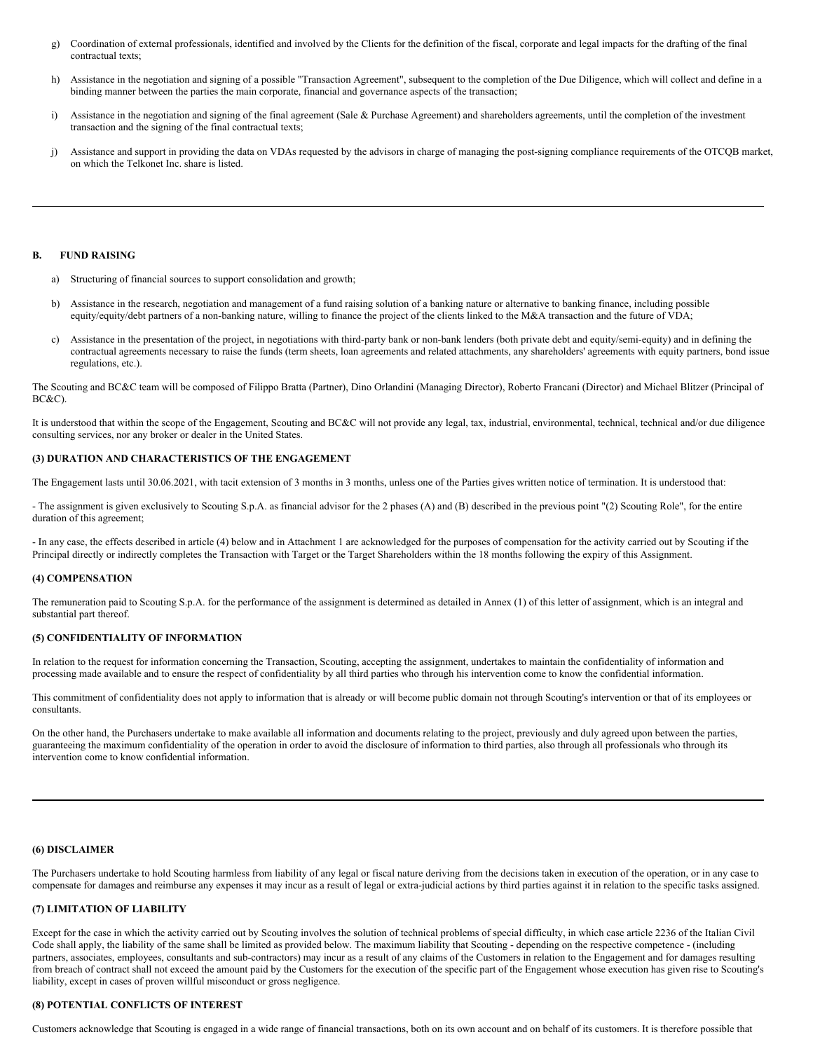g) Coordination of external professionals, identified and involved by the Clients for the definition of the fiscal, corporate and legal impacts for the drafting of the final contractual texts;

h) Assistance in the negotiation and signing of a possible "Transaction Agreement", subsequent to the completion of the Due Diligence, which will collect and define in a binding manner between the parties the main corporate, financial and governance aspects of the transaction;

i) Assistance in the negotiation and signing of the final agreement (Sale & Purchase Agreement) and shareholders agreements, until the completion of the investment transaction and the signing of the final contractual texts;

j) Assistance and support in providing the data on VDAs requested by the advisors in charge of managing the post-signing compliance requirements of the OTCQB market, on which the Telkonet Inc. share is listed.

---

**B. FUND RAISING**

a) Structuring of financial sources to support consolidation and growth;

b) Assistance in the research, negotiation and management of a fund raising solution of a banking nature or alternative to banking finance, including possible equity/equity/debt partners of a non-banking nature, willing to finance the project of the clients linked to the M&A transaction and the future of VDA;

c) Assistance in the presentation of the project, in negotiations with third-party bank or non-bank lenders (both private debt and equity/semi-equity) and in defining the contractual agreements necessary to raise the funds (term sheets, loan agreements and related attachments, any shareholders' agreements with equity partners, bond issue regulations, etc.).

The Scouting and BC&C team will be composed of Filippo Bratta (Partner), Dino Orlandini (Managing Director), Roberto Francani (Director) and Michael Blitzer (Principal of BC&C).

It is understood that within the scope of the Engagement, Scouting and BC&C will not provide any legal, tax, industrial, environmental, technical, technical and/or due diligence consulting services, nor any broker or dealer in the United States.

**(3) DURATION AND CHARACTERISTICS OF THE ENGAGEMENT**

The Engagement lasts until 30.06.2021, with tacit extension of 3 months in 3 months, unless one of the Parties gives written notice of termination. It is understood that:

- The assignment is given exclusively to Scouting S.p.A. as financial advisor for the 2 phases (A) and (B) described in the previous point "(2) Scouting Role", for the entire duration of this agreement;

- In any case, the effects described in article (4) below and in Attachment 1 are acknowledged for the purposes of compensation for the activity carried out by Scouting if the Principal directly or indirectly completes the Transaction with Target or the Target Shareholders within the 18 months following the expiry of this Assignment.

**(4) COMPENSATION**

The remuneration paid to Scouting S.p.A. for the performance of the assignment is determined as detailed in Annex (1) of this letter of assignment, which is an integral and substantial part thereof.

**(5) CONFIDENTIALITY OF INFORMATION**

In relation to the request for information concerning the Transaction, Scouting, accepting the assignment, undertakes to maintain the confidentiality of information and processing made available and to ensure the respect of confidentiality by all third parties who through his intervention come to know the confidential information.

This commitment of confidentiality does not apply to information that is already or will become public domain not through Scouting's intervention or that of its employees or consultants.

On the other hand, the Purchasers undertake to make available all information and documents relating to the project, previously and duly agreed upon between the parties, guaranteeing the maximum confidentiality of the operation in order to avoid the disclosure of information to third parties, also through all professionals who through its intervention come to know confidential information.

---

**(6) DISCLAIMER**

The Purchasers undertake to hold Scouting harmless from liability of any legal or fiscal nature deriving from the decisions taken in execution of the operation, or in any case to compensate for damages and reimburse any expenses it may incur as a result of legal or extra-judicial actions by third parties against it in relation to the specific tasks assigned.

**(7) LIMITATION OF LIABILITY**

Except for the case in which the activity carried out by Scouting involves the solution of technical problems of special difficulty, in which case article 2236 of the Italian Civil Code shall apply, the liability of the same shall be limited as provided below. The maximum liability that Scouting - depending on the respective competence - (including partners, associates, employees, consultants and sub-contractors) may incur as a result of any claims of the Customers in relation to the Engagement and for damages resulting from breach of contract shall not exceed the amount paid by the Customers for the execution of the specific part of the Engagement whose execution has given rise to Scouting's liability, except in cases of proven willful misconduct or gross negligence.

**(8) POTENTIAL CONFLICTS OF INTEREST**

Customers acknowledge that Scouting is engaged in a wide range of financial transactions, both on its own account and on behalf of its customers. It is therefore possible that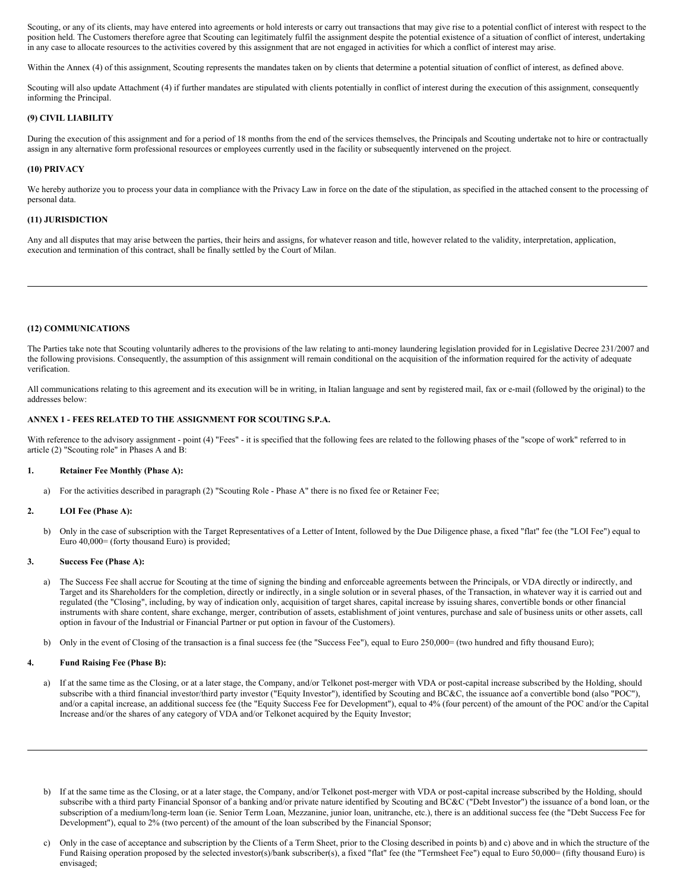Scouting, or any of its clients, may have entered into agreements or hold interests or carry out transactions that may give rise to a potential conflict of interest with respect to the position held. The Customers therefore agree that Scouting can legitimately fulfil the assignment despite the potential existence of a situation of conflict of interest, undertaking in any case to allocate resources to the activities covered by this assignment that are not engaged in activities for which a conflict of interest may arise.

Within the Annex (4) of this assignment, Scouting represents the mandates taken on by clients that determine a potential situation of conflict of interest, as defined above.

Scouting will also update Attachment (4) if further mandates are stipulated with clients potentially in conflict of interest during the execution of this assignment, consequently informing the Principal.

**(9) CIVIL LIABILITY**

During the execution of this assignment and for a period of 18 months from the end of the services themselves, the Principals and Scouting undertake not to hire or contractually assign in any alternative form professional resources or employees currently used in the facility or subsequently intervened on the project.

**(10) PRIVACY**

We hereby authorize you to process your data in compliance with the Privacy Law in force on the date of the stipulation, as specified in the attached consent to the processing of personal data.

**(11) JURISDICTION**

Any and all disputes that may arise between the parties, their heirs and assigns, for whatever reason and title, however related to the validity, interpretation, application, execution and termination of this contract, shall be finally settled by the Court of Milan.

---

**(12) COMMUNICATIONS**

The Parties take note that Scouting voluntarily adheres to the provisions of the law relating to anti-money laundering legislation provided for in Legislative Decree 231/2007 and the following provisions. Consequently, the assumption of this assignment will remain conditional on the acquisition of the information required for the activity of adequate verification.

All communications relating to this agreement and its execution will be in writing, in Italian language and sent by registered mail, fax or e-mail (followed by the original) to the addresses below:

**ANNEX 1 - FEES RELATED TO THE ASSIGNMENT FOR SCOUTING S.P.A.**

With reference to the advisory assignment - point (4) "Fees" - it is specified that the following fees are related to the following phases of the "scope of work" referred to in article (2) "Scouting role" in Phases A and B:

**1. Retainer Fee Monthly (Phase A):**

a) For the activities described in paragraph (2) "Scouting Role - Phase A" there is no fixed fee or Retainer Fee;

**2. LOI Fee (Phase A):**

b) Only in the case of subscription with the Target Representatives of a Letter of Intent, followed by the Due Diligence phase, a fixed "flat" fee (the "LOI Fee") equal to Euro 40,000= (forty thousand Euro) is provided;

**3. Success Fee (Phase A):**

a) The Success Fee shall accrue for Scouting at the time of signing the binding and enforceable agreements between the Principals, or VDA directly or indirectly, and Target and its Shareholders for the completion, directly or indirectly, in a single solution or in several phases, of the Transaction, in whatever way it is carried out and regulated (the "Closing", including, by way of indication only, acquisition of target shares, capital increase by issuing shares, convertible bonds or other financial instruments with share content, share exchange, merger, contribution of assets, establishment of joint ventures, purchase and sale of business units or other assets, call option in favour of the Industrial or Financial Partner or put option in favour of the Customers).

b) Only in the event of Closing of the transaction is a final success fee (the "Success Fee"), equal to Euro 250,000= (two hundred and fifty thousand Euro);

**4. Fund Raising Fee (Phase B):**

a) If at the same time as the Closing, or at a later stage, the Company, and/or Telkonet post-merger with VDA or post-capital increase subscribed by the Holding, should subscribe with a third financial investor/third party investor ("Equity Investor"), identified by Scouting and BC&C, the issuance aof a convertible bond (also "POC"), and/or a capital increase, an additional success fee (the "Equity Success Fee for Development"), equal to 4% (four percent) of the amount of the POC and/or the Capital Increase and/or the shares of any category of VDA and/or Telkonet acquired by the Equity Investor;

---

b) If at the same time as the Closing, or at a later stage, the Company, and/or Telkonet post-merger with VDA or post-capital increase subscribed by the Holding, should subscribe with a third party Financial Sponsor of a banking and/or private nature identified by Scouting and BC&C ("Debt Investor") the issuance of a bond loan, or the subscription of a medium/long-term loan (ie. Senior Term Loan, Mezzanine, junior loan, unitranche, etc.), there is an additional success fee (the "Debt Success Fee for Development"), equal to 2% (two percent) of the amount of the loan subscribed by the Financial Sponsor;

c) Only in the case of acceptance and subscription by the Clients of a Term Sheet, prior to the Closing described in points b) and c) above and in which the structure of the Fund Raising operation proposed by the selected investor(s)/bank subscriber(s), a fixed "flat" fee (the "Termsheet Fee") equal to Euro 50,000= (fifty thousand Euro) is envisaged;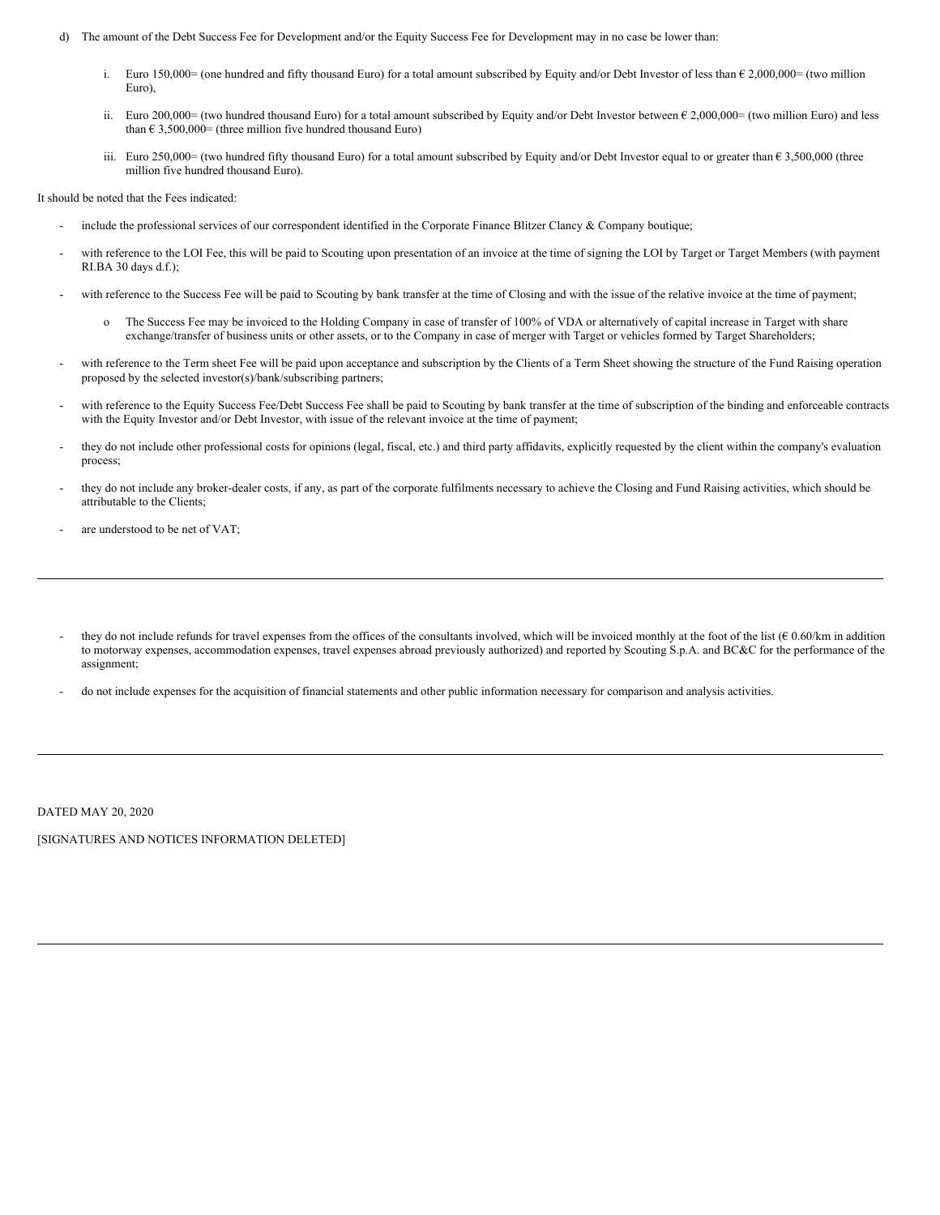d) The amount of the Debt Success Fee for Development and/or the Equity Success Fee for Development may in no case be lower than:

   i. Euro 150,000= (one hundred and fifty thousand Euro) for a total amount subscribed by Equity and/or Debt Investor of less than € 2,000,000= (two million Euro),

   ii. Euro 200,000= (two hundred thousand Euro) for a total amount subscribed by Equity and/or Debt Investor between € 2,000,000= (two million Euro) and less than € 3,500,000= (three million five hundred thousand Euro)

   iii. Euro 250,000= (two hundred fifty thousand Euro) for a total amount subscribed by Equity and/or Debt Investor equal to or greater than € 3,500,000 (three million five hundred thousand Euro).

It should be noted that the Fees indicated:

- include the professional services of our correspondent identified in the Corporate Finance Blitzer Clancy & Company boutique;
- with reference to the LOI Fee, this will be paid to Scouting upon presentation of an invoice at the time of signing the LOI by Target or Target Members (with payment RI.BA 30 days d.f.);
- with reference to the Success Fee will be paid to Scouting by bank transfer at the time of Closing and with the issue of the relative invoice at the time of payment;
  - The Success Fee may be invoiced to the Holding Company in case of transfer of 100% of VDA or alternatively of capital increase in Target with share exchange/transfer of business units or other assets, or to the Company in case of merger with Target or vehicles formed by Target Shareholders;
- with reference to the Term sheet Fee will be paid upon acceptance and subscription by the Clients of a Term Sheet showing the structure of the Fund Raising operation proposed by the selected investor(s)/bank/subscribing partners;
- with reference to the Equity Success Fee/Debt Success Fee shall be paid to Scouting by bank transfer at the time of subscription of the binding and enforceable contracts with the Equity Investor and/or Debt Investor, with issue of the relevant invoice at the time of payment;
- they do not include other professional costs for opinions (legal, fiscal, etc.) and third party affidavits, explicitly requested by the client within the company's evaluation process;
- they do not include any broker-dealer costs, if any, as part of the corporate fulfilments necessary to achieve the Closing and Fund Raising activities, which should be attributable to the Clients;
- are understood to be net of VAT;

---

- they do not include refunds for travel expenses from the offices of the consultants involved, which will be invoiced monthly at the foot of the list (€ 0.60/km in addition to motorway expenses, accommodation expenses, travel expenses abroad previously authorized) and reported by Scouting S.p.A. and BC&C for the performance of the assignment;
- do not include expenses for the acquisition of financial statements and other public information necessary for comparison and analysis activities.

---

DATED MAY 20, 2020

[SIGNATURES AND NOTICES INFORMATION DELETED]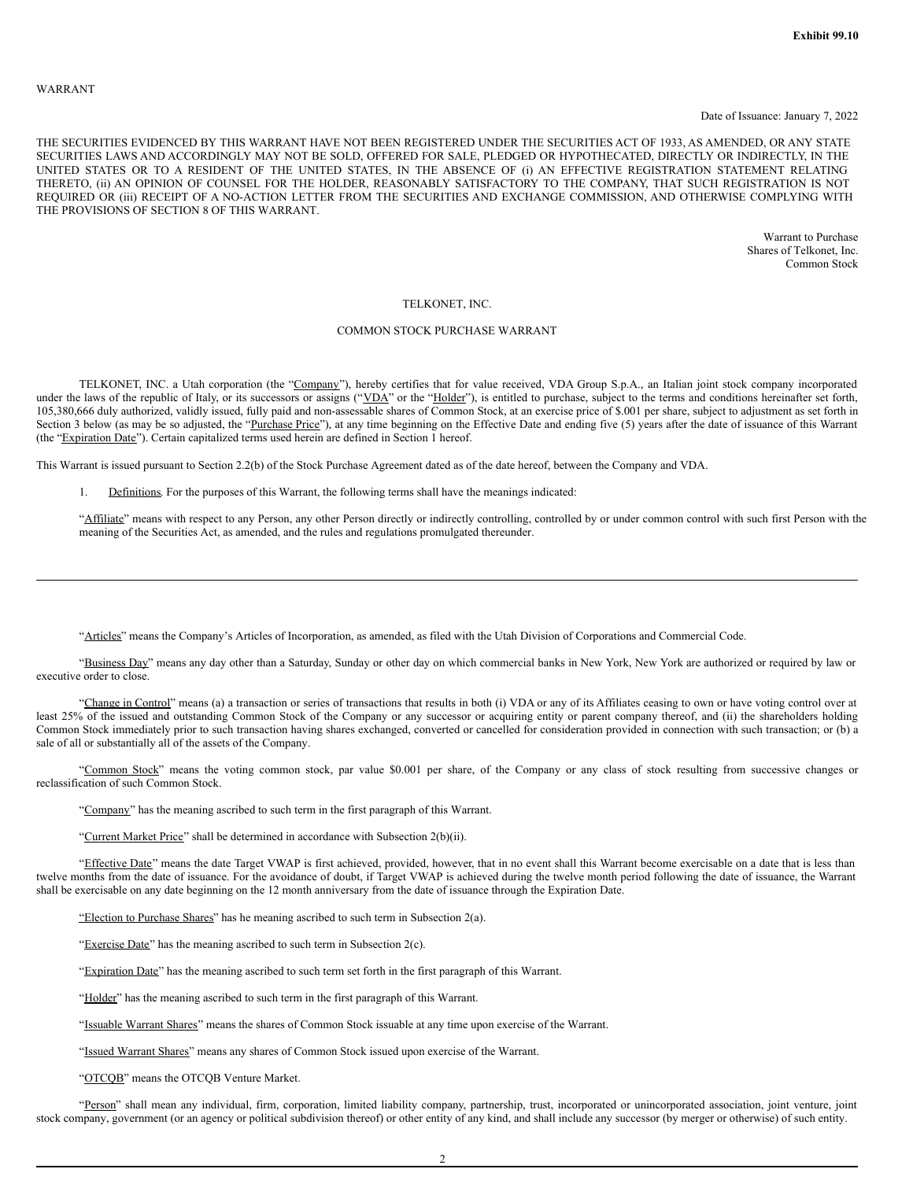**Exhibit 99.10**

WARRANT

Date of Issuance: January 7, 2022

THE SECURITIES EVIDENCED BY THIS WARRANT HAVE NOT BEEN REGISTERED UNDER THE SECURITIES ACT OF 1933, AS AMENDED, OR ANY STATE SECURITIES LAWS AND ACCORDINGLY MAY NOT BE SOLD, OFFERED FOR SALE, PLEDGED OR HYPOTHECATED, DIRECTLY OR INDIRECTLY, IN THE UNITED STATES OR TO A RESIDENT OF THE UNITED STATES, IN THE ABSENCE OF (i) AN EFFECTIVE REGISTRATION STATEMENT RELATING THERETO, (ii) AN OPINION OF COUNSEL FOR THE HOLDER, REASONABLY SATISFACTORY TO THE COMPANY, THAT SUCH REGISTRATION IS NOT REQUIRED OR (iii) RECEIPT OF A NO-ACTION LETTER FROM THE SECURITIES AND EXCHANGE COMMISSION, AND OTHERWISE COMPLYING WITH THE PROVISIONS OF SECTION 8 OF THIS WARRANT.

Warrant to Purchase
Shares of Telkonet, Inc.
Common Stock

TELKONET, INC.

COMMON STOCK PURCHASE WARRANT

TELKONET, INC. a Utah corporation (the "Company"), hereby certifies that for value received, VDA Group S.p.A., an Italian joint stock company incorporated under the laws of the republic of Italy, or its successors or assigns ("VDA" or the "Holder"), is entitled to purchase, subject to the terms and conditions hereinafter set forth, 105,380,666 duly authorized, validly issued, fully paid and non-assessable shares of Common Stock, at an exercise price of $.001 per share, subject to adjustment as set forth in Section 3 below (as may be so adjusted, the "Purchase Price"), at any time beginning on the Effective Date and ending five (5) years after the date of issuance of this Warrant (the "Expiration Date"). Certain capitalized terms used herein are defined in Section 1 hereof.

This Warrant is issued pursuant to Section 2.2(b) of the Stock Purchase Agreement dated as of the date hereof, between the Company and VDA.

1. Definitions. For the purposes of this Warrant, the following terms shall have the meanings indicated:

"Affiliate" means with respect to any Person, any other Person directly or indirectly controlling, controlled by or under common control with such first Person with the meaning of the Securities Act, as amended, and the rules and regulations promulgated thereunder.

"Articles" means the Company's Articles of Incorporation, as amended, as filed with the Utah Division of Corporations and Commercial Code.

"Business Day" means any day other than a Saturday, Sunday or other day on which commercial banks in New York, New York are authorized or required by law or executive order to close.

"Change in Control" means (a) a transaction or series of transactions that results in both (i) VDA or any of its Affiliates ceasing to own or have voting control over at least 25% of the issued and outstanding Common Stock of the Company or any successor or acquiring entity or parent company thereof, and (ii) the shareholders holding Common Stock immediately prior to such transaction having shares exchanged, converted or cancelled for consideration provided in connection with such transaction; or (b) a sale of all or substantially all of the assets of the Company.

"Common Stock" means the voting common stock, par value $0.001 per share, of the Company or any class of stock resulting from successive changes or reclassification of such Common Stock.

"Company" has the meaning ascribed to such term in the first paragraph of this Warrant.

"Current Market Price" shall be determined in accordance with Subsection 2(b)(ii).

"Effective Date" means the date Target VWAP is first achieved, provided, however, that in no event shall this Warrant become exercisable on a date that is less than twelve months from the date of issuance. For the avoidance of doubt, if Target VWAP is achieved during the twelve month period following the date of issuance, the Warrant shall be exercisable on any date beginning on the 12 month anniversary from the date of issuance through the Expiration Date.

"Election to Purchase Shares" has he meaning ascribed to such term in Subsection 2(a).

"Exercise Date" has the meaning ascribed to such term in Subsection 2(c).

"Expiration Date" has the meaning ascribed to such term set forth in the first paragraph of this Warrant.

"Holder" has the meaning ascribed to such term in the first paragraph of this Warrant.

"Issuable Warrant Shares" means the shares of Common Stock issuable at any time upon exercise of the Warrant.

"Issued Warrant Shares" means any shares of Common Stock issued upon exercise of the Warrant.

"OTCQB" means the OTCQB Venture Market.

"Person" shall mean any individual, firm, corporation, limited liability company, partnership, trust, incorporated or unincorporated association, joint venture, joint stock company, government (or an agency or political subdivision thereof) or other entity of any kind, and shall include any successor (by merger or otherwise) of such entity.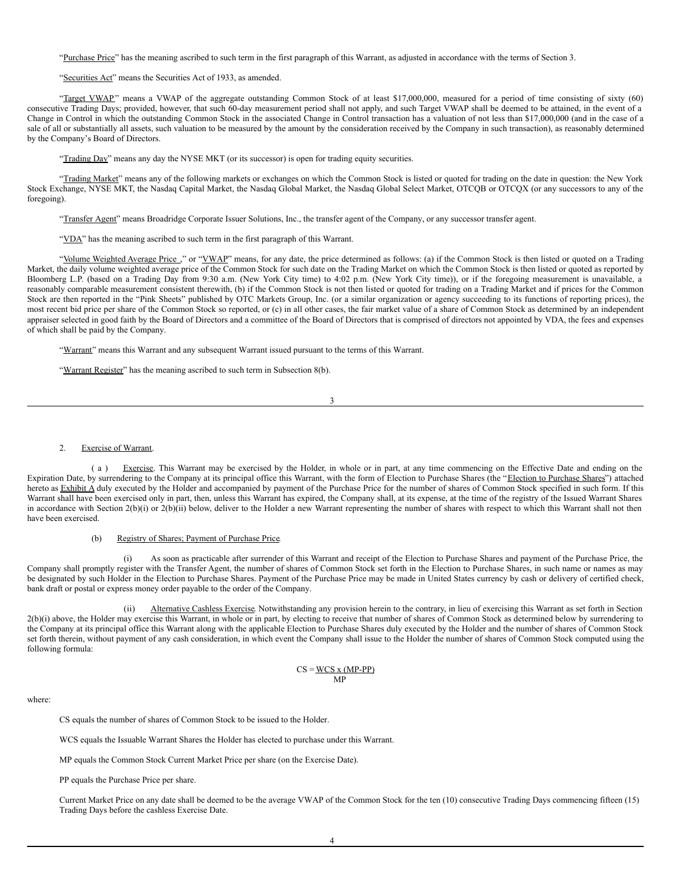"Purchase Price" has the meaning ascribed to such term in the first paragraph of this Warrant, as adjusted in accordance with the terms of Section 3.

"Securities Act" means the Securities Act of 1933, as amended.

"Target VWAP" means a VWAP of the aggregate outstanding Common Stock of at least $17,000,000, measured for a period of time consisting of sixty (60) consecutive Trading Days; provided, however, that such 60-day measurement period shall not apply, and such Target VWAP shall be deemed to be attained, in the event of a Change in Control in which the outstanding Common Stock in the associated Change in Control transaction has a valuation of not less than $17,000,000 (and in the case of a sale of all or substantially all assets, such valuation to be measured by the amount by the consideration received by the Company in such transaction), as reasonably determined by the Company's Board of Directors.

"Trading Day" means any day the NYSE MKT (or its successor) is open for trading equity securities.

"Trading Market" means any of the following markets or exchanges on which the Common Stock is listed or quoted for trading on the date in question: the New York Stock Exchange, NYSE MKT, the Nasdaq Capital Market, the Nasdaq Global Market, the Nasdaq Global Select Market, OTCQB or OTCQX (or any successors to any of the foregoing).

"Transfer Agent" means Broadridge Corporate Issuer Solutions, Inc., the transfer agent of the Company, or any successor transfer agent.

"VDA" has the meaning ascribed to such term in the first paragraph of this Warrant.

"Volume Weighted Average Price ," or "VWAP" means, for any date, the price determined as follows: (a) if the Common Stock is then listed or quoted on a Trading Market, the daily volume weighted average price of the Common Stock for such date on the Trading Market on which the Common Stock is then listed or quoted as reported by Bloomberg L.P. (based on a Trading Day from 9:30 a.m. (New York City time) to 4:02 p.m. (New York City time)), or if the foregoing measurement is unavailable, a reasonably comparable measurement consistent therewith, (b) if the Common Stock is not then listed or quoted for trading on a Trading Market and if prices for the Common Stock are then reported in the "Pink Sheets" published by OTC Markets Group, Inc. (or a similar organization or agency succeeding to its functions of reporting prices), the most recent bid price per share of the Common Stock so reported, or (c) in all other cases, the fair market value of a share of Common Stock as determined by an independent appraiser selected in good faith by the Board of Directors and a committee of the Board of Directors that is comprised of directors not appointed by VDA, the fees and expenses of which shall be paid by the Company.

"Warrant" means this Warrant and any subsequent Warrant issued pursuant to the terms of this Warrant.

"Warrant Register" has the meaning ascribed to such term in Subsection 8(b).

2. Exercise of Warrant.

(a) Exercise. This Warrant may be exercised by the Holder, in whole or in part, at any time commencing on the Effective Date and ending on the Expiration Date, by surrendering to the Company at its principal office this Warrant, with the form of Election to Purchase Shares (the "Election to Purchase Shares") attached hereto as Exhibit A duly executed by the Holder and accompanied by payment of the Purchase Price for the number of shares of Common Stock specified in such form. If this Warrant shall have been exercised only in part, then, unless this Warrant has expired, the Company shall, at its expense, at the time of the registry of the Issued Warrant Shares in accordance with Section 2(b)(i) or 2(b)(ii) below, deliver to the Holder a new Warrant representing the number of shares with respect to which this Warrant shall not then have been exercised.

(b) Registry of Shares; Payment of Purchase Price.

(i) As soon as practicable after surrender of this Warrant and receipt of the Election to Purchase Shares and payment of the Purchase Price, the Company shall promptly register with the Transfer Agent, the number of shares of Common Stock set forth in the Election to Purchase Shares, in such name or names as may be designated by such Holder in the Election to Purchase Shares. Payment of the Purchase Price may be made in United States currency by cash or delivery of certified check, bank draft or postal or express money order payable to the order of the Company.

(ii) Alternative Cashless Exercise. Notwithstanding any provision herein to the contrary, in lieu of exercising this Warrant as set forth in Section 2(b)(i) above, the Holder may exercise this Warrant, in whole or in part, by electing to receive that number of shares of Common Stock as determined below by surrendering to the Company at its principal office this Warrant along with the applicable Election to Purchase Shares duly executed by the Holder and the number of shares of Common Stock set forth therein, without payment of any cash consideration, in which event the Company shall issue to the Holder the number of shares of Common Stock computed using the following formula:

$$CS = \frac{WCS \times (MP - PP)}{MP}$$

where:

CS equals the number of shares of Common Stock to be issued to the Holder.

WCS equals the Issuable Warrant Shares the Holder has elected to purchase under this Warrant.

MP equals the Common Stock Current Market Price per share (on the Exercise Date).

PP equals the Purchase Price per share.

Current Market Price on any date shall be deemed to be the average VWAP of the Common Stock for the ten (10) consecutive Trading Days commencing fifteen (15) Trading Days before the cashless Exercise Date.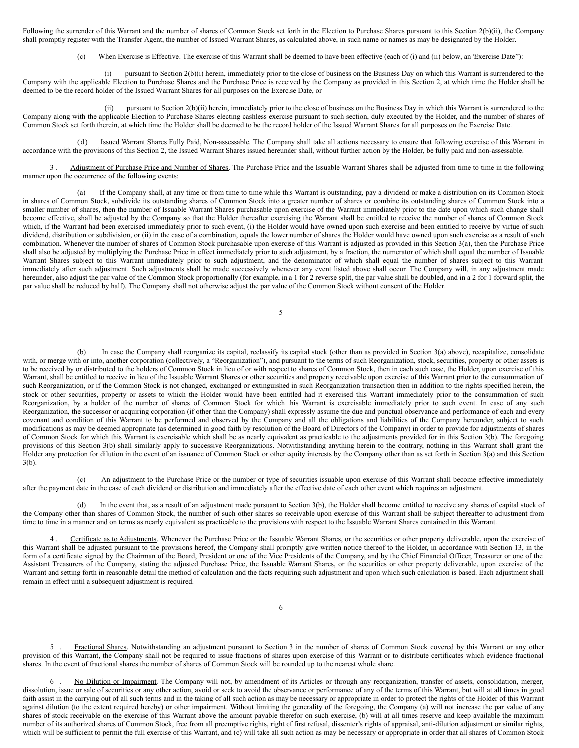Following the surrender of this Warrant and the number of shares of Common Stock set forth in the Election to Purchase Shares pursuant to this Section 2(b)(ii), the Company shall promptly register with the Transfer Agent, the number of Issued Warrant Shares, as calculated above, in such name or names as may be designated by the Holder.

(c) When Exercise is Effective. The exercise of this Warrant shall be deemed to have been effective (each of (i) and (ii) below, an "Exercise Date"):

(i) pursuant to Section 2(b)(i) herein, immediately prior to the close of business on the Business Day on which this Warrant is surrendered to the Company with the applicable Election to Purchase Shares and the Purchase Price is received by the Company as provided in this Section 2, at which time the Holder shall be deemed to be the record holder of the Issued Warrant Shares for all purposes on the Exercise Date, or

(ii) pursuant to Section 2(b)(ii) herein, immediately prior to the close of business on the Business Day in which this Warrant is surrendered to the Company along with the applicable Election to Purchase Shares electing cashless exercise pursuant to such section, duly executed by the Holder, and the number of shares of Common Stock set forth therein, at which time the Holder shall be deemed to be the record holder of the Issued Warrant Shares for all purposes on the Exercise Date.

(d) Issued Warrant Shares Fully Paid, Non-assessable. The Company shall take all actions necessary to ensure that following exercise of this Warrant in accordance with the provisions of this Section 2, the Issued Warrant Shares issued hereunder shall, without further action by the Holder, be fully paid and non-assessable.

3. Adjustment of Purchase Price and Number of Shares. The Purchase Price and the Issuable Warrant Shares shall be adjusted from time to time in the following manner upon the occurrence of the following events:

(a) If the Company shall, at any time or from time to time while this Warrant is outstanding, pay a dividend or make a distribution on its Common Stock in shares of Common Stock, subdivide its outstanding shares of Common Stock into a greater number of shares or combine its outstanding shares of Common Stock into a smaller number of shares, then the number of Issuable Warrant Shares purchasable upon exercise of the Warrant immediately prior to the date upon which such change shall become effective, shall be adjusted by the Company so that the Holder thereafter exercising the Warrant shall be entitled to receive the number of shares of Common Stock which, if the Warrant had been exercised immediately prior to such event, (i) the Holder would have owned upon such exercise and been entitled to receive by virtue of such dividend, distribution or subdivision, or (ii) in the case of a combination, equals the lower number of shares the Holder would have owned upon such exercise as a result of such combination. Whenever the number of shares of Common Stock purchasable upon exercise of this Warrant is adjusted as provided in this Section 3(a), then the Purchase Price shall also be adjusted by multiplying the Purchase Price in effect immediately prior to such adjustment, by a fraction, the numerator of which shall equal the number of Issuable Warrant Shares subject to this Warrant immediately prior to such adjustment, and the denominator of which shall equal the number of shares subject to this Warrant immediately after such adjustment. Such adjustments shall be made successively whenever any event listed above shall occur. The Company will, in any adjustment made hereunder, also adjust the par value of the Common Stock proportionally (for example, in a 1 for 2 reverse split, the par value shall be doubled, and in a 2 for 1 forward split, the par value shall be reduced by half). The Company shall not otherwise adjust the par value of the Common Stock without consent of the Holder.

(b) In case the Company shall reorganize its capital, reclassify its capital stock (other than as provided in Section 3(a) above), recapitalize, consolidate with, or merge with or into, another corporation (collectively, a "Reorganization"), and pursuant to the terms of such Reorganization, stock, securities, property or other assets is to be received by or distributed to the holders of Common Stock in lieu of or with respect to shares of Common Stock, then in each such case, the Holder, upon exercise of this Warrant, shall be entitled to receive in lieu of the Issuable Warrant Shares or other securities and property receivable upon exercise of this Warrant prior to the consummation of such Reorganization, or if the Common Stock is not changed, exchanged or extinguished in such Reorganization transaction then in addition to the rights specified herein, the stock or other securities, property or assets to which the Holder would have been entitled had it exercised this Warrant immediately prior to the consummation of such Reorganization, by a holder of the number of shares of Common Stock for which this Warrant is exercisable immediately prior to such event. In case of any such Reorganization, the successor or acquiring corporation (if other than the Company) shall expressly assume the due and punctual observance and performance of each and every covenant and condition of this Warrant to be performed and observed by the Company and all the obligations and liabilities of the Company hereunder, subject to such modifications as may be deemed appropriate (as determined in good faith by resolution of the Board of Directors of the Company) in order to provide for adjustments of shares of Common Stock for which this Warrant is exercisable which shall be as nearly equivalent as practicable to the adjustments provided for in this Section 3(b). The foregoing provisions of this Section 3(b) shall similarly apply to successive Reorganizations. Notwithstanding anything herein to the contrary, nothing in this Warrant shall grant the Holder any protection for dilution in the event of an issuance of Common Stock or other equity interests by the Company other than as set forth in Section 3(a) and this Section 3(b).

(c) An adjustment to the Purchase Price or the number or type of securities issuable upon exercise of this Warrant shall become effective immediately after the payment date in the case of each dividend or distribution and immediately after the effective date of each other event which requires an adjustment.

(d) In the event that, as a result of an adjustment made pursuant to Section 3(b), the Holder shall become entitled to receive any shares of capital stock of the Company other than shares of Common Stock, the number of such other shares so receivable upon exercise of this Warrant shall be subject thereafter to adjustment from time to time in a manner and on terms as nearly equivalent as practicable to the provisions with respect to the Issuable Warrant Shares contained in this Warrant.

4. Certificate as to Adjustments. Whenever the Purchase Price or the Issuable Warrant Shares, or the securities or other property deliverable, upon the exercise of this Warrant shall be adjusted pursuant to the provisions hereof, the Company shall promptly give written notice thereof to the Holder, in accordance with Section 13, in the form of a certificate signed by the Chairman of the Board, President or one of the Vice Presidents of the Company, and by the Chief Financial Officer, Treasurer or one of the Assistant Treasurers of the Company, stating the adjusted Purchase Price, the Issuable Warrant Shares, or the securities or other property deliverable, upon exercise of the Warrant and setting forth in reasonable detail the method of calculation and the facts requiring such adjustment and upon which such calculation is based. Each adjustment shall remain in effect until a subsequent adjustment is required.

5. Fractional Shares. Notwithstanding an adjustment pursuant to Section 3 in the number of shares of Common Stock covered by this Warrant or any other provision of this Warrant, the Company shall not be required to issue fractions of shares upon exercise of this Warrant or to distribute certificates which evidence fractional shares. In the event of fractional shares the number of shares of Common Stock will be rounded up to the nearest whole share.

6. No Dilution or Impairment. The Company will not, by amendment of its Articles or through any reorganization, transfer of assets, consolidation, merger, dissolution, issue or sale of securities or any other action, avoid or seek to avoid the observance or performance of any of the terms of this Warrant, but will at all times in good faith assist in the carrying out of all such terms and in the taking of all such action as may be necessary or appropriate in order to protect the rights of the Holder of this Warrant against dilution (to the extent required hereby) or other impairment. Without limiting the generality of the foregoing, the Company (a) will not increase the par value of any shares of stock receivable on the exercise of this Warrant above the amount payable therefor on such exercise, (b) will at all times reserve and keep available the maximum number of its authorized shares of Common Stock, free from all preemptive rights, right of first refusal, dissenter's rights of appraisal, anti-dilution adjustment or similar rights, which will be sufficient to permit the full exercise of this Warrant, and (c) will take all such action as may be necessary or appropriate in order that all shares of Common Stock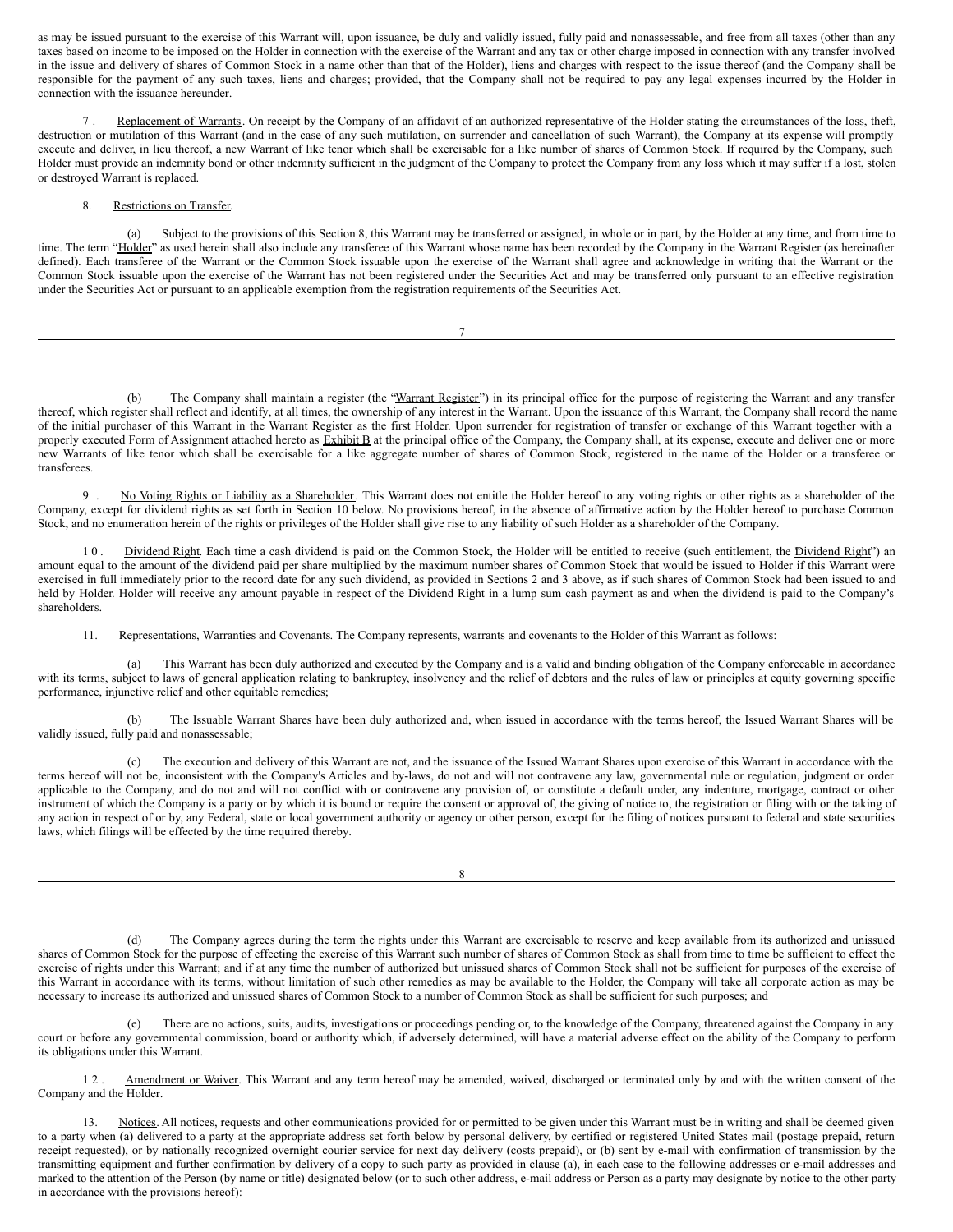as may be issued pursuant to the exercise of this Warrant will, upon issuance, be duly and validly issued, fully paid and nonassessable, and free from all taxes (other than any taxes based on income to be imposed on the Holder in connection with the exercise of the Warrant and any tax or other charge imposed in connection with any transfer involved in the issue and delivery of shares of Common Stock in a name other than that of the Holder), liens and charges with respect to the issue thereof (and the Company shall be responsible for the payment of any such taxes, liens and charges; provided, that the Company shall not be required to pay any legal expenses incurred by the Holder in connection with the issuance hereunder.

7. Replacement of Warrants. On receipt by the Company of an affidavit of an authorized representative of the Holder stating the circumstances of the loss, theft, destruction or mutilation of this Warrant (and in the case of any such mutilation, on surrender and cancellation of such Warrant), the Company at its expense will promptly execute and deliver, in lieu thereof, a new Warrant of like tenor which shall be exercisable for a like number of shares of Common Stock. If required by the Company, such Holder must provide an indemnity bond or other indemnity sufficient in the judgment of the Company to protect the Company from any loss which it may suffer if a lost, stolen or destroyed Warrant is replaced.

8. Restrictions on Transfer.

(a) Subject to the provisions of this Section 8, this Warrant may be transferred or assigned, in whole or in part, by the Holder at any time, and from time to time. The term "Holder" as used herein shall also include any transferee of this Warrant whose name has been recorded by the Company in the Warrant Register (as hereinafter defined). Each transferee of the Warrant or the Common Stock issuable upon the exercise of the Warrant shall agree and acknowledge in writing that the Warrant or the Common Stock issuable upon the exercise of the Warrant has not been registered under the Securities Act and may be transferred only pursuant to an effective registration under the Securities Act or pursuant to an applicable exemption from the registration requirements of the Securities Act.

(b) The Company shall maintain a register (the "Warrant Register") in its principal office for the purpose of registering the Warrant and any transfer thereof, which register shall reflect and identify, at all times, the ownership of any interest in the Warrant. Upon the issuance of this Warrant, the Company shall record the name of the initial purchaser of this Warrant in the Warrant Register as the first Holder. Upon surrender for registration of transfer or exchange of this Warrant together with a properly executed Form of Assignment attached hereto as Exhibit B at the principal office of the Company, the Company shall, at its expense, execute and deliver one or more new Warrants of like tenor which shall be exercisable for a like aggregate number of shares of Common Stock, registered in the name of the Holder or a transferee or transferees.

9. No Voting Rights or Liability as a Shareholder. This Warrant does not entitle the Holder hereof to any voting rights or other rights as a shareholder of the Company, except for dividend rights as set forth in Section 10 below. No provisions hereof, in the absence of affirmative action by the Holder hereof to purchase Common Stock, and no enumeration herein of the rights or privileges of the Holder shall give rise to any liability of such Holder as a shareholder of the Company.

10. Dividend Right. Each time a cash dividend is paid on the Common Stock, the Holder will be entitled to receive (such entitlement, the "Dividend Right") an amount equal to the amount of the dividend paid per share multiplied by the maximum number shares of Common Stock that would be issued to Holder if this Warrant were exercised in full immediately prior to the record date for any such dividend, as provided in Sections 2 and 3 above, as if such shares of Common Stock had been issued to and held by Holder. Holder will receive any amount payable in respect of the Dividend Right in a lump sum cash payment as and when the dividend is paid to the Company's shareholders.

11. Representations, Warranties and Covenants. The Company represents, warrants and covenants to the Holder of this Warrant as follows:

(a) This Warrant has been duly authorized and executed by the Company and is a valid and binding obligation of the Company enforceable in accordance with its terms, subject to laws of general application relating to bankruptcy, insolvency and the relief of debtors and the rules of law or principles at equity governing specific performance, injunctive relief and other equitable remedies;

(b) The Issuable Warrant Shares have been duly authorized and, when issued in accordance with the terms hereof, the Issued Warrant Shares will be validly issued, fully paid and nonassessable;

(c) The execution and delivery of this Warrant are not, and the issuance of the Issued Warrant Shares upon exercise of this Warrant in accordance with the terms hereof will not be, inconsistent with the Company's Articles and by-laws, do not and will not contravene any law, governmental rule or regulation, judgment or order applicable to the Company, and do not and will not conflict with or contravene any provision of, or constitute a default under, any indenture, mortgage, contract or other instrument of which the Company is a party or by which it is bound or require the consent or approval of, the giving of notice to, the registration or filing with or the taking of any action in respect of or by, any Federal, state or local government authority or agency or other person, except for the filing of notices pursuant to federal and state securities laws, which filings will be effected by the time required thereby.

(d) The Company agrees during the term the rights under this Warrant are exercisable to reserve and keep available from its authorized and unissued shares of Common Stock for the purpose of effecting the exercise of this Warrant such number of shares of Common Stock as shall from time to time be sufficient to effect the exercise of rights under this Warrant; and if at any time the number of authorized but unissued shares of Common Stock shall not be sufficient for purposes of the exercise of this Warrant in accordance with its terms, without limitation of such other remedies as may be available to the Holder, the Company will take all corporate action as may be necessary to increase its authorized and unissued shares of Common Stock to a number of Common Stock as shall be sufficient for such purposes; and

(e) There are no actions, suits, audits, investigations or proceedings pending or, to the knowledge of the Company, threatened against the Company in any court or before any governmental commission, board or authority which, if adversely determined, will have a material adverse effect on the ability of the Company to perform its obligations under this Warrant.

12. Amendment or Waiver. This Warrant and any term hereof may be amended, waived, discharged or terminated only by and with the written consent of the Company and the Holder.

13. Notices. All notices, requests and other communications provided for or permitted to be given under this Warrant must be in writing and shall be deemed given to a party when (a) delivered to a party at the appropriate address set forth below by personal delivery, by certified or registered United States mail (postage prepaid, return receipt requested), or by nationally recognized overnight courier service for next day delivery (costs prepaid), or (b) sent by e-mail with confirmation of transmission by the transmitting equipment and further confirmation by delivery of a copy to such party as provided in clause (a), in each case to the following addresses or e-mail addresses and marked to the attention of the Person (by name or title) designated below (or to such other address, e-mail address or Person as a party may designate by notice to the other party in accordance with the provisions hereof):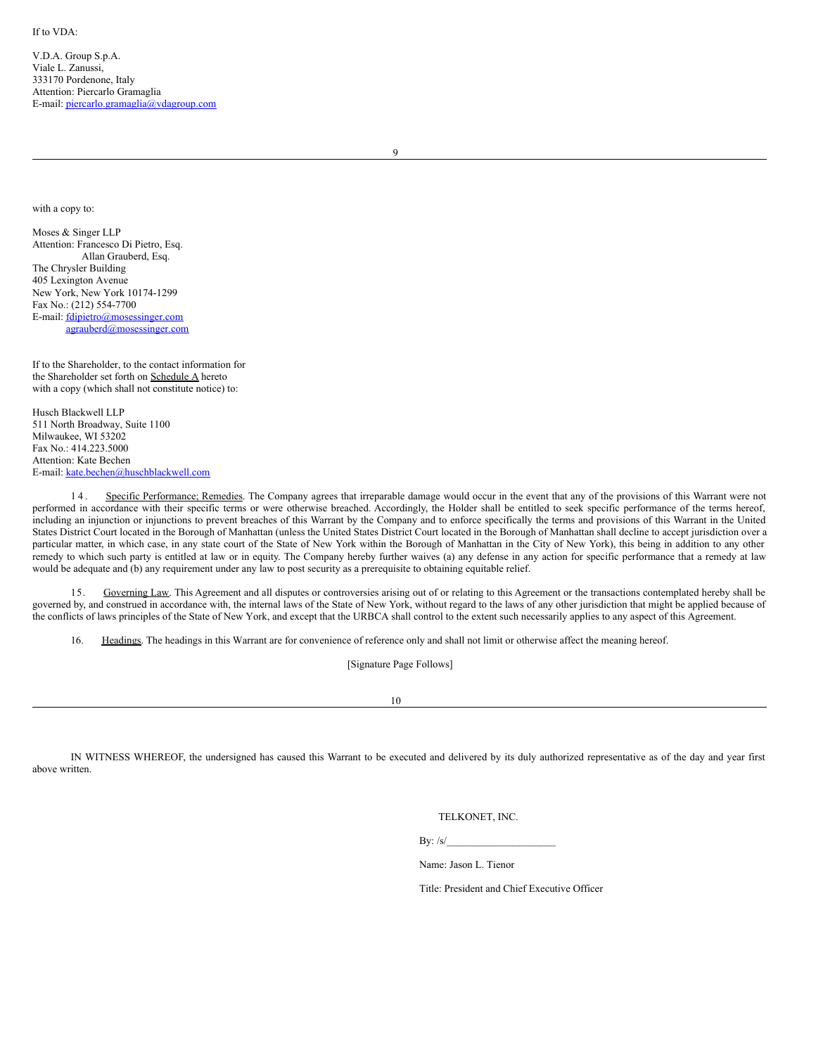If to VDA:

V.D.A. Group S.p.A.
Viale L. Zanussi,
333170 Pordenone, Italy
Attention: Piercarlo Gramaglia
E-mail: piercarlo.gramaglia@vdagroup.com

with a copy to:

Moses & Singer LLP
Attention: Francesco Di Pietro, Esq.
Allan Grauberd, Esq.
The Chrysler Building
405 Lexington Avenue
New York, New York 10174-1299
Fax No.: (212) 554-7700
E-mail: fdipietro@mosessinger.com
agrauberd@mosessinger.com

If to the Shareholder, to the contact information for the Shareholder set forth on Schedule A hereto with a copy (which shall not constitute notice) to:

Husch Blackwell LLP
511 North Broadway, Suite 1100
Milwaukee, WI 53202
Fax No.: 414.223.5000
Attention: Kate Bechen
E-mail: kate.bechen@huschblackwell.com

14. Specific Performance; Remedies. The Company agrees that irreparable damage would occur in the event that any of the provisions of this Warrant were not performed in accordance with their specific terms or were otherwise breached. Accordingly, the Holder shall be entitled to seek specific performance of the terms hereof, including an injunction or injunctions to prevent breaches of this Warrant by the Company and to enforce specifically the terms and provisions of this Warrant in the United States District Court located in the Borough of Manhattan (unless the United States District Court located in the Borough of Manhattan shall decline to accept jurisdiction over a particular matter, in which case, in any state court of the State of New York within the Borough of Manhattan in the City of New York), this being in addition to any other remedy to which such party is entitled at law or in equity. The Company hereby further waives (a) any defense in any action for specific performance that a remedy at law would be adequate and (b) any requirement under any law to post security as a prerequisite to obtaining equitable relief.

15. Governing Law. This Agreement and all disputes or controversies arising out of or relating to this Agreement or the transactions contemplated hereby shall be governed by, and construed in accordance with, the internal laws of the State of New York, without regard to the laws of any other jurisdiction that might be applied because of the conflicts of laws principles of the State of New York, and except that the URBCA shall control to the extent such necessarily applies to any aspect of this Agreement.

16. Headings. The headings in this Warrant are for convenience of reference only and shall not limit or otherwise affect the meaning hereof.

[Signature Page Follows]

IN WITNESS WHEREOF, the undersigned has caused this Warrant to be executed and delivered by its duly authorized representative as of the day and year first above written.

TELKONET, INC.

By: /s/____________________

Name: Jason L. Tienor

Title: President and Chief Executive Officer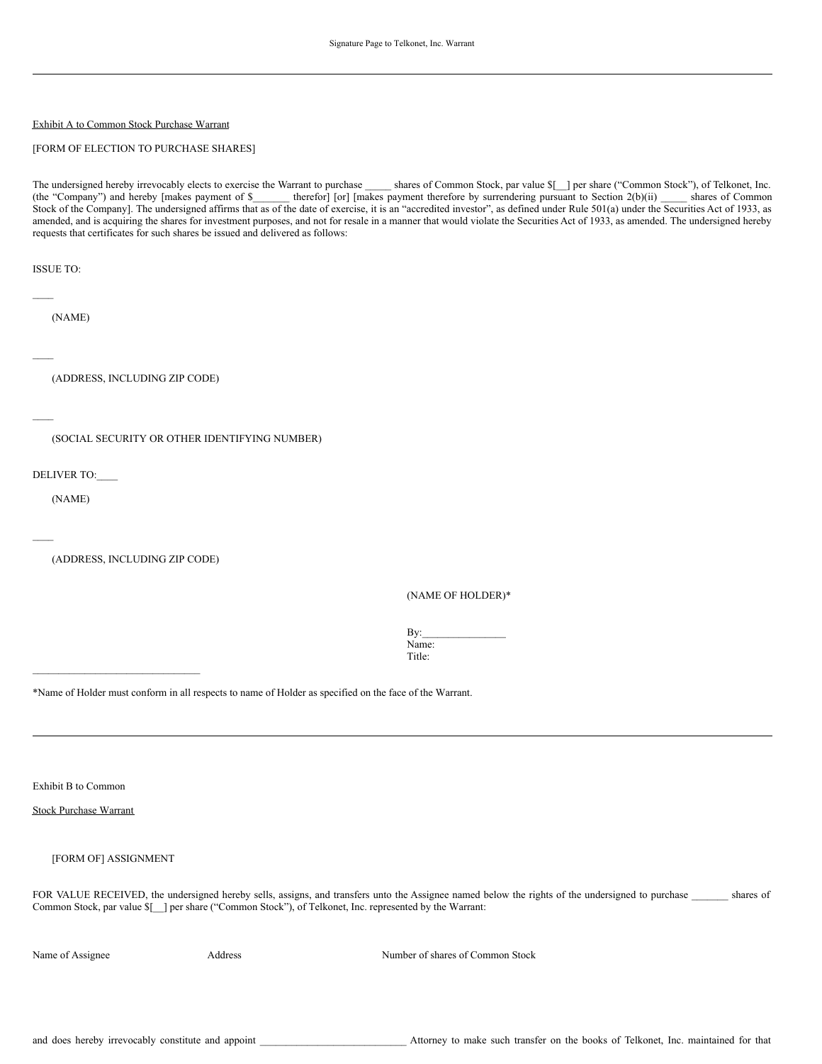Signature Page to Telkonet, Inc. Warrant

---

Exhibit A to Common Stock Purchase Warrant

[FORM OF ELECTION TO PURCHASE SHARES]

The undersigned hereby irrevocably elects to exercise the Warrant to purchase _____ shares of Common Stock, par value $[__] per share ("Common Stock"), of Telkonet, Inc. (the "Company") and hereby [makes payment of $_______ therefor] [or] [makes payment therefore by surrendering pursuant to Section 2(b)(ii) _____ shares of Common Stock of the Company]. The undersigned affirms that as of the date of exercise, it is an "accredited investor", as defined under Rule 501(a) under the Securities Act of 1933, as amended, and is acquiring the shares for investment purposes, and not for resale in a manner that would violate the Securities Act of 1933, as amended. The undersigned hereby requests that certificates for such shares be issued and delivered as follows:

ISSUE TO:

____

(NAME)

____

(ADDRESS, INCLUDING ZIP CODE)

____

(SOCIAL SECURITY OR OTHER IDENTIFYING NUMBER)

DELIVER TO:____

(NAME)

____

(ADDRESS, INCLUDING ZIP CODE)

(NAME OF HOLDER)*

By:________________
Name:
Title:

________________________________

*Name of Holder must conform in all respects to name of Holder as specified on the face of the Warrant.

---

Exhibit B to Common

Stock Purchase Warrant

[FORM OF] ASSIGNMENT

FOR VALUE RECEIVED, the undersigned hereby sells, assigns, and transfers unto the Assignee named below the rights of the undersigned to purchase _______ shares of Common Stock, par value $[__] per share ("Common Stock"), of Telkonet, Inc. represented by the Warrant:

| Name of Assignee | Address | Number of shares of Common Stock |
|---|---|---|
| | | |

and does hereby irrevocably constitute and appoint ____________________________ Attorney to make such transfer on the books of Telkonet, Inc. maintained for that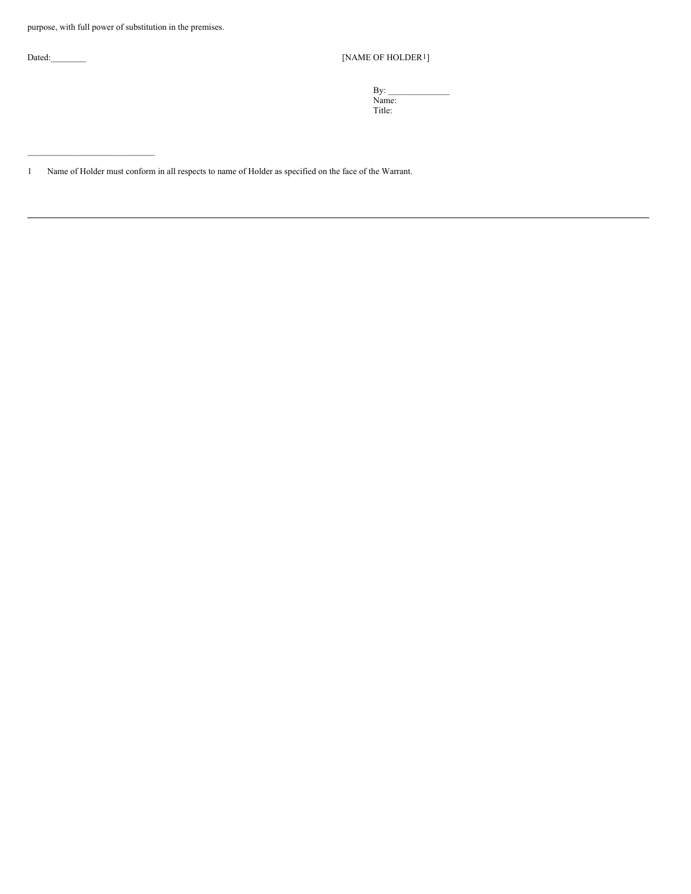purpose, with full power of substitution in the premises.

Dated:________

[NAME OF HOLDER[1]]

By: ______________
Name:
Title:

---

1 Name of Holder must conform in all respects to name of Holder as specified on the face of the Warrant.